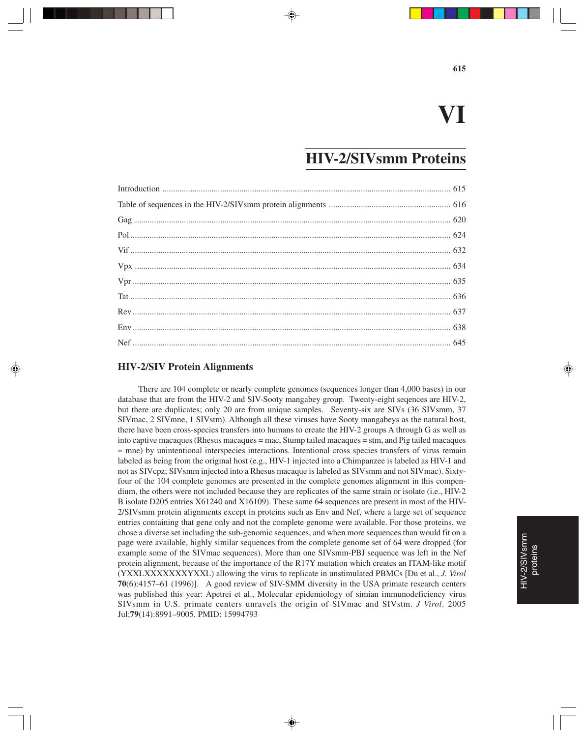# VI

## HIV-2/SIVsmm Proteins

Introduction ........................................................................................................................................ 615

Table of sequences in the HIV-2/SIVsmm protein alignments ........................................................ 616

Gag .................................................................................................................................................... 620

Pol ..................................................................................................................................................... 624

Vif ..................................................................................................................................................... 632

Vpx .................................................................................................................................................... 634

Vpr .................................................................................................................................................... 635

Tat ..................................................................................................................................................... 636

Rev .................................................................................................................................................... 637

Env .................................................................................................................................................... 638

Nef ..................................................................................................................................................... 645

### HIV-2/SIV Protein Alignments

There are 104 complete or nearly complete genomes (sequences longer than 4,000 bases) in our database that are from the HIV-2 and SIV-Sooty mangabey group. Twenty-eight seqences are HIV-2, but there are duplicates; only 20 are from unique samples. Seventy-six are SIVs (36 SIVsmm, 37 SIVmac, 2 SIVmne, 1 SIVstm). Although all these viruses have Sooty mangabeys as the natural host, there have been cross-species transfers into humans to create the HIV-2 groups A through G as well as into captive macaques (Rhesus macaques = mac, Stump tailed macaques = stm, and Pig tailed macaques = mne) by unintentional interspecies interactions. Intentional cross species transfers of virus remain labeled as being from the original host (e.g., HIV-1 injected into a Chimpanzee is labeled as HIV-1 and not as SIVcpz; SIVsmm injected into a Rhesus macaque is labeled as SIVsmm and not SIVmac). Sixty-four of the 104 complete genomes are presented in the complete genomes alignment in this compendium, the others were not included because they are replicates of the same strain or isolate (i.e., HIV-2 B isolate D205 entries X61240 and X16109). These same 64 sequences are present in most of the HIV-2/SIVsmm protein alignments except in proteins such as Env and Nef, where a large set of sequence entries containing that gene only and not the complete genome were available. For those proteins, we chose a diverse set including the sub-genomic sequences, and when more sequences than would fit on a page were available, highly similar sequences from the complete genome set of 64 were dropped (for example some of the SIVmac sequences). More than one SIVsmm-PBJ sequence was left in the Nef protein alignment, because of the importance of the R17Y mutation which creates an ITAM-like motif (YXXLXXXXXXXYXXL) allowing the virus to replicate in unstimulated PBMCs [Du et al., *J. Virol* **70**(6):4157–61 (1996)]. A good review of SIV-SMM diversity in the USA primate research centers was published this year: Apetrei et al., Molecular epidemiology of simian immunodeficiency virus SIVsmm in U.S. primate centers unravels the origin of SIVmac and SIVstm. *J Virol*. 2005 Jul;**79**(14):8991–9005. PMID: 15994793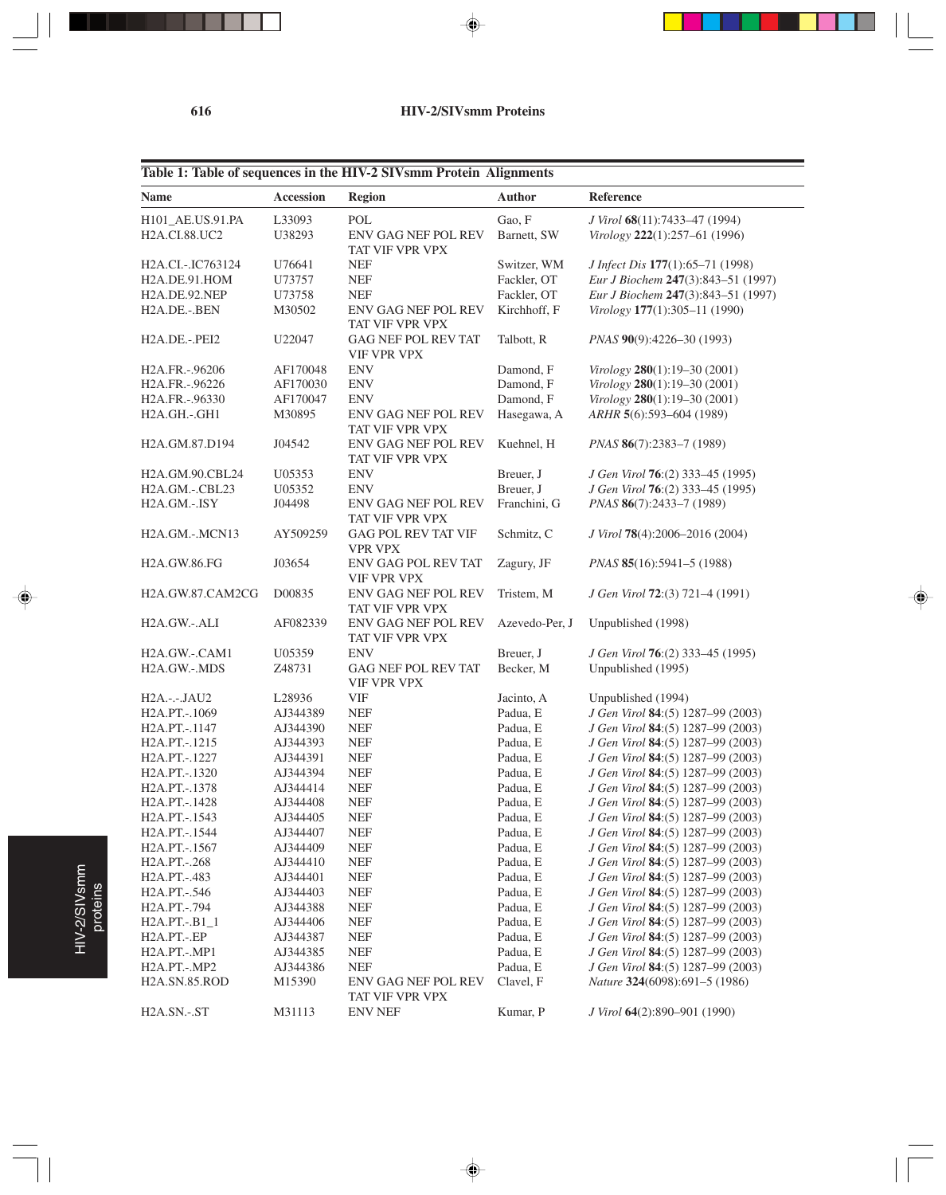**Table 1: Table of sequences in the HIV-2 SIVsmm Protein Alignments**

| Name | Accession | Region | Author | Reference |
|---|---|---|---|---|
| H101_AE.US.91.PA | L33093 | POL | Gao, F | *J Virol* **68**(11):7433–47 (1994) |
| H2A.CI.88.UC2 | U38293 | ENV GAG NEF POL REV TAT VIF VPR VPX | Barnett, SW | *Virology* **222**(1):257–61 (1996) |
| H2A.CI.-.IC763124 | U76641 | NEF | Switzer, WM | *J Infect Dis* **177**(1):65–71 (1998) |
| H2A.DE.91.HOM | U73757 | NEF | Fackler, OT | *Eur J Biochem* **247**(3):843–51 (1997) |
| H2A.DE.92.NEP | U73758 | NEF | Fackler, OT | *Eur J Biochem* **247**(3):843–51 (1997) |
| H2A.DE.-.BEN | M30502 | ENV GAG NEF POL REV TAT VIF VPR VPX | Kirchhoff, F | *Virology* **177**(1):305–11 (1990) |
| H2A.DE.-.PEI2 | U22047 | GAG NEF POL REV TAT VIF VPR VPX | Talbott, R | *PNAS* **90**(9):4226–30 (1993) |
| H2A.FR.-.96206 | AF170048 | ENV | Damond, F | *Virology* **280**(1):19–30 (2001) |
| H2A.FR.-.96226 | AF170030 | ENV | Damond, F | *Virology* **280**(1):19–30 (2001) |
| H2A.FR.-.96330 | AF170047 | ENV | Damond, F | *Virology* **280**(1):19–30 (2001) |
| H2A.GH.-.GH1 | M30895 | ENV GAG NEF POL REV TAT VIF VPR VPX | Hasegawa, A | *ARHR* **5**(6):593–604 (1989) |
| H2A.GM.87.D194 | J04542 | ENV GAG NEF POL REV TAT VIF VPR VPX | Kuehnel, H | *PNAS* **86**(7):2383–7 (1989) |
| H2A.GM.90.CBL24 | U05353 | ENV | Breuer, J | *J Gen Virol* **76**:(2) 333–45 (1995) |
| H2A.GM.-.CBL23 | U05352 | ENV | Breuer, J | *J Gen Virol* **76**:(2) 333–45 (1995) |
| H2A.GM.-.ISY | J04498 | ENV GAG NEF POL REV TAT VIF VPR VPX | Franchini, G | *PNAS* **86**(7):2433–7 (1989) |
| H2A.GM.-.MCN13 | AY509259 | GAG POL REV TAT VIF VPR VPX | Schmitz, C | *J Virol* **78**(4):2006–2016 (2004) |
| H2A.GW.86.FG | J03654 | ENV GAG POL REV TAT VIF VPR VPX | Zagury, JF | *PNAS* **85**(16):5941–5 (1988) |
| H2A.GW.87.CAM2CG | D00835 | ENV GAG NEF POL REV TAT VIF VPR VPX | Tristem, M | *J Gen Virol* **72**:(3) 721–4 (1991) |
| H2A.GW.-.ALI | AF082339 | ENV GAG NEF POL REV TAT VIF VPR VPX | Azevedo-Per, J | Unpublished (1998) |
| H2A.GW.-.CAM1 | U05359 | ENV | Breuer, J | *J Gen Virol* **76**:(2) 333–45 (1995) |
| H2A.GW.-.MDS | Z48731 | GAG NEF POL REV TAT VIF VPR VPX | Becker, M | Unpublished (1995) |
| H2A.-.-.JAU2 | L28936 | VIF | Jacinto, A | Unpublished (1994) |
| H2A.PT.-.1069 | AJ344389 | NEF | Padua, E | *J Gen Virol* **84**:(5) 1287–99 (2003) |
| H2A.PT.-.1147 | AJ344390 | NEF | Padua, E | *J Gen Virol* **84**:(5) 1287–99 (2003) |
| H2A.PT.-.1215 | AJ344393 | NEF | Padua, E | *J Gen Virol* **84**:(5) 1287–99 (2003) |
| H2A.PT.-.1227 | AJ344391 | NEF | Padua, E | *J Gen Virol* **84**:(5) 1287–99 (2003) |
| H2A.PT.-.1320 | AJ344394 | NEF | Padua, E | *J Gen Virol* **84**:(5) 1287–99 (2003) |
| H2A.PT.-.1378 | AJ344414 | NEF | Padua, E | *J Gen Virol* **84**:(5) 1287–99 (2003) |
| H2A.PT.-.1428 | AJ344408 | NEF | Padua, E | *J Gen Virol* **84**:(5) 1287–99 (2003) |
| H2A.PT.-.1543 | AJ344405 | NEF | Padua, E | *J Gen Virol* **84**:(5) 1287–99 (2003) |
| H2A.PT.-.1544 | AJ344407 | NEF | Padua, E | *J Gen Virol* **84**:(5) 1287–99 (2003) |
| H2A.PT.-.1567 | AJ344409 | NEF | Padua, E | *J Gen Virol* **84**:(5) 1287–99 (2003) |
| H2A.PT.-.268 | AJ344410 | NEF | Padua, E | *J Gen Virol* **84**:(5) 1287–99 (2003) |
| H2A.PT.-.483 | AJ344401 | NEF | Padua, E | *J Gen Virol* **84**:(5) 1287–99 (2003) |
| H2A.PT.-.546 | AJ344403 | NEF | Padua, E | *J Gen Virol* **84**:(5) 1287–99 (2003) |
| H2A.PT.-.794 | AJ344388 | NEF | Padua, E | *J Gen Virol* **84**:(5) 1287–99 (2003) |
| H2A.PT.-.B1_1 | AJ344406 | NEF | Padua, E | *J Gen Virol* **84**:(5) 1287–99 (2003) |
| H2A.PT.-.EP | AJ344387 | NEF | Padua, E | *J Gen Virol* **84**:(5) 1287–99 (2003) |
| H2A.PT.-.MP1 | AJ344385 | NEF | Padua, E | *J Gen Virol* **84**:(5) 1287–99 (2003) |
| H2A.PT.-.MP2 | AJ344386 | NEF | Padua, E | *J Gen Virol* **84**:(5) 1287–99 (2003) |
| H2A.SN.85.ROD | M15390 | ENV GAG NEF POL REV TAT VIF VPR VPX | Clavel, F | *Nature* **324**(6098):691–5 (1986) |
| H2A.SN.-.ST | M31113 | ENV NEF | Kumar, P | *J Virol* **64**(2):890–901 (1990) |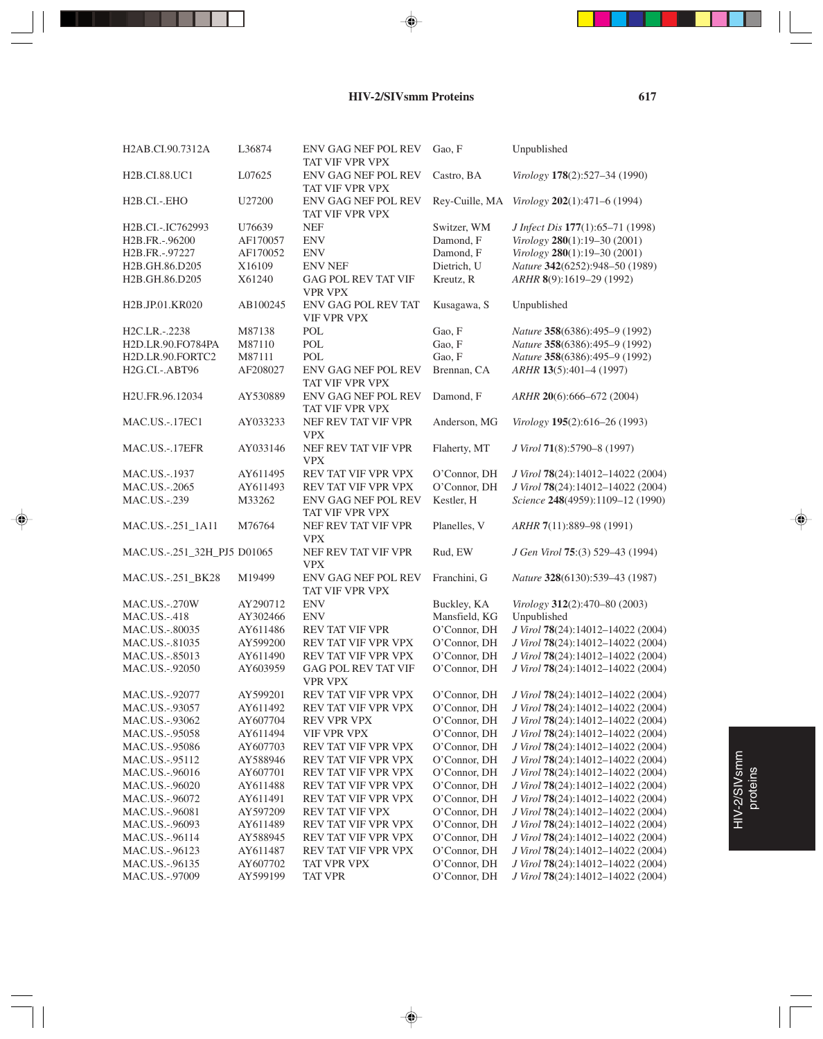| | | | | |
|---|---|---|---|---|
| H2AB.CI.90.7312A | L36874 | ENV GAG NEF POL REV TAT VIF VPR VPX | Gao, F | Unpublished |
| H2B.CI.88.UC1 | L07625 | ENV GAG NEF POL REV TAT VIF VPR VPX | Castro, BA | *Virology* **178**(2):527–34 (1990) |
| H2B.CI.-.EHO | U27200 | ENV GAG NEF POL REV TAT VIF VPR VPX | Rey-Cuille, MA | *Virology* **202**(1):471–6 (1994) |
| H2B.CI.-.IC762993 | U76639 | NEF | Switzer, WM | *J Infect Dis* **177**(1):65–71 (1998) |
| H2B.FR.-.96200 | AF170057 | ENV | Damond, F | *Virology* **280**(1):19–30 (2001) |
| H2B.FR.-.97227 | AF170052 | ENV | Damond, F | *Virology* **280**(1):19–30 (2001) |
| H2B.GH.86.D205 | X16109 | ENV NEF | Dietrich, U | *Nature* **342**(6252):948–50 (1989) |
| H2B.GH.86.D205 | X61240 | GAG POL REV TAT VIF VPR VPX | Kreutz, R | *ARHR* **8**(9):1619–29 (1992) |
| H2B.JP.01.KR020 | AB100245 | ENV GAG POL REV TAT VIF VPR VPX | Kusagawa, S | Unpublished |
| H2C.LR.-.2238 | M87138 | POL | Gao, F | *Nature* **358**(6386):495–9 (1992) |
| H2D.LR.90.FO784PA | M87110 | POL | Gao, F | *Nature* **358**(6386):495–9 (1992) |
| H2D.LR.90.FORTC2 | M87111 | POL | Gao, F | *Nature* **358**(6386):495–9 (1992) |
| H2G.CI.-.ABT96 | AF208027 | ENV GAG NEF POL REV TAT VIF VPR VPX | Brennan, CA | *ARHR* **13**(5):401–4 (1997) |
| H2U.FR.96.12034 | AY530889 | ENV GAG NEF POL REV TAT VIF VPR VPX | Damond, F | *ARHR* **20**(6):666–672 (2004) |
| MAC.US.-.17EC1 | AY033233 | NEF REV TAT VIF VPR VPX | Anderson, MG | *Virology* **195**(2):616–26 (1993) |
| MAC.US.-.17EFR | AY033146 | NEF REV TAT VIF VPR VPX | Flaherty, MT | *J Virol* **71**(8):5790–8 (1997) |
| MAC.US.-.1937 | AY611495 | REV TAT VIF VPR VPX | O'Connor, DH | *J Virol* **78**(24):14012–14022 (2004) |
| MAC.US.-.2065 | AY611493 | REV TAT VIF VPR VPX | O'Connor, DH | *J Virol* **78**(24):14012–14022 (2004) |
| MAC.US.-.239 | M33262 | ENV GAG NEF POL REV TAT VIF VPR VPX | Kestler, H | *Science* **248**(4959):1109–12 (1990) |
| MAC.US.-.251_1A11 | M76764 | NEF REV TAT VIF VPR VPX | Planelles, V | *ARHR* **7**(11):889–98 (1991) |
| MAC.US.-.251_32H_PJ5 | D01065 | NEF REV TAT VIF VPR VPX | Rud, EW | *J Gen Virol* **75**:(3) 529–43 (1994) |
| MAC.US.-.251_BK28 | M19499 | ENV GAG NEF POL REV TAT VIF VPR VPX | Franchini, G | *Nature* **328**(6130):539–43 (1987) |
| MAC.US.-.270W | AY290712 | ENV | Buckley, KA | *Virology* **312**(2):470–80 (2003) |
| MAC.US.-.418 | AY302466 | ENV | Mansfield, KG | Unpublished |
| MAC.US.-.80035 | AY611486 | REV TAT VIF VPR | O'Connor, DH | *J Virol* **78**(24):14012–14022 (2004) |
| MAC.US.-.81035 | AY599200 | REV TAT VIF VPR VPX | O'Connor, DH | *J Virol* **78**(24):14012–14022 (2004) |
| MAC.US.-.85013 | AY611490 | REV TAT VIF VPR VPX | O'Connor, DH | *J Virol* **78**(24):14012–14022 (2004) |
| MAC.US.-.92050 | AY603959 | GAG POL REV TAT VIF VPR VPX | O'Connor, DH | *J Virol* **78**(24):14012–14022 (2004) |
| MAC.US.-.92077 | AY599201 | REV TAT VIF VPR VPX | O'Connor, DH | *J Virol* **78**(24):14012–14022 (2004) |
| MAC.US.-.93057 | AY611492 | REV TAT VIF VPR VPX | O'Connor, DH | *J Virol* **78**(24):14012–14022 (2004) |
| MAC.US.-.93062 | AY607704 | REV VPR VPX | O'Connor, DH | *J Virol* **78**(24):14012–14022 (2004) |
| MAC.US.-.95058 | AY611494 | VIF VPR VPX | O'Connor, DH | *J Virol* **78**(24):14012–14022 (2004) |
| MAC.US.-.95086 | AY607703 | REV TAT VIF VPR VPX | O'Connor, DH | *J Virol* **78**(24):14012–14022 (2004) |
| MAC.US.-.95112 | AY588946 | REV TAT VIF VPR VPX | O'Connor, DH | *J Virol* **78**(24):14012–14022 (2004) |
| MAC.US.-.96016 | AY607701 | REV TAT VIF VPR VPX | O'Connor, DH | *J Virol* **78**(24):14012–14022 (2004) |
| MAC.US.-.96020 | AY611488 | REV TAT VIF VPR VPX | O'Connor, DH | *J Virol* **78**(24):14012–14022 (2004) |
| MAC.US.-.96072 | AY611491 | REV TAT VIF VPR VPX | O'Connor, DH | *J Virol* **78**(24):14012–14022 (2004) |
| MAC.US.-.96081 | AY597209 | REV TAT VIF VPX | O'Connor, DH | *J Virol* **78**(24):14012–14022 (2004) |
| MAC.US.-.96093 | AY611489 | REV TAT VIF VPR VPX | O'Connor, DH | *J Virol* **78**(24):14012–14022 (2004) |
| MAC.US.-.96114 | AY588945 | REV TAT VIF VPR VPX | O'Connor, DH | *J Virol* **78**(24):14012–14022 (2004) |
| MAC.US.-.96123 | AY611487 | REV TAT VIF VPR VPX | O'Connor, DH | *J Virol* **78**(24):14012–14022 (2004) |
| MAC.US.-.96135 | AY607702 | TAT VPR VPX | O'Connor, DH | *J Virol* **78**(24):14012–14022 (2004) |
| MAC.US.-.97009 | AY599199 | TAT VPR | O'Connor, DH | *J Virol* **78**(24):14012–14022 (2004) |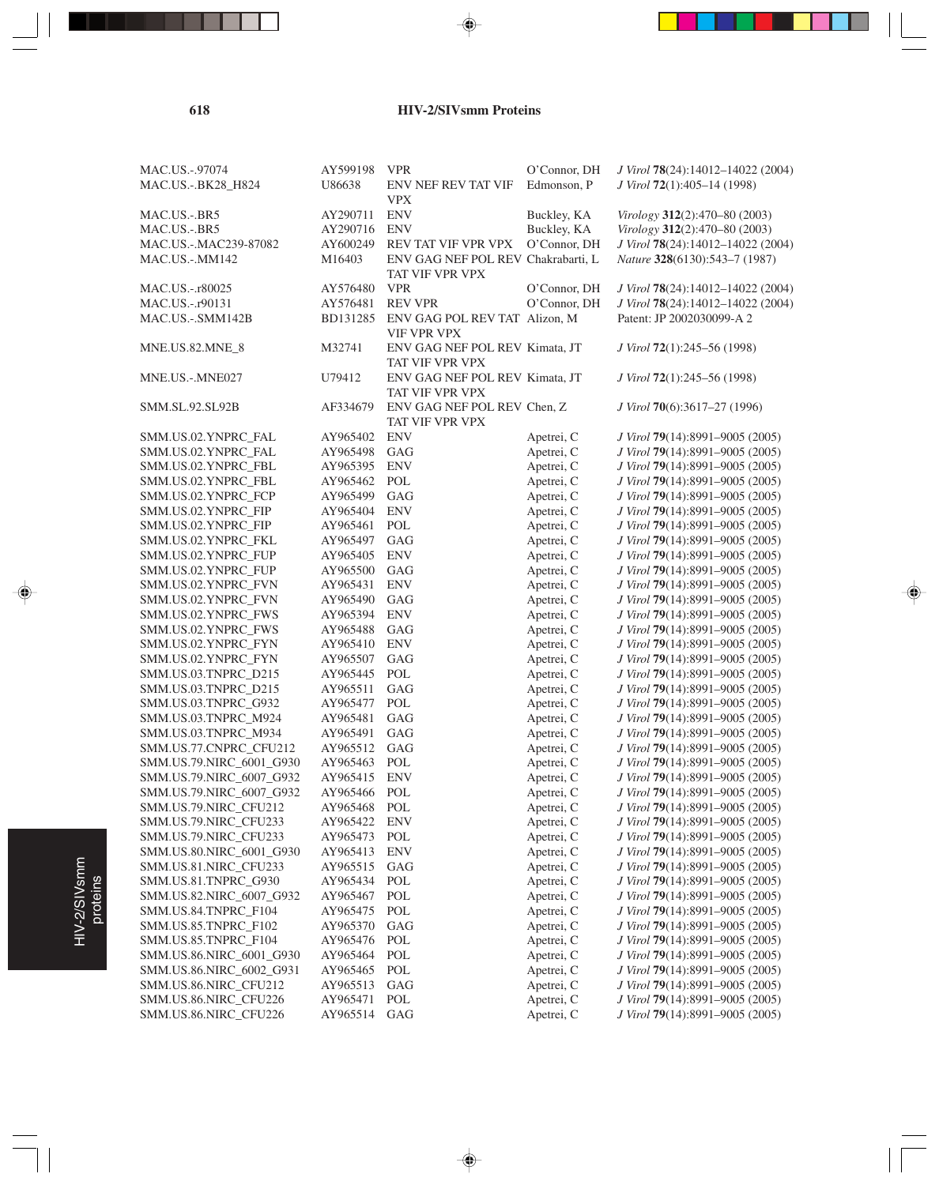| | | | | |
|---|---|---|---|---|
| MAC.US.-.97074 | AY599198 | VPR | O'Connor, DH | *J Virol* **78**(24):14012–14022 (2004) |
| MAC.US.-.BK28_H824 | U86638 | ENV NEF REV TAT VIF VPX | Edmonson, P | *J Virol* **72**(1):405–14 (1998) |
| MAC.US.-.BR5 | AY290711 | ENV | Buckley, KA | *Virology* **312**(2):470–80 (2003) |
| MAC.US.-.BR5 | AY290716 | ENV | Buckley, KA | *Virology* **312**(2):470–80 (2003) |
| MAC.US.-.MAC239-87082 | AY600249 | REV TAT VIF VPR VPX | O'Connor, DH | *J Virol* **78**(24):14012–14022 (2004) |
| MAC.US.-.MM142 | M16403 | ENV GAG NEF POL REV TAT VIF VPR VPX | Chakrabarti, L | *Nature* **328**(6130):543–7 (1987) |
| MAC.US.-.r80025 | AY576480 | VPR | O'Connor, DH | *J Virol* **78**(24):14012–14022 (2004) |
| MAC.US.-.r90131 | AY576481 | REV VPR | O'Connor, DH | *J Virol* **78**(24):14012–14022 (2004) |
| MAC.US.-.SMM142B | BD131285 | ENV GAG POL REV TAT VIF VPR VPX | Alizon, M | Patent: JP 2002030099-A 2 |
| MNE.US.82.MNE_8 | M32741 | ENV GAG NEF POL REV TAT VIF VPR VPX | Kimata, JT | *J Virol* **72**(1):245–56 (1998) |
| MNE.US.-.MNE027 | U79412 | ENV GAG NEF POL REV TAT VIF VPR VPX | Kimata, JT | *J Virol* **72**(1):245–56 (1998) |
| SMM.SL.92.SL92B | AF334679 | ENV GAG NEF POL REV TAT VIF VPR VPX | Chen, Z | *J Virol* **70**(6):3617–27 (1996) |
| SMM.US.02.YNPRC_FAL | AY965402 | ENV | Apetrei, C | *J Virol* **79**(14):8991–9005 (2005) |
| SMM.US.02.YNPRC_FAL | AY965498 | GAG | Apetrei, C | *J Virol* **79**(14):8991–9005 (2005) |
| SMM.US.02.YNPRC_FBL | AY965395 | ENV | Apetrei, C | *J Virol* **79**(14):8991–9005 (2005) |
| SMM.US.02.YNPRC_FBL | AY965462 | POL | Apetrei, C | *J Virol* **79**(14):8991–9005 (2005) |
| SMM.US.02.YNPRC_FCP | AY965499 | GAG | Apetrei, C | *J Virol* **79**(14):8991–9005 (2005) |
| SMM.US.02.YNPRC_FIP | AY965404 | ENV | Apetrei, C | *J Virol* **79**(14):8991–9005 (2005) |
| SMM.US.02.YNPRC_FIP | AY965461 | POL | Apetrei, C | *J Virol* **79**(14):8991–9005 (2005) |
| SMM.US.02.YNPRC_FKL | AY965497 | GAG | Apetrei, C | *J Virol* **79**(14):8991–9005 (2005) |
| SMM.US.02.YNPRC_FUP | AY965405 | ENV | Apetrei, C | *J Virol* **79**(14):8991–9005 (2005) |
| SMM.US.02.YNPRC_FUP | AY965500 | GAG | Apetrei, C | *J Virol* **79**(14):8991–9005 (2005) |
| SMM.US.02.YNPRC_FVN | AY965431 | ENV | Apetrei, C | *J Virol* **79**(14):8991–9005 (2005) |
| SMM.US.02.YNPRC_FVN | AY965490 | GAG | Apetrei, C | *J Virol* **79**(14):8991–9005 (2005) |
| SMM.US.02.YNPRC_FWS | AY965394 | ENV | Apetrei, C | *J Virol* **79**(14):8991–9005 (2005) |
| SMM.US.02.YNPRC_FWS | AY965488 | GAG | Apetrei, C | *J Virol* **79**(14):8991–9005 (2005) |
| SMM.US.02.YNPRC_FYN | AY965410 | ENV | Apetrei, C | *J Virol* **79**(14):8991–9005 (2005) |
| SMM.US.02.YNPRC_FYN | AY965507 | GAG | Apetrei, C | *J Virol* **79**(14):8991–9005 (2005) |
| SMM.US.03.TNPRC_D215 | AY965445 | POL | Apetrei, C | *J Virol* **79**(14):8991–9005 (2005) |
| SMM.US.03.TNPRC_D215 | AY965511 | GAG | Apetrei, C | *J Virol* **79**(14):8991–9005 (2005) |
| SMM.US.03.TNPRC_G932 | AY965477 | POL | Apetrei, C | *J Virol* **79**(14):8991–9005 (2005) |
| SMM.US.03.TNPRC_M924 | AY965481 | GAG | Apetrei, C | *J Virol* **79**(14):8991–9005 (2005) |
| SMM.US.03.TNPRC_M934 | AY965491 | GAG | Apetrei, C | *J Virol* **79**(14):8991–9005 (2005) |
| SMM.US.77.CNPRC_CFU212 | AY965512 | GAG | Apetrei, C | *J Virol* **79**(14):8991–9005 (2005) |
| SMM.US.79.NIRC_6001_G930 | AY965463 | POL | Apetrei, C | *J Virol* **79**(14):8991–9005 (2005) |
| SMM.US.79.NIRC_6007_G932 | AY965415 | ENV | Apetrei, C | *J Virol* **79**(14):8991–9005 (2005) |
| SMM.US.79.NIRC_6007_G932 | AY965466 | POL | Apetrei, C | *J Virol* **79**(14):8991–9005 (2005) |
| SMM.US.79.NIRC_CFU212 | AY965468 | POL | Apetrei, C | *J Virol* **79**(14):8991–9005 (2005) |
| SMM.US.79.NIRC_CFU233 | AY965422 | ENV | Apetrei, C | *J Virol* **79**(14):8991–9005 (2005) |
| SMM.US.79.NIRC_CFU233 | AY965473 | POL | Apetrei, C | *J Virol* **79**(14):8991–9005 (2005) |
| SMM.US.80.NIRC_6001_G930 | AY965413 | ENV | Apetrei, C | *J Virol* **79**(14):8991–9005 (2005) |
| SMM.US.81.NIRC_CFU233 | AY965515 | GAG | Apetrei, C | *J Virol* **79**(14):8991–9005 (2005) |
| SMM.US.81.TNPRC_G930 | AY965434 | POL | Apetrei, C | *J Virol* **79**(14):8991–9005 (2005) |
| SMM.US.82.NIRC_6007_G932 | AY965467 | POL | Apetrei, C | *J Virol* **79**(14):8991–9005 (2005) |
| SMM.US.84.TNPRC_F104 | AY965475 | POL | Apetrei, C | *J Virol* **79**(14):8991–9005 (2005) |
| SMM.US.85.TNPRC_F102 | AY965370 | GAG | Apetrei, C | *J Virol* **79**(14):8991–9005 (2005) |
| SMM.US.85.TNPRC_F104 | AY965476 | POL | Apetrei, C | *J Virol* **79**(14):8991–9005 (2005) |
| SMM.US.86.NIRC_6001_G930 | AY965464 | POL | Apetrei, C | *J Virol* **79**(14):8991–9005 (2005) |
| SMM.US.86.NIRC_6002_G931 | AY965465 | POL | Apetrei, C | *J Virol* **79**(14):8991–9005 (2005) |
| SMM.US.86.NIRC_CFU212 | AY965513 | GAG | Apetrei, C | *J Virol* **79**(14):8991–9005 (2005) |
| SMM.US.86.NIRC_CFU226 | AY965471 | POL | Apetrei, C | *J Virol* **79**(14):8991–9005 (2005) |
| SMM.US.86.NIRC_CFU226 | AY965514 | GAG | Apetrei, C | *J Virol* **79**(14):8991–9005 (2005) |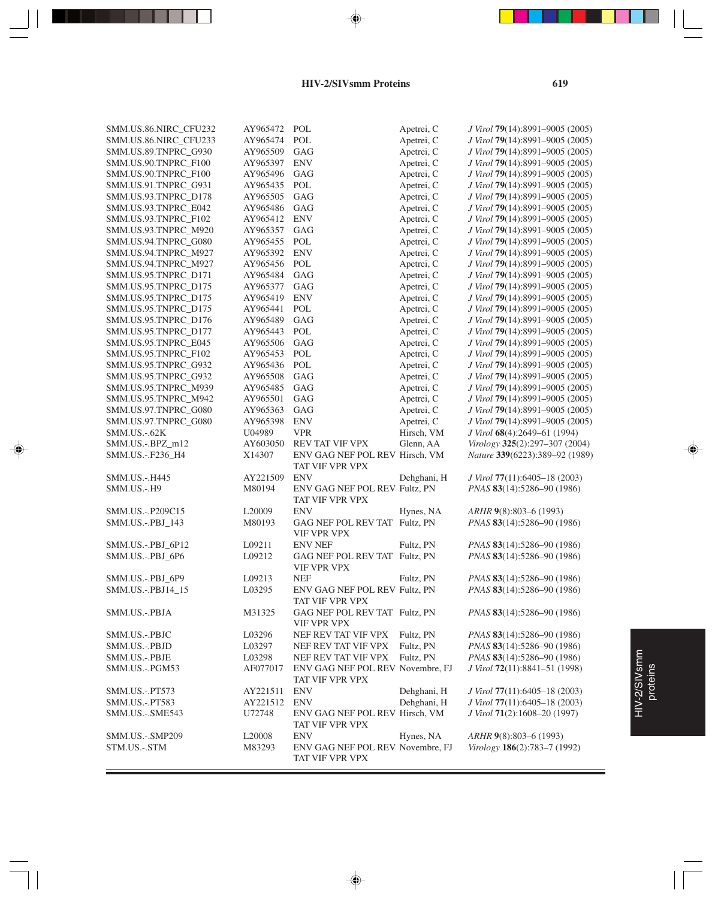| | | | | |
|---|---|---|---|---|
| SMM.US.86.NIRC_CFU232 | AY965472 | POL | Apetrei, C | *J Virol* **79**(14):8991–9005 (2005) |
| SMM.US.86.NIRC_CFU233 | AY965474 | POL | Apetrei, C | *J Virol* **79**(14):8991–9005 (2005) |
| SMM.US.89.TNPRC_G930 | AY965509 | GAG | Apetrei, C | *J Virol* **79**(14):8991–9005 (2005) |
| SMM.US.90.TNPRC_F100 | AY965397 | ENV | Apetrei, C | *J Virol* **79**(14):8991–9005 (2005) |
| SMM.US.90.TNPRC_F100 | AY965496 | GAG | Apetrei, C | *J Virol* **79**(14):8991–9005 (2005) |
| SMM.US.91.TNPRC_G931 | AY965435 | POL | Apetrei, C | *J Virol* **79**(14):8991–9005 (2005) |
| SMM.US.93.TNPRC_D178 | AY965505 | GAG | Apetrei, C | *J Virol* **79**(14):8991–9005 (2005) |
| SMM.US.93.TNPRC_E042 | AY965486 | GAG | Apetrei, C | *J Virol* **79**(14):8991–9005 (2005) |
| SMM.US.93.TNPRC_F102 | AY965412 | ENV | Apetrei, C | *J Virol* **79**(14):8991–9005 (2005) |
| SMM.US.93.TNPRC_M920 | AY965357 | GAG | Apetrei, C | *J Virol* **79**(14):8991–9005 (2005) |
| SMM.US.94.TNPRC_G080 | AY965455 | POL | Apetrei, C | *J Virol* **79**(14):8991–9005 (2005) |
| SMM.US.94.TNPRC_M927 | AY965392 | ENV | Apetrei, C | *J Virol* **79**(14):8991–9005 (2005) |
| SMM.US.94.TNPRC_M927 | AY965456 | POL | Apetrei, C | *J Virol* **79**(14):8991–9005 (2005) |
| SMM.US.95.TNPRC_D171 | AY965484 | GAG | Apetrei, C | *J Virol* **79**(14):8991–9005 (2005) |
| SMM.US.95.TNPRC_D175 | AY965377 | GAG | Apetrei, C | *J Virol* **79**(14):8991–9005 (2005) |
| SMM.US.95.TNPRC_D175 | AY965419 | ENV | Apetrei, C | *J Virol* **79**(14):8991–9005 (2005) |
| SMM.US.95.TNPRC_D175 | AY965441 | POL | Apetrei, C | *J Virol* **79**(14):8991–9005 (2005) |
| SMM.US.95.TNPRC_D176 | AY965489 | GAG | Apetrei, C | *J Virol* **79**(14):8991–9005 (2005) |
| SMM.US.95.TNPRC_D177 | AY965443 | POL | Apetrei, C | *J Virol* **79**(14):8991–9005 (2005) |
| SMM.US.95.TNPRC_E045 | AY965506 | GAG | Apetrei, C | *J Virol* **79**(14):8991–9005 (2005) |
| SMM.US.95.TNPRC_F102 | AY965453 | POL | Apetrei, C | *J Virol* **79**(14):8991–9005 (2005) |
| SMM.US.95.TNPRC_G932 | AY965436 | POL | Apetrei, C | *J Virol* **79**(14):8991–9005 (2005) |
| SMM.US.95.TNPRC_G932 | AY965508 | GAG | Apetrei, C | *J Virol* **79**(14):8991–9005 (2005) |
| SMM.US.95.TNPRC_M939 | AY965485 | GAG | Apetrei, C | *J Virol* **79**(14):8991–9005 (2005) |
| SMM.US.95.TNPRC_M942 | AY965501 | GAG | Apetrei, C | *J Virol* **79**(14):8991–9005 (2005) |
| SMM.US.97.TNPRC_G080 | AY965363 | GAG | Apetrei, C | *J Virol* **79**(14):8991–9005 (2005) |
| SMM.US.97.TNPRC_G080 | AY965398 | ENV | Apetrei, C | *J Virol* **79**(14):8991–9005 (2005) |
| SMM.US.-.62K | U04989 | VPR | Hirsch, VM | *J Virol* **68**(4):2649–61 (1994) |
| SMM.US.-.BPZ_m12 | AY603050 | REV TAT VIF VPX | Glenn, AA | *Virology* **325**(2):297–307 (2004) |
| SMM.US.-.F236_H4 | X14307 | ENV GAG NEF POL REV TAT VIF VPR VPX | Hirsch, VM | *Nature* **339**(6223):389–92 (1989) |
| SMM.US.-.H445 | AY221509 | ENV | Dehghani, H | *J Virol* **77**(11):6405–18 (2003) |
| SMM.US.-.H9 | M80194 | ENV GAG NEF POL REV TAT VIF VPR VPX | Fultz, PN | *PNAS* **83**(14):5286–90 (1986) |
| SMM.US.-.P209C15 | L20009 | ENV | Hynes, NA | *ARHR* **9**(8):803–6 (1993) |
| SMM.US.-.PBJ_143 | M80193 | GAG NEF POL REV TAT VIF VPR VPX | Fultz, PN | *PNAS* **83**(14):5286–90 (1986) |
| SMM.US.-.PBJ_6P12 | L09211 | ENV NEF | Fultz, PN | *PNAS* **83**(14):5286–90 (1986) |
| SMM.US.-.PBJ_6P6 | L09212 | GAG NEF POL REV TAT VIF VPR VPX | Fultz, PN | *PNAS* **83**(14):5286–90 (1986) |
| SMM.US.-.PBJ_6P9 | L09213 | NEF | Fultz, PN | *PNAS* **83**(14):5286–90 (1986) |
| SMM.US.-.PBJ14_15 | L03295 | ENV GAG NEF POL REV TAT VIF VPR VPX | Fultz, PN | *PNAS* **83**(14):5286–90 (1986) |
| SMM.US.-.PBJA | M31325 | GAG NEF POL REV TAT VIF VPR VPX | Fultz, PN | *PNAS* **83**(14):5286–90 (1986) |
| SMM.US.-.PBJC | L03296 | NEF REV TAT VIF VPX | Fultz, PN | *PNAS* **83**(14):5286–90 (1986) |
| SMM.US.-.PBJD | L03297 | NEF REV TAT VIF VPX | Fultz, PN | *PNAS* **83**(14):5286–90 (1986) |
| SMM.US.-.PBJE | L03298 | NEF REV TAT VIF VPX | Fultz, PN | *PNAS* **83**(14):5286–90 (1986) |
| SMM.US.-.PGM53 | AF077017 | ENV GAG NEF POL REV TAT VIF VPR VPX | Novembre, FJ | *J Virol* **72**(11):8841–51 (1998) |
| SMM.US.-.PT573 | AY221511 | ENV | Dehghani, H | *J Virol* **77**(11):6405–18 (2003) |
| SMM.US.-.PT583 | AY221512 | ENV | Dehghani, H | *J Virol* **77**(11):6405–18 (2003) |
| SMM.US.-.SME543 | U72748 | ENV GAG NEF POL REV TAT VIF VPR VPX | Hirsch, VM | *J Virol* **71**(2):1608–20 (1997) |
| SMM.US.-.SMP209 | L20008 | ENV | Hynes, NA | *ARHR* **9**(8):803–6 (1993) |
| STM.US.-.STM | M83293 | ENV GAG NEF POL REV TAT VIF VPR VPX | Novembre, FJ | *Virology* **186**(2):783–7 (1992) |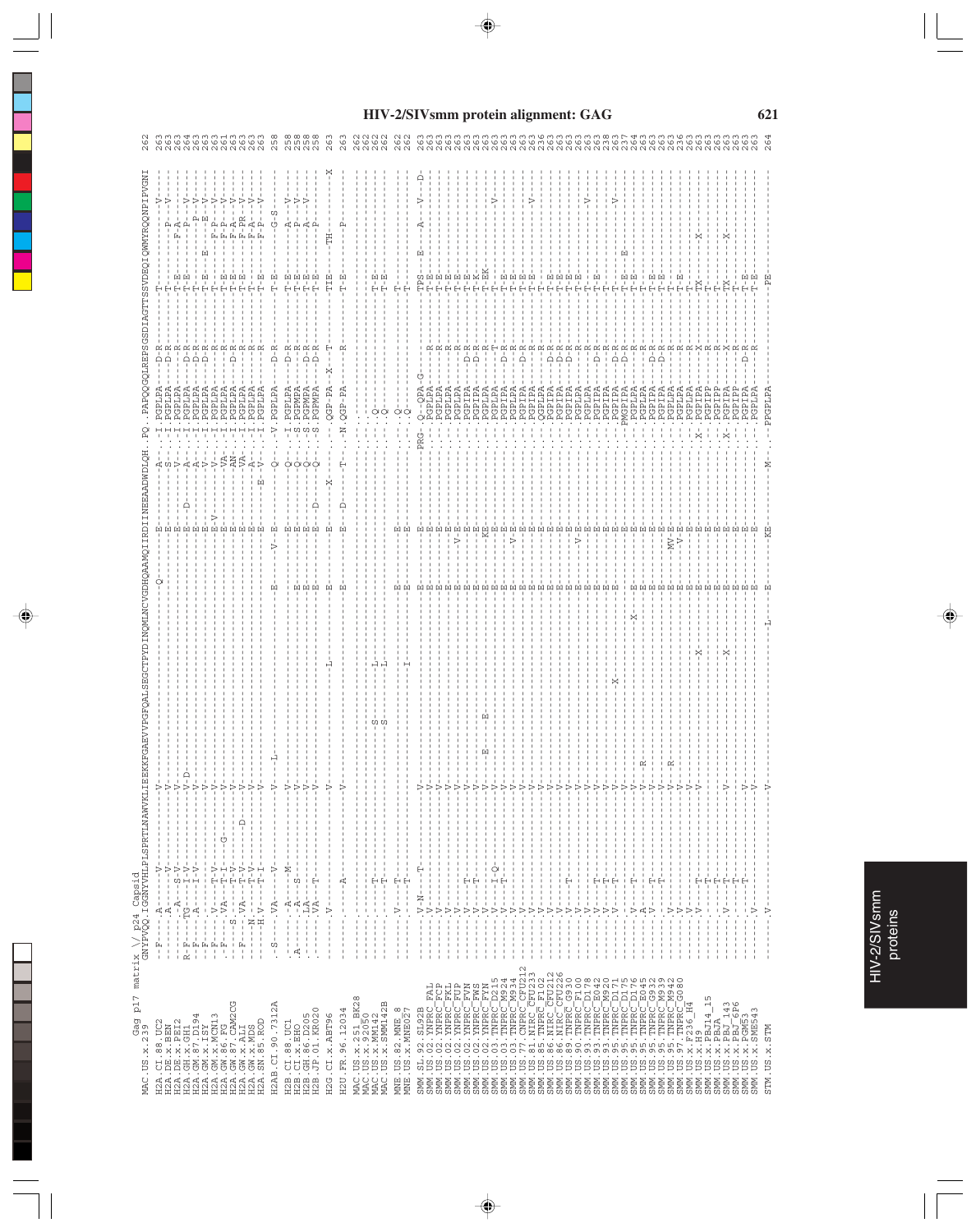```
Gag p17 matrix \/ p24 Capsid
MAC.US.x.239              GNYPVQQ.IGGNYVHLPLSPRTLNAWVKLIEEKKFGAEVVPGFQALSEGCTPYDINQMLNCVGDHQAAMQIIRDIINEEAADWDLQH..PQ..PAPQQGQLREPSGSDIAGTTSSVDEQIQWMYRQQNPIPVGNI  262

H2A.CI.88.UC2             --F-----A------V-----------V-------------------------------------Q---------E--------A-...I.PGPLPA---D-R--------T------------V-----  263
H2A.DE.x.BEN              --------A------V-----------V-----------------------------------------------E--------S-...I.PGPLPA---D-R--------T----------P--V-----  263
H2A.DE.x.PEI2             ---------A---S-V-----------V-----------------------------------------------E--------V-...I.PGPLPA-----R--------T-E-------F-A-------  263
H2A.GH.x.GH1              R-F---TG---I-V-----------V-D-----------------------------------------------E--D-----A-...I.PGPLPA---D-R--------T-E--------P--V-----  264
H2A.GM.87.D194            --F-----A---I-V-----------V------------------------------------------------E--------A-...I.PGPLPA---D-R--------T-----------P-V-----  263
H2A.GM.x.ISY              --F-------------------------V----------------------------------------------E--------V-...I.PGPLPA---D-R--------T-E----E---E--V-----  263
H2A.GM.x.MCN13            --F-----V----T-V-----------V-----------------------------------------------E--------V-...I.PGPLPA-----R--------T---------F-P--V-----  263
H2A.GW.86.FG              -.F----VA---T-I----G-------V-----------------------------------------------E-V------VA...I.PGPLPA-----R--------T-E-------F-P--V-----  261
H2A.GW.87.CAM2CG          ----S-------T-V------------V-----------------------------------------------E--------AN...I.PGPLPA---D-R--------T-E-------F-A--V-----  263
H2A.GW.x.ALI              --F---VA-----T-V------D----V-----------------------------------------------E--------VA...I.PGPLPA-----R--------T-E-------F-PR-V-----  263
H2A.GW.x.MDS              ------N-V----T-V-----------V-----------------------------------------------E--------A-...I.PGPLPA-----R--------T-E-------F-A--V-----  263
H2A.SN.85.ROD             ------H-V----T-I-----------V-----------------------------------------------E----E-V---...I.PGPLPA-----R--------T-E-------F-P--V-----  263

H2AB.CI.90.7312A          --S------VA------V----------V-----L--------------------E--------------------V-E---------Q-...V.PGPLPA---D-R--------T-E--------G-S-------  258

H2B.CI.88.UC1             ---------A----M------------V--------------------------E---------------------E-----------Q-...I.PGPLPA---D-R--------T-E--------A--V------  258
H2B.CI.x.EHO              A--------A---S-------------V--------------------------E---------------------E-----------Q-...S.PGPMPA---D-R--------T-E--------P--V------  258
H2B.GH.86.D205            ---------LA----------------V--------------------------E---------------------E-----------Q-...S.PGPMPA---D-R--------T-E--------A--V------  258
H2B.JP.01.KR020           ---------VA---T------------V--------------------------E---------------------E----D------Q-...S.PGPMPA---D-R--------T-E--------P---------  258

H2G.CI.x.ABT96            -------V-------------------V---------------L----------E---------------------E----------X-...QGP-PA--X---T--------TIE---------TH-------X  263

H2U.FR.96.12034           ---------------A-----------V--------------------------E---------------------E-D--------T-..N.QGP-PA-----R--------T-E--------P--------  263

MAC.US.x.251_BK28         ------------------------------------------------------------------------------------------..........................................  262
MAC.US.x.92050            ---------------------------------------------------------------------------------------.....Q..............T-E.......................  262
MAC.US.x.MM142            ---------------T------------------S--------L-----------------------------------------------Q..............T-E.......................  262
MAC.US.x.SMM142B          ---------------T------------------S--------L-----------------------------------------------Q...........................................  262

MNE.US.82.MNE_8           -------V------T--------------------------------------E--------------------E------------....Q..............T.........................  262
MNE.US.x.MNE027           ---------------T------------------------------I-----E----------------------E------------....Q..............T.........................  262

SMM.SL.92.SL92B           -------V-N-----T-----------V--------------------------E---------------------E-----------PRG-.Q--QPA-G-------TPS-----E---A---V---D  263
SMM.US.02.YNPRC_FAL       -------V-------------------V--------------------------E---------------------E--------------.PGPLPA-----R------T-E-----------------  263
SMM.US.02.YNPRC_FCP       -------V-------------------V--------------------------E---------------------E--------------.PGPLPA-----R------T-E-----------------  263
SMM.US.02.YNPRC_FKL       -------V-------------------V--------------------------E---------------------E--------------.PGPLPA-----R------T-E-----------------  263
SMM.US.02.YNPRC_FUP       -------V-------------------V--------------------------E--------------------V-E-------------.PGPLPA-----R------T-E-----------------  263
SMM.US.02.YNPRC_FVN       -------V-----T-------------V--------------------------E---------------------E--------------.PGPIPA---D-R------T-E-----------------  263
SMM.US.02.YNPRC_FWS       -------V-----T-------------V--------------------------E---------------------E--------------.PGPIPA---D-R------T-K-----------------  263
SMM.US.02.YNPRC_FYN       -------V-------------------V----E----E----------------E--------------------KE--------------.PGPLPA-----R------T-EK----------------  263
SMM.US.03.TNPRC_D215      -------V------I-Q----------V--------------------------E---------------------E--------------.PGPLPA-----T------T----------------V-  263
SMM.US.03.TNPRC_M924      -------V-------T-----------V--------------------------E---------------------E--------------.PGPLPA---D-R------T-E-----------------  263
SMM.US.03.TNPRC_M934      -------V-------------------V--------------------------E--------------------V-E-------------.PGPIPA---D-R------T-E-----------------  263
SMM.US.77.CNPRC_CFU212    -------V-------------------V--------------------------E---------------------E--------------.PGPIPA-----R------T-E------------V----  263
SMM.US.81.NIRC_CFU233     -------V-------------------V--------------------------E---------------------E--------------.PGPIPA-----R------T-E-----------------  263
SMM.US.85.TNPRC_F102      -------V-------------------V--------------------------E---------------------E--------------.QGPIPA-----R------T-------------------  236
SMM.US.86.NIRC_CFU212     -------V-------------------V--------------------------E---------------------E--------------.PGPIPA---D-R------T-E-----------------  263
SMM.US.86.NIRC_CFU226     -------V-------------------V--------------------------E---------------------E--------------.PGPIPA---D-R------T-E-----------------  263
SMM.US.89.TNPRC_G930      -------V-----T-------------V--------------------------E---------------------E--------------.PGPIPA---D-R------T-E-----------------  263
SMM.US.90.TNPRC_F100      -------V-------------------V--------------------------E--------------------V-E-------------.PGPLPA-----R------T-E-----------------  263
SMM.US.93.TNPRC_D178      -------V-------------------V--------------------------E---------------------E--------------.PGPLPA-----R------T---------------V---  263
SMM.US.93.TNPRC_E042      -------V-------------------V--------------------------E---------------------E--------------.PGPIPA---D-R------T-E-----------------  263
SMM.US.93.TNPRC_M920      -------V-----T-------------V--------------------------E---------------------E--------------.PGPIPA---D-R------T-------------------  238
SMM.US.95.TNPRC_D171      -------V-----T-------------V---------------X----------E---------------------E--------------.PGPIPA---D-R------T---------------V---  263
SMM.US.95.TNPRC_D175      -------V-------------------V--------------------------E---------------------E--------------.PMGPIPA---D-R-----T-E-----E-----------  237
SMM.US.95.TNPRC_D176      -------V-----T-------------V-----------------------X--E---------------------E--------------.PGPLPA-----R------T-E-----------------  264
SMM.US.95.TNPRC_E045      -------A-----T-------------V-R------------------------E--------------------V-E-------------.PGPLPA-----R------T-------------------  263
SMM.US.95.TNPRC_G932      -------V-----T-------------V--------------------------E---------------------E--------------.PGPIPA---D-R------T-E-----------------  263
SMM.US.95.TNPRC_M939      -------V-------------------V--------------------------E---------------------E--------------.PGPIPA---D-R------T-E-----------------  263
SMM.US.95.TNPRC_M942      -------V-------------------V--R-----------------------E--------------------MV-E------------.PGPLPA-----R------T-------------------  263
SMM.US.97.TNPRC_G080      -------V-------------------V--------------------------E---------------------V-E------------.PGPLPA-----R------T-E-----------------  236
SMM.US.x.F236_H4          -------V-------------------V--------------------------E---------------------E--------------.PGPIPA-----R------T-------------------  263
SMM.US.x.H9               -------V-----T-------------V---------------X----------E---------------------E-----------X-..PGPIPA-----X------TX------X----------  263
SMM.US.x.PBJ14_15         -------------T-------------------------------------------E---------------------E--------------.PGPIPP-----X------TX-----------------  263
SMM.US.x.PBJA             -------------T-------------------------------------------E---------------------E--------------.PGPIPP-----R------T------------------  263
SMM.US.x.PBJ_143          -------V-----T-------------V---------------X----------E---------------------E-----------X-..PGPIPA-----X------TX------X----------  263
SMM.US.x.PBJ_6P6          -------------T-------------------------------------------E---------------------E--------------.PGPIPP-----R------T------------------  263
SMM.US.x.PGM53            -------V-----T-------------V--------------------------E---------------------E--------------.PGPIPA---D-R------T-E-----------------  263
SMM.US.x.SME543           -------V-------------------V--------------------------E---------------------E--------------.PGPLPA-----R------T-E-----------------  263

STM.US.x.STM              -------V-------------------V-----------------L--------E--------------------KE--------M-...PPGPLPA-------------PE------------------  264
```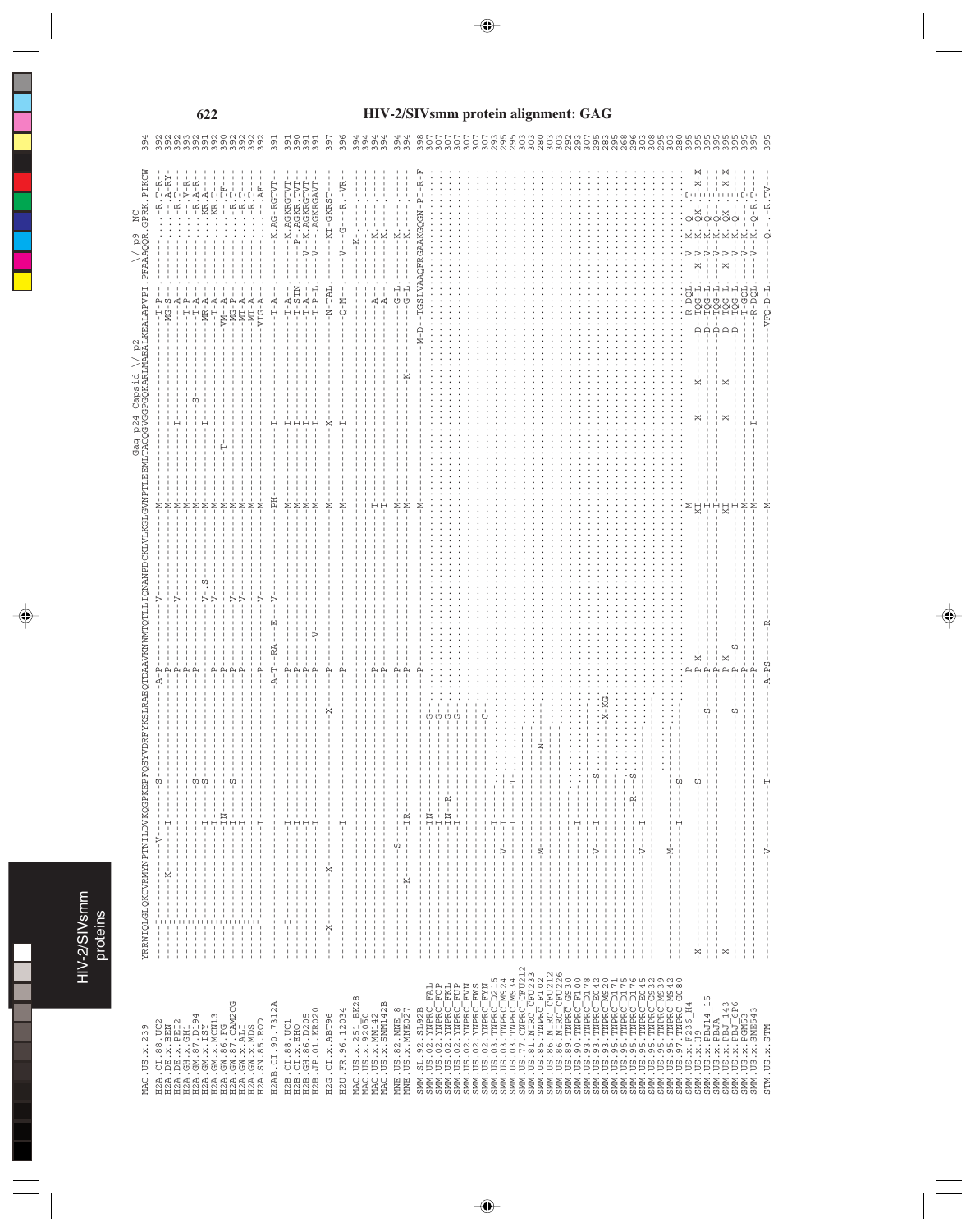# HIV-2/SIVsmm protein alignment: GAG

```
                          Gag p24 Capsid \/ p2                                                   \/ p9  NC
                          YRRWIQLGLQKCVRMYNPTNILDVKQGPKEPFQSYVDRFYKSLRAEQTDAAVKNWMTQTLLIQNANPDCKLVLKGLGVNPTLEEMLTACQGVGGPGQKARLMAEALKEALAPVPI.PFAAAQQR.GPRK.PIKCW  394
MAC.US.x.239
H2A.CI.88.UC2             -----I--------------V-------S-----------------------------A-P------------V--------M--------------------------------T-P-----------------R.T-R-   392
H2A.DE.x.BEN              -----I-----K---------I------------------------------------P-----------------------M-------------------------------MG-S-----------------A-RY   392
H2A.DE.x.PEI2             -----I----------------------------------------------------P----------------------M-------------I-----------------A----------------R.T--   392
H2A.GH.x.GH1              -----I----------------------------------------------------P-------------V---------M-------------------------------A------------------V-R-   393
H2A.GM.87.D194            -----I----------------------------------------------------P-----------------------M-------------------------------T-P--------------------  392
H2A.GM.x.ISY              -----I-----------------I------S---------------------------P--------V-S--------M---------------------S---------T-A-------------R.A-R-   391
H2A.GM.x.MCN13            -----I-----------------I------S---------------------------P--------V-------M---------------I-----------------MR-A--------------KR.A---   391
H2A.GW.86.FG              -----I-----------------I----------------------------------P--------V---------M---------------------------------T-A---------------KR.T---   392
H2A.GW.87.CAM2CG          -----I-----------------IN---------------------------------P-----------------------M--------------T----------------VM--A-----------------TF   390
H2A.GW.x.ALI              -----I-----------------I------S---------------------------P--------V-------------M-------------------------------MG-P---------------R.T--   392
H2A.GW.x.MDS              -----I-----------------I----------------------------------P--------V-------------M-------------------------------MT-A---------------R.T--   392
H2A.SN.85.ROD             -----I-----------------I----------------------------------P--------V-------------M-------------------------------MT-A---------------R.T--   392
                          -----I-----------------I----------------------------------P--------V-------------M-------------------------------VIG-A------------------AF   392
H2AB.CI.90.7312A          ----------------------------------------------------A-T---RA---E---V------PH-------------I-----------------------T-A----------K.AG-RGTVT-   391
H2B.CI.88.UC1             -----I-----------------I----------------------------------P-----------------------M-------------I-----------------T-A-----------K.AGKRGTVT-   391
H2B.CI.x.EHO              -----I-----------------I----------------------------------P-----------------------M-------------I-----------------T-STN----------P-AGKR.TVT-   390
H2B.GH.86.D205            -----I-----------------I----------------------------------P-----------------------M-------------I-----------------T-A----------V--K.AGKRGTVT-   391
H2B.JP.01.KR020           -----I-----------------I----------------------------------P------V----------------M-------------I-----------------T-P-L--------V---AGKRGAVT-   391
H2G.CI.x.ABT96            ----X---------X-----------------------X-------------------P-----------------------M-------------X-----------------N-TAL----------KT-GKRST---   397
H2U.FR.96.12034           -----------------------I----------------------------------P-----------------------M-------------I-----------------Q-M-------V---G---R.-VR-   396
MAC.US.x.251_BK28         ----------------------------------------------------------------------------------------------------------------------------K------------   394
MAC.US.x.92050            -------------------------------------------------------------------------------------------------------------------------------------------   394
MAC.US.x.MM142            ----------------------------------------------------------P-----------------------T-------------------------------A--------K-------------   394
MAC.US.x.SMM142B          ----------------------------------------------------------P-----------------------T-------------------------------A--------K-------------   394
MNE.US.82.MNE_8           ------------------S---------------------------------------P-----------------------M-------------------------------G-L------K-------------   394
MNE.US.x.MNE027           ----------K------------IR---------------------------------P-----------------------M------------------K------------G-L------K-------------   394
SMM.SL.92.SL92B           -----------------------------------------------------------P----------------------M-------------------------------M-D--TGSLVAAQFRGAAKGQGN-PI-R-F  398
SMM.US.02.YNPRC_FAL       -----------------------IN-------------G--------------------...........................................................................   307
SMM.US.02.YNPRC_FCP       -----------------------I--------------G-..................................................................................................   307
SMM.US.02.YNPRC_FKL       -----------------------IN--R----------G-..................................................................................................   307
SMM.US.02.YNPRC_FUP       -----------------------I--------------G-..................................................................................................   307
SMM.US.02.YNPRC_FVN       -------------------------------------------.............................................................................................   307
SMM.US.02.YNPRC_FWS       ------------------------------------C-..................................................................................................   307
SMM.US.02.YNPRC_FYN       ----------------------I---------------..................................................................................................   307
SMM.US.03.TNPRC_D215      --------------------V---I---------------..............................................................................................   293
SMM.US.03.TNPRC_M924      -------------------------------------------.............................................................................................   295
SMM.US.03.TNPRC_M934      ---------------------I------T---------..................................................................................................   295
SMM.US.77.CNPRC_CFU212    --------------------------------------..................................................................................................   303
SMM.US.81.NIRC_CFU233     ------------------M-------------N-------..............................................................................................   303
SMM.US.85.TNPRC_F102      -------------------------------------------.............................................................................................   280
SMM.US.86.NIRC_CFU212     -------------------------------------------.............................................................................................   303
SMM.US.86.NIRC_CFU226     -------------------------------------------.............................................................................................   303
SMM.US.89.TNPRC_G930      -------------------------------------------.............................................................................................   292
SMM.US.90.TNPRC_F100      -------------------------I----------------..............................................................................................   293
SMM.US.93.TNPRC_D178      -------------------------------------------.............................................................................................   307
SMM.US.93.TNPRC_E042      --------------------V---I--------S------..............................................................................................   295
SMM.US.93.TNPRC_M920      -------------------------------------------X-KG.........................................................................................   283
SMM.US.95.TNPRC_D171      -------------------------------------------.............................................................................................   295
SMM.US.95.TNPRC_D175      -----------------------------R---S------..............................................................................................   268
SMM.US.95.TNPRC_D176      --------------------V---I---------------..............................................................................................   296
SMM.US.95.TNPRC_E045      -------------------------------------------.............................................................................................   303
SMM.US.95.TNPRC_G932      -------------------------------------------.............................................................................................   308
SMM.US.95.TNPRC_M939      ------------------M-------------------..................................................................................................   295
SMM.US.95.TNPRC_M942      -----------------------I------S---------..............................................................................................   303
SMM.US.97.TNPRC_G080      ------------------------------------------------------------P----------------------M----------------------------------------------------   280
SMM.US.x.F236_H4          ----X-------------------------S-----------------------------P-X-----------------XI------------X-----X--------D--TQG-L----X-V--K--QX---I-X-X   395
SMM.US.x.H9               ---------------------------------------S--------------------P---------------------I-----------------------------D--TQG-L-------V--K--Q----I--   395
SMM.US.x.PBJ14_15         ------------------------------------------------------------P---------------------I-----------------------------D--TQG-L-------V--K--Q----I--   395
SMM.US.x.PBJA             ----X--------------------------------------------------------P-X-----------------XI------------X-----X--------D--TQG-L----X-V--K--QX---I-X-X   395
SMM.US.x.PBJ_143          ---------------------------------------S---------------------P-------S-----------I------------------------------D--TQG-L-------V--K--Q----I--   395
SMM.US.x.PBJ_6P6          ------------------------------------------------------------P---------------------M-----------I-----------------T-GQL--------V--K--Q-R.T--   395
SMM.US.x.PGM53            ------------------------------------------------------------P---------------------M-----------------------------R-DQL--------V--K--Q-R.T--   395
SMM.US.x.SME543
STM.US.x.STM              --------------V---------T-----------------A-PS-----R-------M-------------------------------VFQ-D-L--------Q---R.TV-   395
```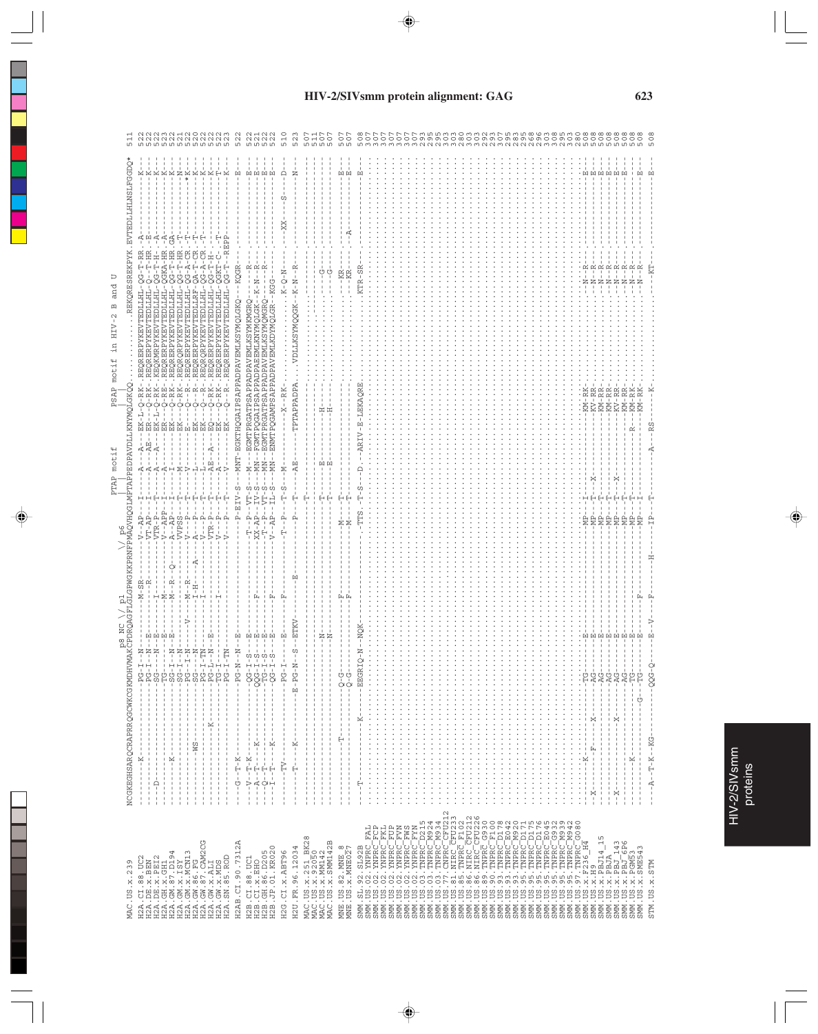# HIV-2/SIVsmm protein alignment: GAG

```
                        p8 NC \/ p1          \/ p6          PTAP motif                PSAP motif in HIV-2 B and U
NCGKEGHSARQCRAPRRQGCWKCGKMDHVMAKCPDRQAGFLGLGPWGKKPRNFPMAQVHQGLMPTAPPEDPAVDLLKNYMQLGKQQ..........REKQRESREKPYK.EVTEDLLHLNSLFGGDQ*
MAC.US.x.239                                                                                                                  511
H2A.CI.88.UC2                                                                                                                 522
H2A.DE.x.BEN                                                                                                                  522
H2A.DE.x.PEI2                                                                                                                 522
H2A.GH.x.GH1                                                                                                                  523
H2A.GM.87.D194                                                                                                                522
H2A.GM.x.ISY                                                                                                                  521
H2A.GM.x.MCN13                                                                                                                522
H2A.GW.86.FG                                                                                                                  520
H2A.GW.87.CAM2CG                                                                                                              522
H2A.GW.x.ALI                                                                                                                  522
H2A.GW.x.MDS                                                                                                                  522
H2A.SN.85.ROD                                                                                                                 523
H2AB.CI.90.7312A                                                                                                              522
H2B.CI.88.UC1                                                                                                                 521
H2B.CI.x.EHO                                                                                                                  522
H2B.GH.86.D205                                                                                                                522
H2B.JP.01.KR020                                                                                                               522
H2G.CI.x.ABT96                                                                                                                510
H2U.FR.96.12034                                                                                                               523
MAC.US.x.251_BK28                                                                                                             507
MAC.US.x.92050                                                                                                                511
MAC.US.x.MM142                                                                                                                507
MAC.US.x.SMM142B                                                                                                              507
MNE.US.82.MNE_8                                                                                                               507
MNE.US.x.MNE027                                                                                                               507
SMM.SL.92.SL92B                                                                                                               508
SMM.US.02.YNPRC_FAL                                                                                                           307
SMM.US.02.YNPRC_FFP                                                                                                           307
SMM.US.02.YNPRC_FKL                                                                                                           307
SMM.US.02.YNPRC_FUP                                                                                                           307
SMM.US.02.YNPRC_FVN                                                                                                           307
SMM.US.02.YNPRC_FWS                                                                                                           307
SMM.US.02.YNPRC_FYN                                                                                                           307
SMM.US.03.TNPRC_D215                                                                                                          297
SMM.US.03.TNPRC_M924                                                                                                          295
SMM.US.03.TNPRC_M934                                                                                                          295
SMM.US.77.CNPRC_CFU212                                                                                                        303
SMM.US.81.NIRC_CFU213                                                                                                         303
SMM.US.85.TNPRC_F102                                                                                                          280
SMM.US.86.NIRC_CFU212                                                                                                         303
SMM.US.86.NIRC_CFU226                                                                                                         303
SMM.US.89.TNPRC_G930                                                                                                          292
SMM.US.90.TNPRC_F100                                                                                                          293
SMM.US.93.TNPRC_D178                                                                                                          307
SMM.US.93.TNPRC_E042                                                                                                          295
SMM.US.93.TNPRC_M920                                                                                                          283
SMM.US.95.TNPRC_D171                                                                                                          295
SMM.US.95.TNPRC_D175                                                                                                          268
SMM.US.95.TNPRC_D176                                                                                                          296
SMM.US.95.TNPRC_E045                                                                                                          303
SMM.US.95.TNPRC_G932                                                                                                          308
SMM.US.95.TNPRC_M939                                                                                                          295
SMM.US.95.TNPRC_M942                                                                                                          303
SMM.US.97.TNPRC_G080                                                                                                          280
SMM.US.x.F236_H4                                                                                                              508
SMM.US.x.H9                                                                                                                   508
SMM.US.x.PBJ14_15                                                                                                             508
SMM.US.x.PBJA                                                                                                                 508
SMM.US.x.PBJ_143                                                                                                              508
SMM.US.x.PBJ_6P6                                                                                                              508
SMM.US.x.PGM53                                                                                                                508
SMM.US.x.SME543                                                                                                               508
STM.US.x.STM                                                                                                                  508
```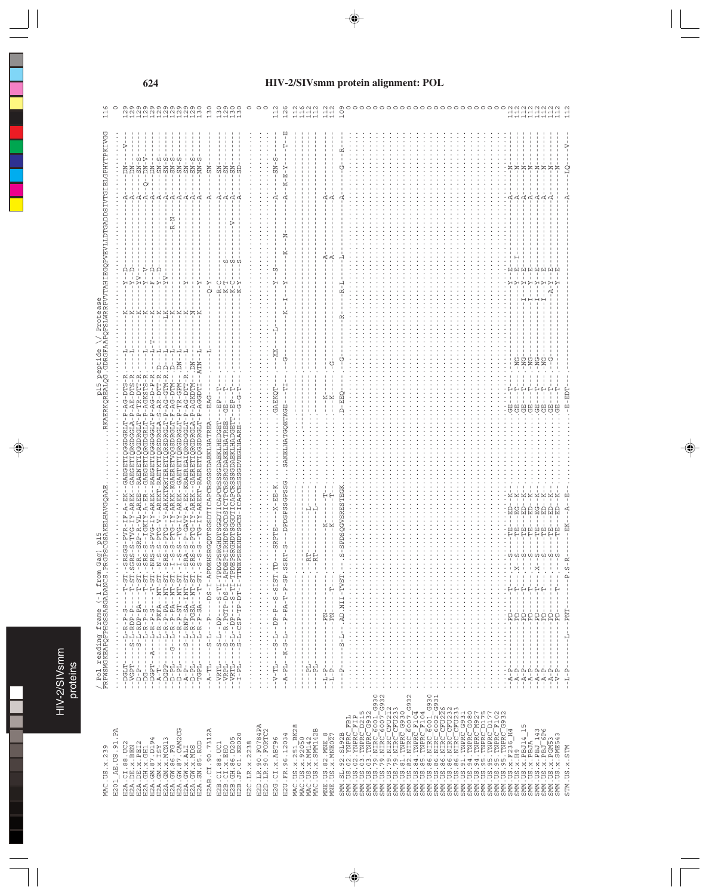# HIV-2/SIVsmm protein alignment: POL

```
                        / Pol reading frame (-1 from Gag) p15                                             p15 peptide \/ Protease
MAC.US.x.239            FRPWSMGKEAPQFPHGSSASGADANCS.PRGPSCGSAKELHAVGQAAE...........RKAERKQREALQG.GDRGFAAPQFSLWRRPVVTAHIEGQPVEVLLDTGADDSIVTGIELGPHYTPKIVGG  116
H2O1_AE.US.91.PA        ........................................................................................................................................  0
```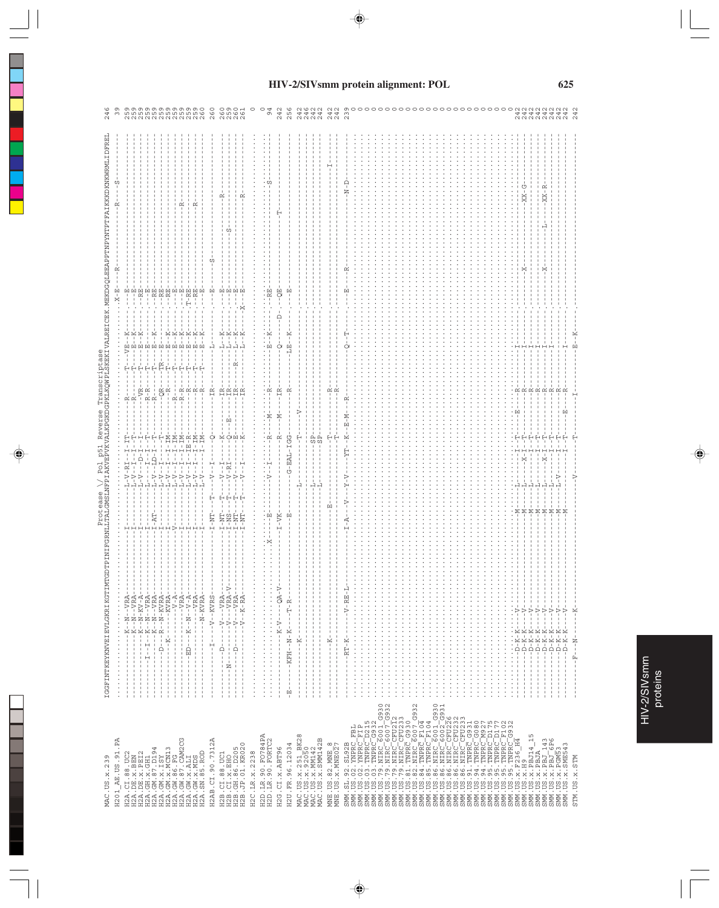# HIV-2/SIVsmm protein alignment: POL

Protease \/ Pol p51 Reverse Transcriptase

```
MAC.US.x.239            IGGFINTKEYKNVEIEVLGKRIKGTIMTGDTPINIFGRNLLTALGMSLNFPIAKVEPVKVALKPGKDGPKLKQWPLSKEKIVALREICEK.MEKDGQLEEAPPTNPYNTPTFAIKKKDKNKWRMLIDFREL 246
H201_AE.US.91.PA        .......................................................................................................................... 39
```

HIV-2/SIVsmm proteins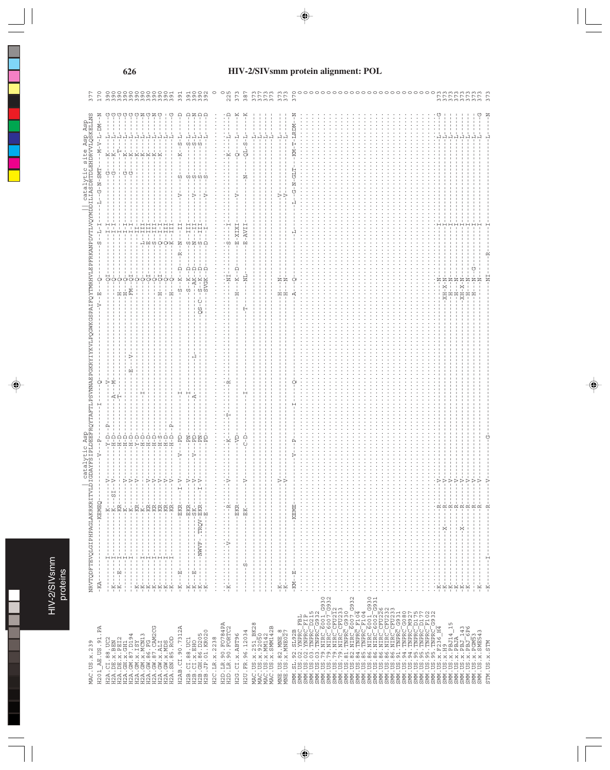# HIV-2/SIVsmm protein alignment: POL

```
                              | catalytic Asp                                                              || catalytic site Asp Asp
MAC.US.x.239          NRVTQDFTEVQLGIPHPAGLAKRKITVLDIGDAYFSIPLDEEFRQYTAFTLPSVNNAEPGKRYIYKVLPQGWKGSPAIFQYTMRHVLEPFRKANPDVTLVQYMDDILIASDRTDLEHDRVVLQSKELLNS  377
H201_AE.US.91.PA      -KA------------------KEMEQ----------V---P------I----Q-----------------------------V--E---Q---------S--L-I-------L--G-N-SMT----M-V-L-DM--N  170
```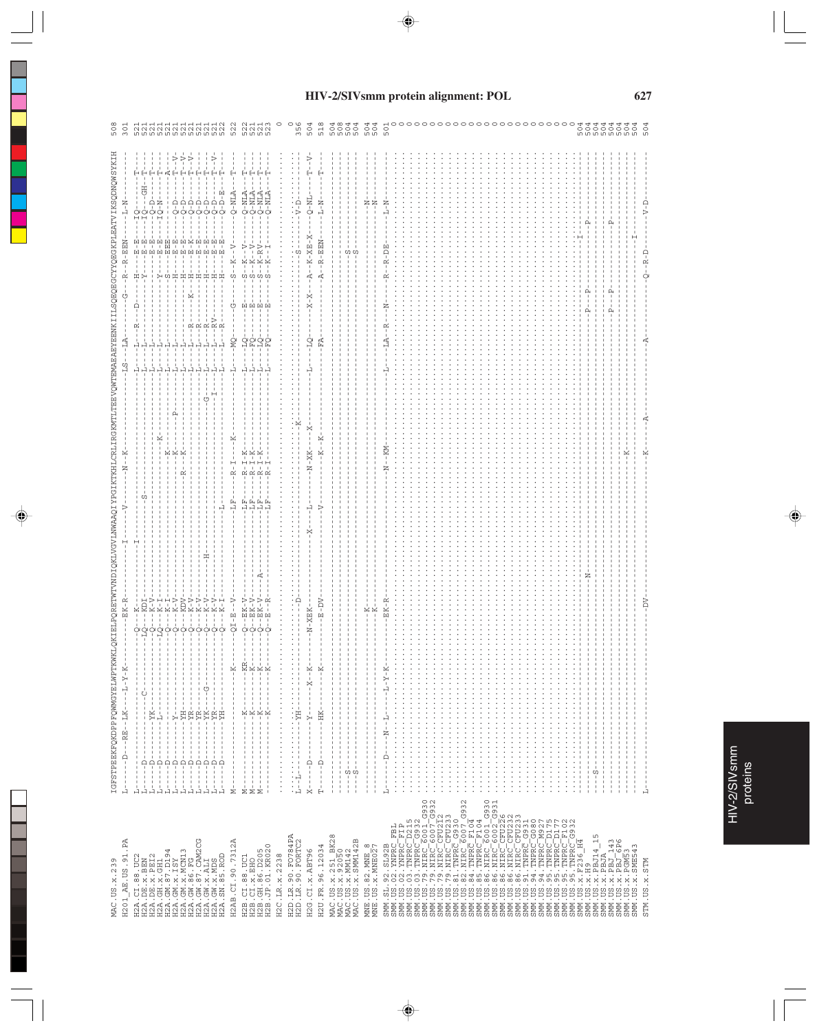# HIV-2/SIVsmm protein alignment: POL

```
                          IGFSTPEEKFQKDPPFQWMGYELWPTKWKLQKIELPQRETWTVNDIQKLVGVLNWAAQIYPGIKTKHLCRLIRGKMTLTEEVQWTEMAEAEYEENKIILSQEQEGCYYQEGKPLEATVIKSQDNQWSYKIH  508
MAC.US.x.239
H2O1_AE.US.91.PA          L------D---RE--LK----L-Y-K--------EK-R--------I--------V---------N--K-----------------LS----LA--------G--R---R-EEN-----L-N------  301

H2A.CI.88.UC2             L---------------------------------Q-----K-------I---------------------------------------L-----L---R------D------H------E--E------IQ---------T---  521
H2A.DE.x.BEN              L---D-----------------C--------LQ----KDI-------------S----------------------------------L-----L--------------------Y------E--E------I---GH---T---  521
H2A.DE.x.PEI2             L---D-----------YK-------------Q-----K-V------------------------------------------------L-----L-----------------------------E--E------Q--D----T---  521
H2A.GH.x.GH1              L---D-----------L---------------LQ---K-I--------------------------K---------------------L-----L----------------------Y------E--E------IQ-N----T---  521
H2A.GM.87.D194            L---D---------------------------Q----K-I----------------------K-----------------------L-----L----------------------S------EEE------------A---  521
H2A.GM.x.ISY              L---D-----------Y-------------- Q----K-V----------------------K------------P-----------L-----L----------------------H------E--E------Q--D-----T--V-  521
H2A.GM.x.MCN13            L---D-----------YH--------------Q----KDV------------------R---K--------------------------L-----L----------------------H------E--E------Q--D-----T--V-  521
H2A.GW.86.FG              L---D-----------YR--------------Q----K-V----------------------K-----------------------L-----L---R--------------K-----H------E--K------Q--D-----T--V-  521
H2A.GW.87.CAM2CG          L---D-----------YR--------------Q----K-V----------------------------------------------L-----L---R----------------------H------E--E------Q--D-----T---  521
H2A.GW.x.ALI              L---D-----------YK--G-----------Q----K-V------H-------------------------------G--------L-----L---R----------------------H------E--E------Q--D-----T---  521
H2A.GW.x.MDS              L---D-----------YR--------------Q----K-V--------------------------------------I--------L-----L---RV---------------------H------E--E------Q--D-----T--V-  521
H2A.SN.85.ROD             L---D-----------YH--------------Q----K-I--------------L-------------------------------L-----L---R----------------------H------E--E------Q--D-E----T---  522

H2AB.CI.90.7312A          M-----------------------K-------QI-E--V--------------LF------R-I----K----------------L-----MQ----------G-------S---K---V------Q-NLA-----T---  522

H2B.CI.88.UC1             M-----------K-------------KR----Q--EK-V-------------LF------R--I-K-------------------L-----LQ-----------E-------S---K---V------Q-NLA-----T---  522
H2B.CI.x.EHO              M-----------K-------------K-----Q--EK-V-------------LF------R--I-K-------------------L-----FQ-----------E-------S---K---V------Q-NLA-----T---  521
H2B.GH.86.D205            M-----------K-------------K-----Q--EK-V---A---------LF------R--I-K-------------------L-----LQ-----------E-------S---K---RV-----Q-NLA-----T---  521
H2B.JP.01.KR020           ------------K-------------K-----Q--E--R-------------LF------R--I-------------------L-----FQ-----------E-------S---K---I------Q-NLA-----T---  523

H2C.LR.x.2238             .................................................................................................................................  0

H2D.LR.90.FO784PA         .................................................................................................................................  0
H2D.LR.90.FORTC2          L--L------------YH-------------------------D------------------------------------K-----------------------------------S----------V-D-------  356

H2G.CI.x.ABT96            X---D-----------Y-------X---K----N-XEK-------------X-------L------N--XK----X-----------L-----LQ------------X--X-------A---K-XE-X------Q-NL------T--V-  504

H2U.FR.96.12034           T---D-----------HK-----------K-------E-DV---------------------V------------K--K-----------------FA-----------------------A---R-EEN------L-N------T---  518

MAC.US.x.251_BK28         ---------------------------------------------------------------------------------------------------------------------------------  504
MAC.US.x.92050            ---------------------------------------------------------------------------------------------------------------------------------  508
MAC.US.x.MM142            ---S----------------------------------------------------------------------------------------------------------S--------------------  504
MAC.US.x.SMM142B          ---S----------------------------------------------------------------------------------------------------------S--------------------  504

MNE.US.82.MNE_8           ---------------------------------K----------------------------------------------------------------------------------------N------  504
MNE.US.x.MNE027           ---------------------------------K----------------------------------------------------------------------------------------N------  504

SMM.SL.92.SL92B           L------D----N--L-----L-Y-K--------EK-R-----------------------------N--KM----------------L-----LA--R----N--------R---R-DE------L-N------  501
SMM.US.x.PGM53            .................................................................................................................................  0
SMM.US.02.YNPRC_FBL       .................................................................................................................................  0
SMM.US.02.YNPRC_FIP       .................................................................................................................................  0
SMM.US.03.TNPRC_D215      .................................................................................................................................  0
SMM.US.03.TNPRC_G932      .................................................................................................................................  0
SMM.US.79.NIRC_6001_G930  .................................................................................................................................  0
SMM.US.79.NIRC_6007_G932  .................................................................................................................................  0
SMM.US.79.NIRC_CFU212     .................................................................................................................................  0
SMM.US.79.NIRC_CFU233     .................................................................................................................................  0
SMM.US.81.TNPRC_G930      .................................................................................................................................  0
SMM.US.82.NIRC_6007_G932  .................................................................................................................................  0
SMM.US.84.TNPRC_F104      .................................................................................................................................  0
SMM.US.85.TNPRC_F104      .................................................................................................................................  0
SMM.US.86.NIRC_6001_G930  .................................................................................................................................  0
SMM.US.86.NIRC_6002_G931  .................................................................................................................................  0
SMM.US.86.NIRC_CFU226     .................................................................................................................................  0
SMM.US.86.NIRC_CFU232     .................................................................................................................................  0
SMM.US.86.NIRC_CFU233     .................................................................................................................................  0
SMM.US.91.TNPRC_G931     .................................................................................................................................  0
SMM.US.94.TNPRC_G080      .................................................................................................................................  0
SMM.US.94.TNPRC_M927      .................................................................................................................................  0
SMM.US.95.TNPRC_D175      .................................................................................................................................  0
SMM.US.95.TNPRC_D177      .................................................................................................................................  0
SMM.US.95.TNPRC_F102      .................................................................................................................................  0
SMM.US.95.TNPRC_G932      .................................................................................................................................  0
SMM.US.x.F236_H4          ---------------------------------------------------------------------------------------------------------------------------------  504
SMM.US.x.H9               -------------------------------------------N--------------------------------------------P---P---------------------P---------------  504
SMM.US.x.PBJ14_15         ---S----------------------------------------------------------------------------------------------------------I-------------------  504
SMM.US.x.PBJA             ---------------------------------------------------------------------------------------------------------------------------------  504
SMM.US.x.PBJ_143          -------------------------------------------------------------------------------------------P---P---------------------P-------------  504
SMM.US.x.PBJ_6P6          ---------------------------------------------------------------------K-------------------------------------------------------------  504
SMM.US.x.PGM53            ---------------------------------------------------------------------------------------------------------------------------------  504
SMM.US.x.SME543           ---------------------------------------------------------------------------------------------------------------I-------------------  504

STM.US.x.STM              L---------------------------------DV---------------------------K------A---------------A------------------Q--R-D-------V-D------  504
```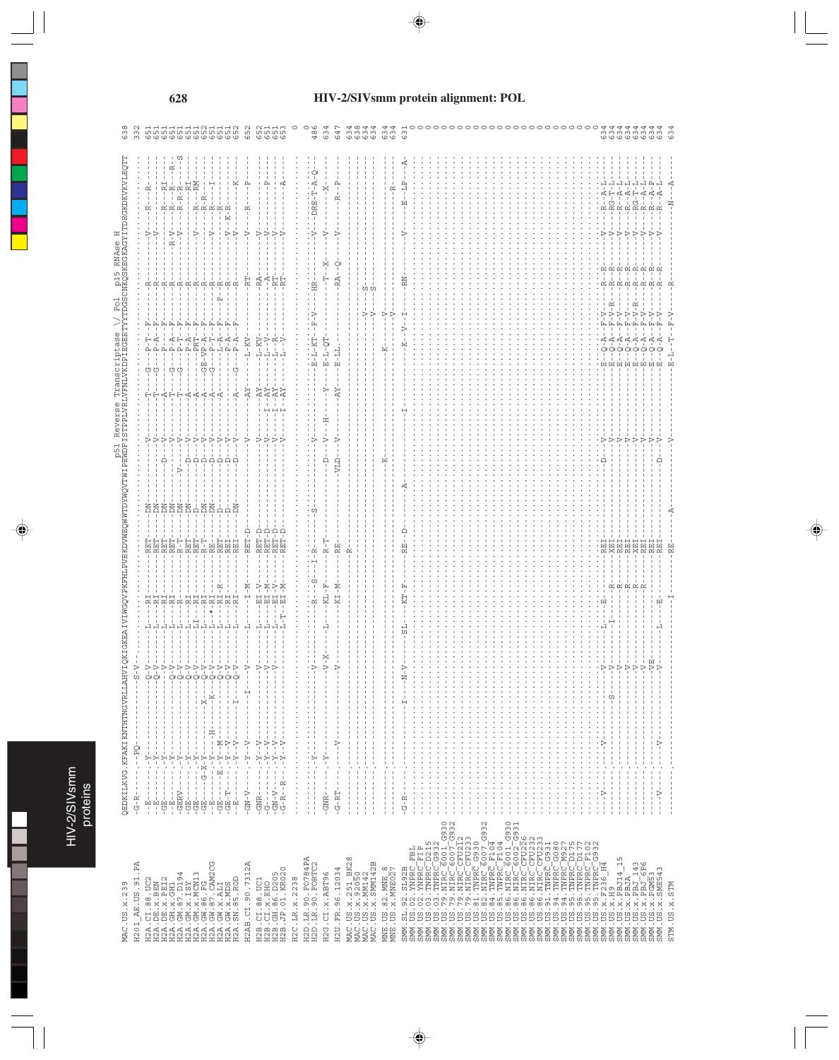# HIV-2/SIVsmm protein alignment: POL

```
                          p51 Reverse Transcriptase \/ Pol  p15 RNAse H
MAC.US.x.239         QEDKILKVG.KFAKIKNTHTNGVRLLAHVIQKIGKEAIVIWGQVPKFHLPVEKDVWEQWWTDYWQVTWIPEWDFISTPPLVRLVFNLVKDPIEGEETYYTDGSCNKQSKEGKAGYITDRGKDKVKVLEQTT  638
H2O1_AE.US.91.PA     -G-R------.--PQ---------------S-V-------------------------------------------------------------------------------------------------  332
```

| Sequence | Alignment | Pos |
|---|---|---|
| H2A.CI.88.UC2 | -E------.-Y----------Q-V----L----RI--------RET----DN--------V------T----G---P-T--F----------R-----------V---R---R-- | 651 |
| H2A.DE.x.BEN | -E------.-Y----------Q-V----L----RI--------RET----DN--------V------T----G---P-A--F----------R-----------V---R------ | 651 |
| H2A.DE.x.PEI2 | -GE-----.-Y------------V----L----RI--------RET----DN------D-V------A--------P----F----------R-------------------R---RI- | 651 |
| H2A.GH.x.GH1 | -E------.-Y----------Q-V----L----RI--------RET----DN--------V------T----G---P-A--F----------R-------R-V---R---R---R-- | 651 |
| H2A.GM.87.D194 | -GERV---.-Y----------Q-V----L----R---------R-T----DN----V---V------T----G---P-T--F----------R-----------V---R-R-R---S | 651 |
| H2A.GM.x.ISY | -GE-----.-Y----------Q-V----L----RI--------RET----DN------D-V------A--------P-A--F----------R-------------------R---RI | 651 |
| H2A.GM.x.MCN13 | -GE-----.-Y----------Q-V----LI---RI--------RET----D-------D-V------A--------PRT--F----------R-------------------R---RM | 651 |
| H2A.GW.86.FG | -GE-----G-X-Y---X----Q-V----L----RI--------R-T----DN------D-V------A----GE-VP-A--F----------R-----------V---R-R------ | 652 |
| H2A.GW.87.CAM2CG | -E------.-Y-----H----K-Q-V----L-*-RI--------RE-----DN------D-V------A----G---P-T--F----------R-----------V---R---I--- | 651 |
| H2A.GW.x.ALI | -GE-----E-Y--M-------Q-V----L----RI-R------RET----D-------D-V------A--------L-A--F----P-----R-------------------R------ | 651 |
| H2A.GW.x.MDS | -GE-T---.-Y--V-------Q-V----L----RI--------REI----D-------D-V------------------P-A--F----------R-----------V---K-R------ | 651 |
| H2A.SN.85.ROD | -E------.-Y--V-------Q-V----L----RI--------REI----DN------D-V------A----G---P-A--F----------R-----------V-------------K-- | 652 |
| H2AB.CI.90.7312A | -GN-V---.-Y--V--I------V----L----I-M-------RET-D------------V------AY------L-KV-------------RT----------V---R-------P-- | 652 |
| H2B.CI.88.UC1 | -GNR----.-Y--V---------V----L----EI-V------RET-D------------V------AY------L-KV-------------RA----------V--------------- | 652 |
| H2B.CI.x.EHO | -G------.-Y--V---------V----L----EI-M------RET-D------------V-----I-AY------L--V-------------A----------V-----------P-- | 651 |
| H2B.GH.86.D205 | -GN-V---.-Y--V---------V----L----EI-V------RET-D------------V-----I-AY------L--R-------------RT----------V--------------- | 651 |
| H2B.JP.01.KR020 | -G-R--R-.-Y--V---------------L-T--EI-M------RET-D------------V-----I-AY------L--V-------------RT----------V-----------A-- | 653 |
| H2C.LR.x.2238 | ........................................................................................................................ | 0 |
| H2D.LR.90.FO784PA | ........................................................................................................................ | 0 |
| H2D.LR.90.FORTC2 | ........-Y----------V--------------R--S--I-R-----S----------V------------E-L-KT--F-V------HR--------V---DRE-T-A-Q-- | 486 |
| H2G.CI.x.ABT96 | -GNR----.-Y----------V-X----L----KL-F------R-T----------D----V--H---Y-----E-L-QT-----------T--X--------V-------X--- | 634 |
| H2U.FR.96.12034 | -G-RT---.--V---------V-------------KI-M------RE-----------VLD---V------AY------E-LL.--------RA-Q-------V---R--P---- | 647 |
| MAC.US.x.251_BK28 | ........................................R-.............................................................. | 634 |
| MAC.US.x.92050 | ................................................................................V--S--................. | 638 |
| MAC.US.x.MM142 | .......................................................................................................... | 634 |
| MAC.US.x.SMM142B | ...............................................................................V--S...................... | 634 |
| MNE.US.82.MNE_8 | ..............................................K.................K------V.................................... | 634 |
| MNE.US.x.MNE027 | ..................................................................................V.....................R-- | 634 |
| SMM.SL.92.SL92B | -G-R----.------------I---N-V----SL----KT-F------RE---D--------A------I----------K--V--I-----RN--------V----E--LP---A- | 631 |
| SMM.US.02.YNPRC_FBL | ........................................................................................................................ | 0 |
| SMM.US.02.YNPRC_FIP | ........................................................................................................................ | 0 |
| SMM.US.03.TNPRC_D215 | ........................................................................................................................ | 0 |
| SMM.US.03.TNPRC_G932 | ........................................................................................................................ | 0 |
| SMM.US.79.NIRC_6001_G930 | ........................................................................................................................ | 0 |
| SMM.US.79.NIRC_6007_G932 | ........................................................................................................................ | 0 |
| SMM.US.79.NIRC_CFU212 | ........................................................................................................................ | 0 |
| SMM.US.79.NIRC_CFU233 | ........................................................................................................................ | 0 |
| SMM.US.81.TNPRC_G930 | ........................................................................................................................ | 0 |
| SMM.US.82.NIRC_6007_G932 | ........................................................................................................................ | 0 |
| SMM.US.84.TNPRC_F104 | ........................................................................................................................ | 0 |
| SMM.US.85.TNPRC_F104 | ........................................................................................................................ | 0 |
| SMM.US.86.NIRC_6001_G930 | ........................................................................................................................ | 0 |
| SMM.US.86.NIRC_6002_G931 | ........................................................................................................................ | 0 |
| SMM.US.86.NIRC_CFU232 | ........................................................................................................................ | 0 |
| SMM.US.86.NIRC_CFU233 | ........................................................................................................................ | 0 |
| SMM.US.91.TNPRC_G931 | ........................................................................................................................ | 0 |
| SMM.US.94.TNPRC_G080 | ........................................................................................................................ | 0 |
| SMM.US.94.TNPRC_M927 | ........................................................................................................................ | 0 |
| SMM.US.95.TNPRC_D175 | ........................................................................................................................ | 0 |
| SMM.US.95.TNPRC_D177 | ........................................................................................................................ | 0 |
| SMM.US.95.TNPRC_F102 | ........................................................................................................................ | 0 |
| SMM.US.95.TNPRC_G932 | ........................................................................................................................ | 0 |
| SMM.US.x.F236_H4 | ---V----.-V----------V----L----E-----------REI--------D----V----------E--Q-A--F-V-------R--R-------V---R--A-L-- | 634 |
| SMM.US.x.H9 | ---------------S-----V----I----------------XEI-------------V----------E--Q-A--F-V-R-----R--R-------V---RG-T-L-- | 634 |
| SMM.US.x.PBJ14_15 | ---------------------V---------R-----------REI-------------V----------E--Q-A--F-V-------R--R-------V---R--A-L-- | 634 |
| SMM.US.x.PBJA | ---------------------V---------R-----------REI-------------V----------E--Q-A--F-V-------R--R-------V---R--A-L-- | 634 |
| SMM.US.x.PBJ_143 | ---------------------V---------R-----------XEI-------------V----------E--Q-A--F-V-R-----R--R-------V---RG-T-L-- | 634 |
| SMM.US.x.PBJ_6P6 | ---------------------V---------R-----------XEI-------------V----------E--Q-A--F-V-------R--R-------V---R--A-L-- | 634 |
| SMM.US.x.PGM53 | ---------------------VE--------------------REI-------------V----------E--Q-A--F-V-------R--R-------V---R--A-P-- | 634 |
| SMM.US.x.SME543 | ---V----.-V----------V----L----E-----------REI-------D----V----------E--Q-A--F-V-------R--R-------V---R--A-L-- | 634 |
| STM.US.x.STM | .........................I--------------RE----A------------V----------E-L--T--F-V-------R--------------N---A---- | 634 |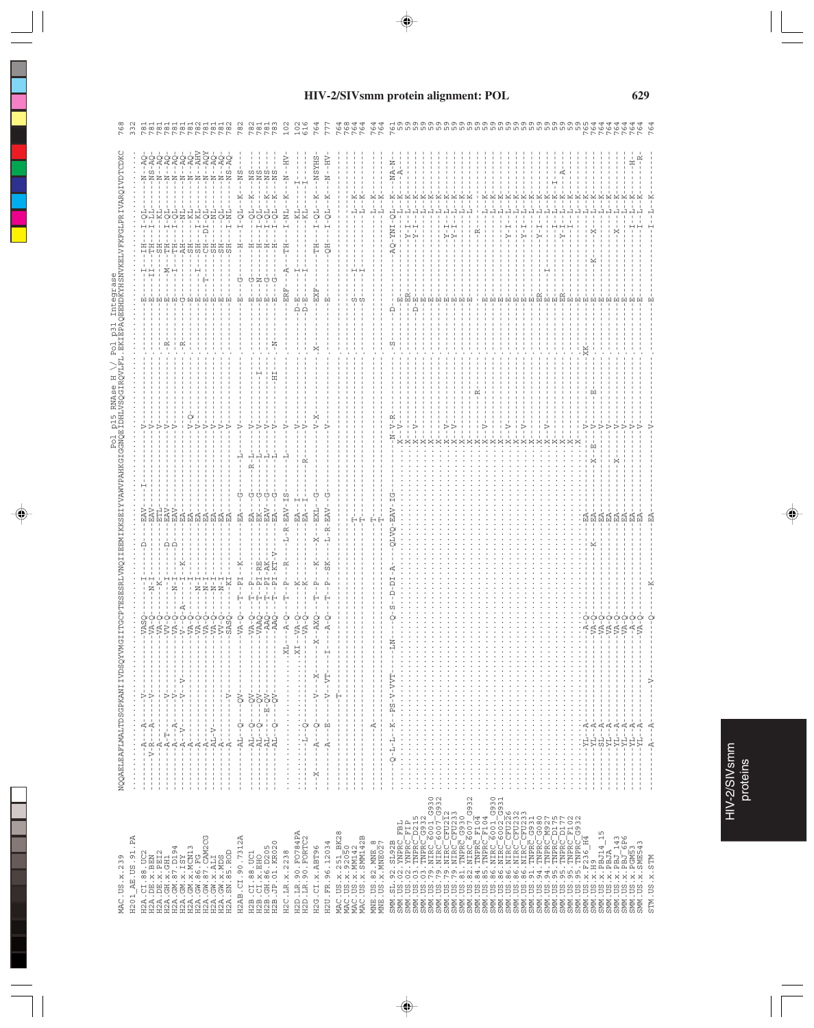```
                                          Pol p15 RNase H \/ Pol p31 Integrase
MAC.US.x.239                 NQQAELEAFLMALTDSGPKANIIVDSQYVMGIITGCPTESESRLVNQIIEEMIKKSEIYVAWVPAHKGIGGNQEIDHLVSQGIRQVLFL.EKIEPAQEEHDKYHSNVKELVFKFGLPRIVARQIVDTCDKC  768
H201_AE.US.91.PA                                                                                                                                             332

H2A.CI.88.UC2                                                                                                                                                781
H2A.DE.x.BEN                                                                                                                                                 781
H2A.DE.x.PEI2                                                                                                                                                781
H2A.GH.x.GH1                                                                                                                                                 781
H2A.GM.87.D194                                                                                                                                               781
H2A.GM.x.ISY                                                                                                                                                 781
H2A.GM.x.MCN13                                                                                                                                               781
H2A.GW.86.FG                                                                                                                                                 782
H2A.GW.87.CAM2CG                                                                                                                                             781
H2A.GW.x.ALI                                                                                                                                                 781
H2A.GW.x.MDS                                                                                                                                                 781
H2A.SN.85.ROD                                                                                                                                                782

H2AB.CI.90.7312A                                                                                                                                             782

H2B.CI.88.UC1                                                                                                                                                782
H2B.CI.x.EHO                                                                                                                                                 781
H2B.GH.86.D205                                                                                                                                               781
H2B.JP.01.KR020                                                                                                                                              783

H2C.LR.x.2238                                                                                                                                                102

H2D.LR.90.FO784PA                                                                                                                                            102
H2D.LR.90.FORTC2                                                                                                                                             616

H2G.CI.x.ABT96                                                                                                                                               764

H2U.FR.96.12034                                                                                                                                              777

MAC.US.x.251_BK28                                                                                                                                            764
MAC.US.x.92050                                                                                                                                               768
MAC.US.x.MM142                                                                                                                                               764
MAC.US.x.SMM142B                                                                                                                                             764

MNE.US.82.MNE_8                                                                                                                                              764
MNE.US.x.MNE027                                                                                                                                              764

SMM.SL.92.SL92B                                                                                                                                              761
SMM.US.02.YNPRC_FBL                                                                                                                                          59
SMM.US.02.YNPRC_FIP                                                                                                                                          59
SMM.US.03.TNPRC_D215                                                                                                                                         59
SMM.US.03.TNPRC_G932                                                                                                                                         59
SMM.US.79.NIRC_6001_G930                                                                                                                                     59
SMM.US.79.NIRC_6007_G932                                                                                                                                     59
SMM.US.79.NIRC_CFU212                                                                                                                                        59
SMM.US.79.NIRC_CFU233                                                                                                                                        59
SMM.US.81.TNPRC_G930                                                                                                                                         59
SMM.US.82.NIRC_6007_G932                                                                                                                                     59
SMM.US.84.TNPRC_F104                                                                                                                                         59
SMM.US.85.TNPRC_F104                                                                                                                                         59
SMM.US.86.NIRC_6001_G930                                                                                                                                     59
SMM.US.86.NIRC_6002_G931                                                                                                                                     59
SMM.US.86.NIRC_CFU232                                                                                                                                        59
SMM.US.86.NIRC_CFU233                                                                                                                                        59
SMM.US.91.TNPRC_G931                                                                                                                                         59
SMM.US.94.TNPRC_G080                                                                                                                                         59
SMM.US.94.TNPRC_M927                                                                                                                                         59
SMM.US.95.TNPRC_D175                                                                                                                                         59
SMM.US.95.TNPRC_F102                                                                                                                                         59
SMM.US.95.TNPRC_G932                                                                                                                                         59
SMM.US.x.F236_H4                                                                                                                                             765
SMM.US.x.H9                                                                                                                                                  764
SMM.US.x.PBJ14_15                                                                                                                                            764
SMM.US.x.PBJA                                                                                                                                                764
SMM.US.x.PBJ_143                                                                                                                                             764
SMM.US.x.PBJ_6P6                                                                                                                                             764
SMM.US.x.PGM53                                                                                                                                               764
SMM.US.x.SME543                                                                                                                                              764

STM.US.x.STM                                                                                                                                                 764
```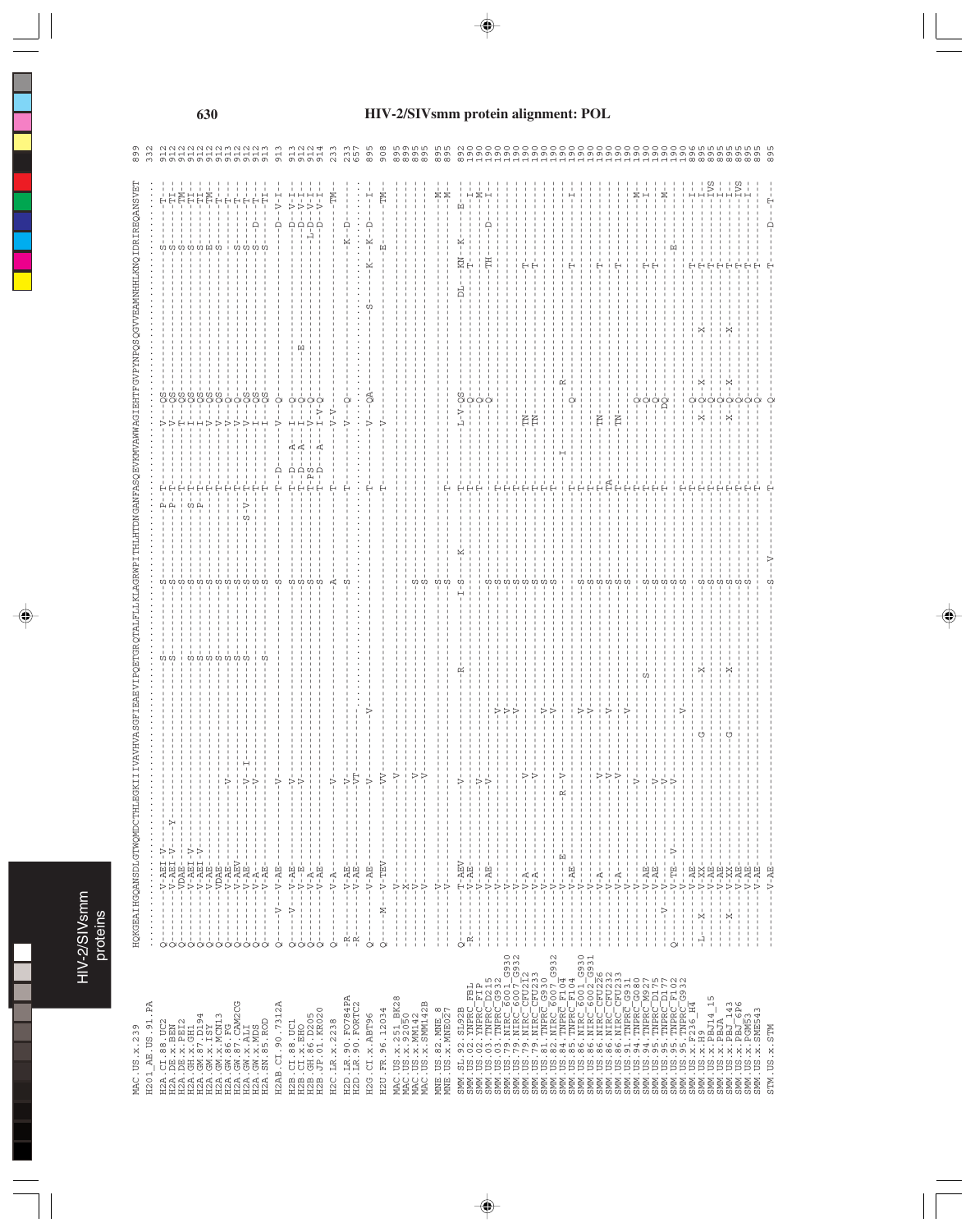# HIV-2/SIVsmm protein alignment: POL

```
MAC.US.x.239            HQKGEAIHGQANSDLGTWQMDCTHLEGKIIIVAVHVASGFIEAEVIPQETGRQTALFLLKLAGRWPITHLHTDNGANFASQEVKMVAWWAGIEHTFGVPYNPQSQGVVEAMNHHLKNQIDRIREQANSVET  899
H2O1_AE.US.91.PA
H2A.CI.88.UC2
H2A.DE.x.BEN
H2A.DE.x.PEI2
H2A.GH.x.GH1
H2A.GM.87.D194
H2A.GM.x.ISY
H2A.GM.x.MCN13
H2A.GW.86.FG
H2A.GW.87.CAM2CG
H2A.GW.x.ALI
H2A.GW.x.MDS
H2A.SN.85.ROD
H2AB.CI.90.7312A
H2B.CI.88.UC1
H2B.CI.x.EHO
H2B.GH.86.D205
H2B.JP.01.KR020
H2C.LR.x.2238
H2D.LR.90.FO784PA
H2D.LR.90.FORTC2
H2G.CI.x.ABT96
H2U.FR.96.12034
MAC.US.x.251_BK28
MAC.US.x.92050
MAC.US.x.MM142
MAC.US.x.SMM142B
MNE.US.82.MNE_8
MNE.US.x.MNE027
SMM.SL.92.SL92B
SMM.US.02.YNPRC_FBL
SMM.US.02.YNPRC_FIP
SMM.US.03.TNPRC_D215
SMM.US.03.TNPRC_G932
SMM.US.79.NIRC_6001_G930
SMM.US.79.NIRC_6007_G932
SMM.US.79.NIRC_CFU212
SMM.US.79.NIRC_CFU233
SMM.US.81.TNPRC_G930
SMM.US.82.NIRC_6007_G932
SMM.US.84.TNPRC_F104
SMM.US.85.TNPRC_F104
SMM.US.86.NIRC_6001_G930
SMM.US.86.NIRC_6002_G931
SMM.US.86.NIRC_CFU226
SMM.US.86.NIRC_CFU232
SMM.US.86.NIRC_CFU233
SMM.US.91.TNPRC_G931
SMM.US.94.TNPRC_G080
SMM.US.94.TNPRC_M927
SMM.US.95.TNPRC_D175
SMM.US.95.TNPRC_D177
SMM.US.95.TNPRC_F102
SMM.US.95.TNPRC_G932
SMM.US.x.F236_H4
SMM.US.x.H9
SMM.US.x.PBJ14_15
SMM.US.x.PBJA
SMM.US.x.PBJ_143
SMM.US.x.PBJ_6P6
SMM.US.x.PGM53
SMM.US.x.SME543
STM.US.x.STM
```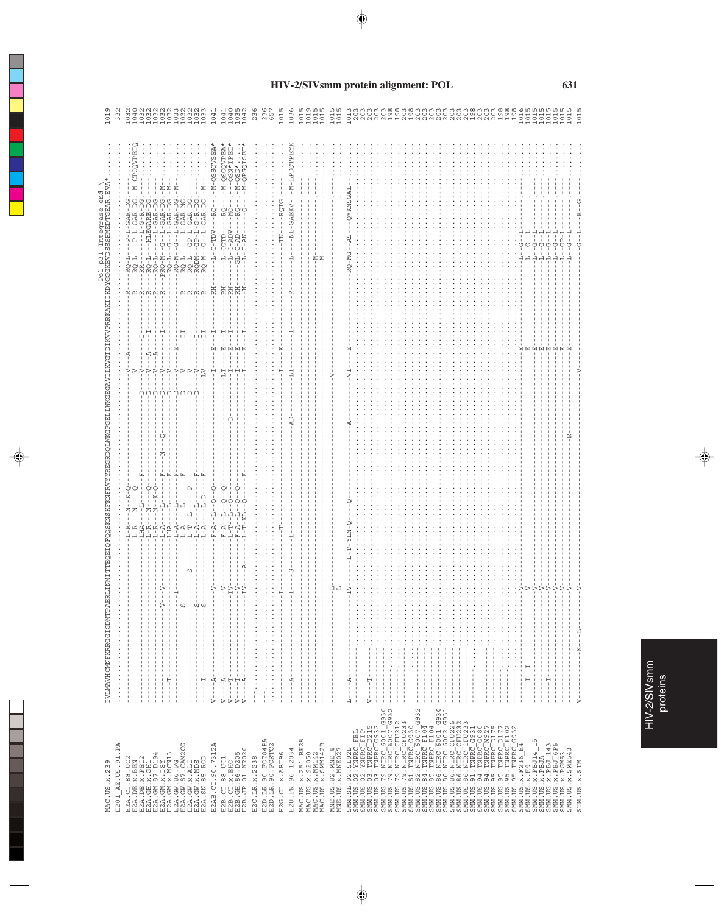# HIV-2/SIVsmm protein alignment: POL

```
                              Pol p31 Integrase end \
MAC.US.x.239                  IVLMAVHCMNFKRRGGIGDMTPAERLINMITTEQEIQFQQSKNSKFKNFRVYYREGRDQLWKGPGELLWKGEGAVILKVGTDIKVVPRRKAKIIKDYGGGKEVDSSSHMEDTGEAR.EVA*.......   1019
H201_AE.US.91.PA              ......................................................................................................................................   332

H2A_CI.88.UC2                 ----------------------------L-R---N--K-Q-------------------------V---A----------R-----RQ-L---P-L-GAR-DG.......                  1032
H2A_DE.x.BEN                  ----------------------------L-R---N---Q--------------------------V--------------R-----RQ-L---P-L-GAR-DG.-M-CPCQVPEIQ           1040
H2A_DE.x.PEI2                 ----------------------------LHA---L------F-------------D---V------I-------R-----RR-------L-G-R-DG.......                        1032
H2A_GH.x.GH1                  ----------------------------L-R---N---Q-------------------D---V---A---I---------R-----RQ-L---HLEGARE-DG.......                 1032
H2A_GM.87.D194                ---------------V---V--------L-A---L-------F---N---Q------D---V---A--------------R-----RQ-L------L-GAR-DG.......                1032
H2A_GM.x.ISY                  ------T---------------I-----LHA---L-------F--------------D---V--------------I---R-----PRQ-M---G--L-GAR-DG.-M-....              1032
H2A_GM.x.MCN13                --------------------------------L-A---L-------F--------------D---V-------E------R-----RQ-M---G--L-GAR-DG.-M-....              1033
H2A_GW.86.FG                  --------------S-------------L-A---L-------F--------------D---V------II-------R-----RQ-L------L-GAR-NG.......                   1032
H2A_GW.87.CAM2CG              ---------------------S------L-T--L----P-----------------D---V--------------R-----RQ-L---GP-L-GAR-DG.......                     1032
H2A_GW.x.ALI                  --------------S-------------L-A---L---D---F--------------D---V--------I---R-----RQDM---GP-L-GAR-DG.......                       1033
H2A_GW.x.MDS                  ------I-------S-------------L-A---L---D---F------------------LV------II---R-----RQ-M---G--L-GAR-DG.-M-....                     1032
H2A_SN.85.ROD

H2AB_CI.90.7312A              V---A-----------V-----------F-A--L--Q--Q-------------------I------E---I-------RH-----L-C-TDV---RQ-.-M-QSSQVSEA*               1041

H2B_CI.88.UC1                 V---A-----------V-----------F-A--L--Q--Q-------------------LI------E---I-------RH-----L-CGTD---RQ-.-M-QSGQVPEA*               1041
H2B_CI.x.EHO                  V---T-----------IV----------L-T--L--Q--Q------------D------I-------E---I-------RN-----L--ADV---MQ-.--QSN*IPEI*               1041
H2B_GH.86.D205                V---T-----------IV----------F-A--L--Q--Q-------------------I-------E---I-------RH-----GL-C-ADV---RQ-.-M-QSD*....             1034
H2B_JP.01.KR020               V---A-----------IV----A-----L-T-KL--Q--F-------------------I-------E---I-------N------L-C-AN-----Q--.-M-QPSQISET*             1042

H2C_LR.x.2238                 ......................................................................................................................................   236

H2D_LR.90.FO784PA             ......................................................................................................................................   236
H2D_LR.90.FORTC2              ......................................................................................................................................   657

H2G_CI.x.ABT96                ----------------I-----------T-----------------------------I-------E-------------------TN----RQTG.......                        1015

H2U_FR.96.12034               ----A-----------I-----S-----L------------------------AD-----LI------I------R-------L-----NL-GAEKV-.-M-LPDQTPEYX              1036

MAC.US.x.251_BK28             ......................................................................................................................................   1015
MAC.US.x.92050                ...................................................................................................................M.................   1019
MAC.US.x.MM142                ...................................................................................................................M.................   1015
MAC.US.x.SMM142B              ......................................................................................................................................   1015

MNE.US.82.MNE_8               ...................L..................................................V...........................................................   1015
MNE.US.x.MNE027               ...................L..................................................................................................................   1015

SMM.SL.92.SL92B               L---A-----------IV----L-T-YLN-Q-----Q-------------------A------VI-----E-------------RQ-MG--AS---Q*KNSGAL-......              1013
SMM.US.02.YNPRC_FBL           ......................................................................................................................................   203
SMM.US.02.YNPRC_FIP           ......................................................................................................................................   203
SMM.US.03.TNPRC_D215          V---T.................................................................................................................................   203
SMM.US.03.TNPRC_G932          ......................................................................................................................................   203
SMM.US.79.NIRC_6001_G930      ......................................................................................................................................   198
SMM.US.79.NIRC_6007_G932      ......................................................................................................................................   198
SMM.US.79.NIRC_CFU212         ......................................................................................................................................   203
SMM.US.79.NIRC_CFU233         ......................................................................................................................................   203
SMM.US.81.TNPRC_G930          ......................................................................................................................................   198
SMM.US.82.NIRC_6007_G932      ......................................................................................................................................   203
SMM.US.84.TNPRC_F104          ......................................................................................................................................   203
SMM.US.85.TNPRC_F104          ......................................................................................................................................   203
SMM.US.86.NIRC_6001_G930      ......................................................................................................................................   203
SMM.US.86.NIRC_6002_G931      ......................................................................................................................................   203
SMM.US.86.NIRC_CFU232         ......................................................................................................................................   203
SMM.US.86.NIRC_CFU233         ......................................................................................................................................   203
SMM.US.86.NIRC_CFU233         ......................................................................................................................................   198
SMM.US.91.TNPRC_G931          ......................................................................................................................................   203
SMM.US.94.TNPRC_G080          ......................................................................................................................................   203
SMM.US.94.TNPRC_M927          ......................................................................................................................................   203
SMM.US.94.TNPRC_D175          ......................................................................................................................................   198
SMM.US.95.TNPRC_D177          ......................................................................................................................................   198
SMM.US.95.TNPRC_F102          ......................................................................................................................................   198
SMM.US.95.TNPRC_G932          ......................................................................................................................................   198
SMM.US.x.F236_H4              ----I--I--------V-----------------------------------------E-----------L-G--L-........                                          1016
SMM.US.x.H9                   ----------------V-----------------------------------------E-----------L-G--L-........                                          1015
SMM.US.x.PBJ14_15             ----------------V-----------------------------------------E-----------L-G--L-........                                          1015
SMM.US.x.PBJA                 ----I-----------V-----------------------------------------E-----------L-G--L-........                                          1015
SMM.US.x.PBJ_143              ----------------V-----------------------------------------E-----------L-G--L-........                                          1015
SMM.US.x.PBJ_6P6              ----------------V-----------------------------------------E-----------L-GP-L-........                                          1015
SMM.US.x.PGM53                ----------------V-----------------------------------R-----E-----------L-G--L-........                                          1015
SMM.US.x.SME543

STM.US.x.STM                  V--------K--L---V-------------------------------------------V-------------------G--L---R--G.........                          1015
```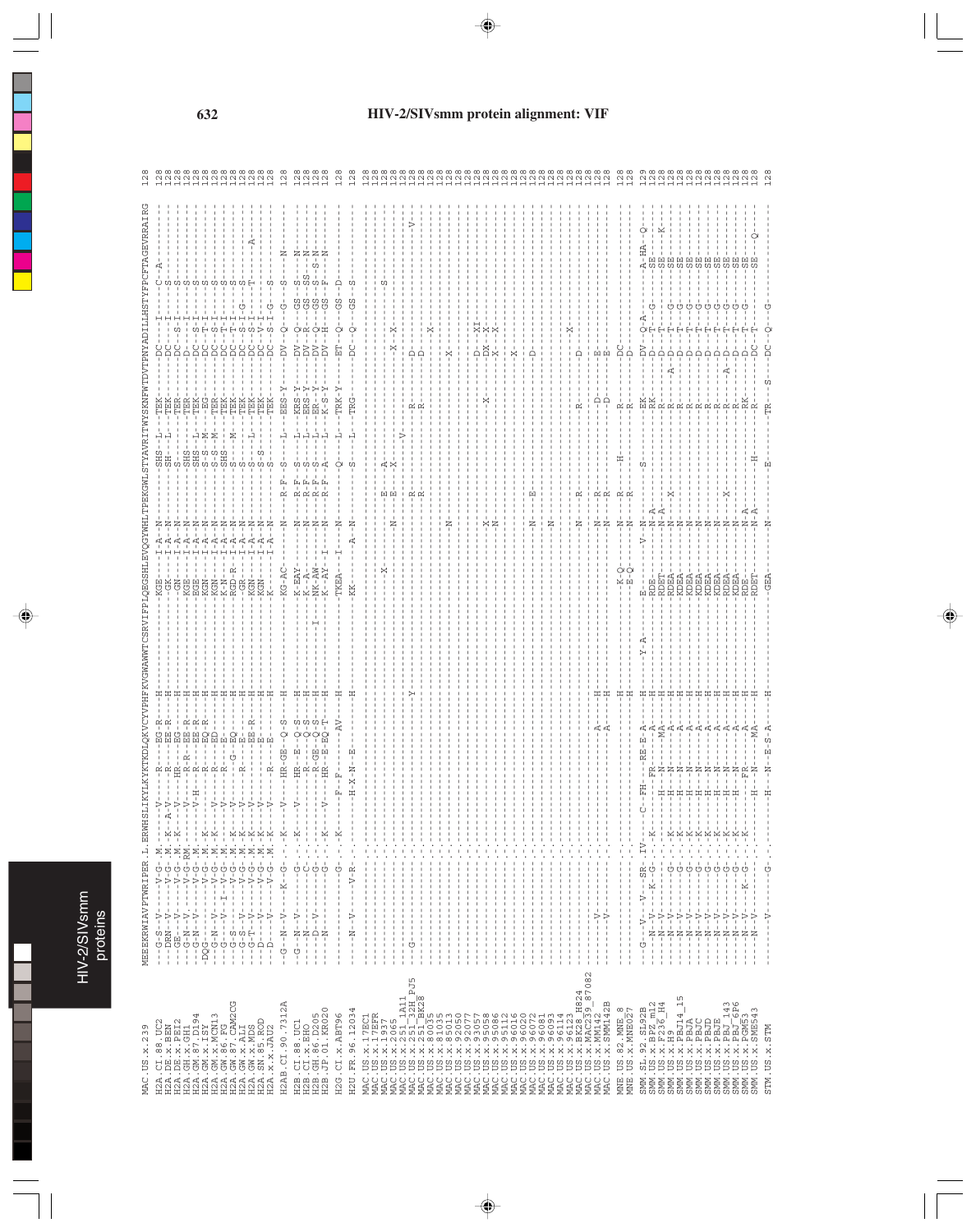# HIV-2/SIVsmm protein alignment: VIF

```
MAC.US.x.239              MEEEKRWIAVPTWRIPER.L.ERWHSLIKYLKYKTKDLQKVCYVPHFKVGWAWWTCSRVIFPLQEGSHLEVQGYWHLTPEKGWLSTYAVRITWYSKNFWTDVTPNYADILLHSTYFPCFTAGEVRRAIRG 128
H2A.CI.88.UC2             --G-S--V-----V-G-.M.-------V------R-----EG-R---H-------------------KGE---I-A--N----------SHS--L--TEK-------DC-----I-----C--A--------- 128
H2A.DE.x.BEN              ---DRN--V-----V-G-.M.-K--A-V-----R-----EE-R---H-------------------GK----I-A--N----------SH---L--TEK-------DC-----I-----S------------ 128
H2A.DE.x.PEI2             ---GE---V-----V-G-.M.-K-----V----HR-----EG----H-------------------GN----I-A--N----------S--------TER-------DC---S-I-----S------------ 128
H2A.GH.x.GH1              ---G-N--V-----V-G-RM.-------V----R-R---EE-R---H-------------------KGE---I-A--N----------SHS------TER-------D-------I-----S------------ 128
H2A.GM.87.D194            ---G-N--V-----V-G-.M.-------V-H--R-----EE-R---H-------------------EGE---I-A--N----------SHS--L--TEK-------DC---S-I-----S------------ 128
H2A.GM.x.ISY              -DQG-----------V-G-.M.-K-----------R-----EQ-R---H-------------------KGN---I-A--N----------S-S--M--EG--------DC---T-I-----S------------ 128
H2A.GM.x.MCN13            ---G-N--V-----V-G-.M.-K-----V------R-----ED-----H-------------------KGN---I-A--N----------S-S--M--TER-------DC---S-I-----S------------ 128
H2A.GW.86.FG              ---G----V--I--V-G-.M.-------V------R-----E------H-------------------K-N---I-A--N----------SHS------TEK-------DC---T-I-----S------------ 128
H2A.GW.87.CAM2CG          ---G-S--------V-G-.M.-K-----V----G--EQ--------H-------------------RGD-R-I-A--N----------S-----M--TEK-------DC---T-I-----S------------ 128
H2A.GW.x.ALI              ---G----V-----V-G-.M.-K-----V------R-----E------H-------------------GR----I-A--N----------S-----L--TEK-------DC---S-I-G---S------------ 128
H2A.GW.x.MDS              ---G-S--V-----V-G-.M.-K-----V-------------EE-R--H-------------------KGN---I-A--N----------S-----L--TEK-------DC---S-I-----G------------ 128
H2A.SN.85.ROD             ---G-T--V-----V-G-.M.-K-----V-------------E-----H-------------------KGN---I-A--N----------S-S------TEK-------DC---V-I-----T--------A--- 128
H2A.x.x.JAU2              ---D----V-----V-G-.M.-K-----V------R-----E------H-------------------K-----I-A--N----------S--------TEK-------DC---S-I-G---S------------ 128

H2AB.CI.90.7312A          --G--N--V------K--G-.-K-----V----HR-GE--Q-S---H-------------------KG-AC-----N-----R-F--S-----L--EES-Y-----DV--Q----G----S---N-------- 128

H2B.CI.88.UC1             --G--N--V------------G-.-K-----V----HR--E--Q-S---H-------------------K-EAY-----N-----R-F--S-----L--KRS-Y-----DV--Q----GS---S---N----- 128
H2B.CI.x.EHO              ---N------------C-.---------------R------Q-S---H-------------------K--A-----N-----R-F--S-----L--ERS-Y-----DV--R----GS---SS---N----- 128
H2B.GH.86.D205            ---D--V-------G-.---------------R-GE--Q-S---H----------------I---NK-AW-----N-----R-F--S-----L--ER--Y-----DV--Q----GS---S--N------- 128
H2B.JP.01.KR020           ---N-----------G-.---------V----HR--E-EQ-T--H-------------------K--AY-I----N-----R-F--A-----L--K-S-Y-----DV--H----GS---F---N------ 128

H2G.CI.x.ABT96            -------------------G-.-K---------F---F----AV--H-------------------TKEA--I----N-----------Q-----L--TRK-Y-----ET--Q----GS---D--------- 128

H2U.FR.96.12034           ----N--V------V-R-.-------------H-X-N--E------H-------------------KK-------A-N-----------S-----L--TRG-------DC--Q----GS---S--------- 128

MAC.US.x.17EC1            --------------------.-------------------------------------------------------------------------------------------------------- 128
MAC.US.x.17EFR            --------------------.------------------------------------------------------------------E-----A------------------------------- 128
MAC.US.x.1937             --------------------.-------------------------------------------------X--------N------E-----X-------------------X--X--------S---- 128
MAC.US.x.2065             --------------------.-------------------------------------------------------------------------------------------------------- 128
MAC.US.x.251_1A11         --------------------.-----------------------------------------------------------------------V---------------------------------V-- 128
MAC.US.x.251_32H_PJ5      --G-----------------.-------------------------------Y--------------------------------R-----------R---------D-------------------- 128
MAC.US.x.251_BK28         --------------------.------------------------------------------------------------------R-----------R---------D-------------------- 128
MAC.US.x.80035            --------------------.------------------------------------------------------------------------------------------X---------------- 128
MAC.US.x.81035            --------------------.-------------------------------------------------------N-------------------------------------------------- 128
MAC.US.x.92050            --------------------.-------------------------------------------------------------------------------------X--------------------- 128
MAC.US.x.92077            --------------------.-------------------------------------------------------------------------------------------------------- 128
MAC.US.x.93057            --------------------.-------------------------------------------------------------------------------------------D----XI--------- 128
MAC.US.x.95058            --------------------.---------------------------------------------------X--------------X------------------DX----X---------- 128
MAC.US.x.95086            --------------------.---------------------------------------------------N---------------------------------X----X------------ 128
MAC.US.x.95112            --------------------.-------------------------------------------------------------------------------------------------------- 128
MAC.US.x.96016            --------------------.------------------------------------------------------------------------------------X--------------------- 128
MAC.US.x.96020            --------------------.------------------------------------------------------N-------E------------------D-------------------- 128
MAC.US.x.96072            --------------------.-------------------------------------------------------------------------------------------------------- 128
MAC.US.x.96081            --------------------.-------------------------------------------------------N------------------------------------------------ 128
MAC.US.x.96093            --------------------.-------------------------------------------------------------------------------------------------------- 128
MAC.US.x.96114            --------------------.-------------------------------------------------------------------------------------------------------- 128
MAC.US.x.96123            --------------------.--------------------------------------------------------------------------------------X----------------- 128
MAC.US.x.BK28_H824        --------------------.------------------------------------------------------N------R-----------R--------D-------------------- 128
MAC.US.x.MAC239_87082     --------------------.-------------------------------------------------------------------------------------------------------- 128
MAC.US.x.MM142            ---V----------------.-----------------A---------H----------------------N------R-----------D--------E-------------------- 128
MAC.US.x.SMM142B          ---V----------------.-----------------A---------H----------------------N------R-----------D--------E-------------------- 128

MNE.US.82.MNE_8           --------------------.-------------------------------H-------------K-Q--------N------R-----H---R--------DC------------------- 128
MNE.US.x.MNE027           --------------------.-------------------------------H-------------E-Q--------N------R---------R--------D-------------------- 128

SMM.SL.92.SL92B           ---G---V----V---SR--IV--C--FH----RE-E-A---H-----Y-A----E--------V--N-----------S--------EK--------DV--Q-A-------A-HA--Q-- 129
SMM.US.x.BPZ_m12          ---N-V------K--G-.-K---------FR--------A---H-------------------RDE------N-A------------------RK--------D--T--G------SE----------- 128
SMM.US.x.F236_H4          ---N-V-----------.--------H--N------MA---H-------------------RDET-----N-A------------------R---------D--T--------SE----K------ 128
SMM.US.x.H9               ---N-V-------G-.-K--------H--N-------A---H-------------------RDEA-----N-------X-----------R-------A-D--T--G------SE----------- 128
SMM.US.x.PBJ14_15         ---N-V-------G-.-K--------H--N-------A---H-------------------RDEA-----N-------------------R---------D--T--G------SE----------- 128
SMM.US.x.PBJA             ---N-V-------G-.-K--------H--N-------A---H-------------------KDEA-----N-------------------R---------D--T--G------SE----------- 128
SMM.US.x.PBJC             ---N-V-------G-.-K--------H--N-------A---H-------------------KDEA-----N-------------------R---------D--T--G------SE----------- 128
SMM.US.x.PBJD             ---N-V-------G-.-K--------H--N-------A---H-------------------KDEA-----N-------------------R---------D--T--G------SE----------- 128
SMM.US.x.PBJE             ---N-V-------G-.-K--------H--N-------A---H-------------------KDEA-----N-------------------R---------D--T--G------SE----------- 128
SMM.US.x.PBJ_143          ---N-V-------G-.-K--------H--N-------A---H-------------------RDEA-----N------X------------R-------A-D--T--G------SE----------- 128
SMM.US.x.PBJ_6P6          ---N-V-------G-.-K--------H--N-------A---H-------------------KDEA-----N-------------------R---------D--T--G------SE----------- 128
SMM.US.x.PGM53            ---N-V--K--G-.-K--------FR-------A---H-------------------RDE------N-A------------------RK--------D--T--G------SE----Q------ 128
SMM.US.x.SME543           ---N-V-----------.-----------H--N------MA---H-------------------RDET-----N-A-------H----------R---------DC--T----------------- 128

STM.US.x.STM              ---V---------G-.---------H--N--E-S-A---H-------------------GEA------N------E----------TR--S---------DC--Q----G----------- 128
```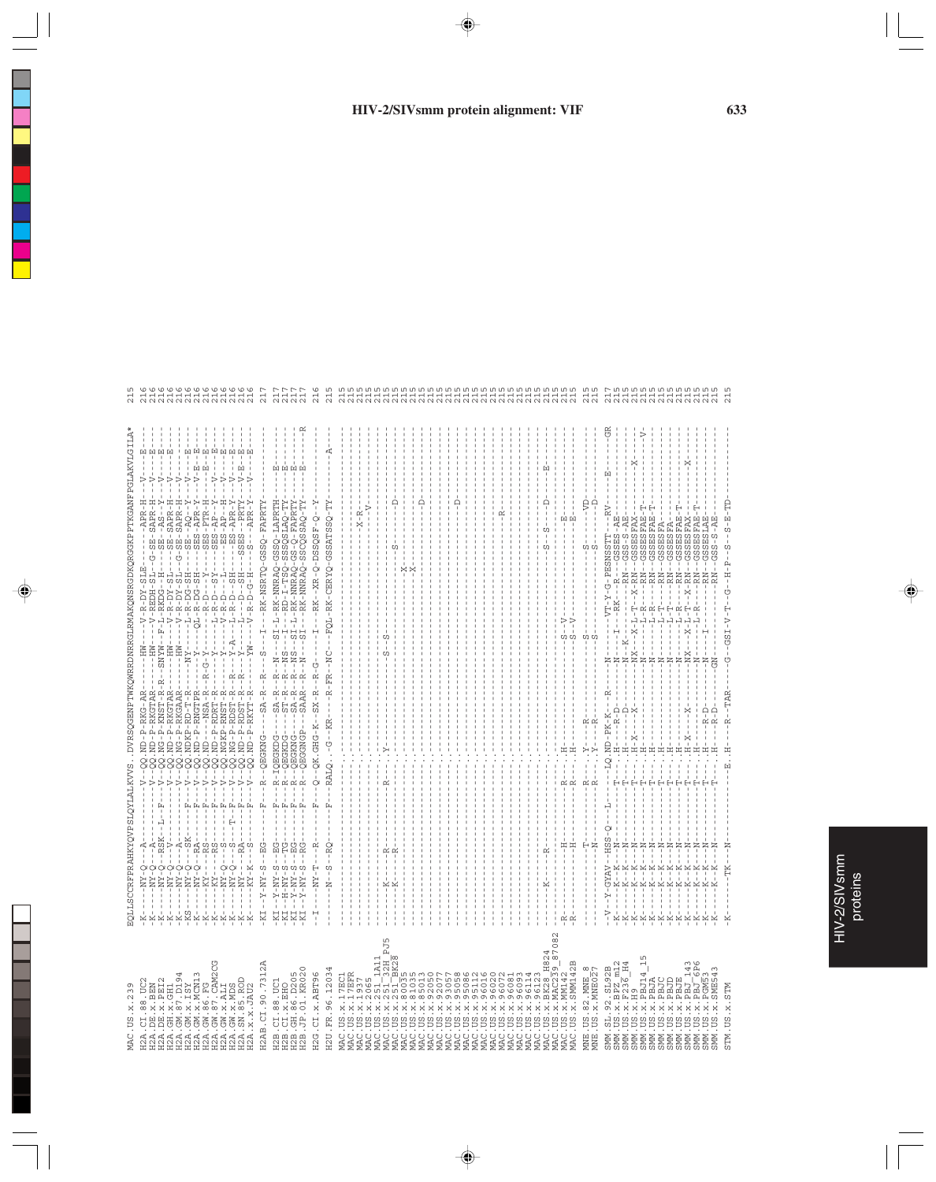# HIV-2/SIVsmm protein alignment: VIF

```
MAC.US.x.239              EQLLSCCRFPRAHKYQVPSLQYLALKVVS..DVRSQGENPTWKQWRRDNRRGLRMAKQNSRGDKQRGGKPPTKGANFPGLAKVLGILA*  215

H2A.CI.88.UC2             -K-----NY-Q---A---------V--QQ.ND-P-RKG-AR------HW-----V-R-DY-SLE------APR-H----V-----E---  216
H2A.DE.x.BEN              -K-----NY-Q---A---------V--QQ.ND-P-RKGTAR------HW-----V-REDH-SL-G-SE-SAPR-H----V-----E---  216
H2A.DE.x.PEI2             -K-----NY-Q--RSK--L--F--V--QQ.NG-P-KNST-R-R--SNYW--F-L-RKDG--H----SE--AS-Y----V-----E---  216
H2A.GH.x.GH1              -K-----NY-Q---V---------V--QQ.ND-P-RKGTAR------HW-----V-R-DY-SL----SE--SAPR-H----V---------  216
H2A.GM.87.D194            -K-----NY-Q---A---------V--QQ.NG-P-RKGAAR------HW-----V-R-DY-SL--G-SE-SAPR-H----V---------  216
H2A.GM.x.ISY              -KS----NY-Q---SK-----F--V--QQ.NDKP-RD-T-R-----NY-----L-R-DG-SH----SES--AP-Y----V--E---  216
H2A.GM.x.MCN13            -K-----NY-Q---RA-----F--V--QQ.ND-P-RNGTPR------Y-----QL-R-DG-SH----SES-APR-Y---V-E--E---  216
H2A.GW.86.FG              -K-----KY-----RS-----F--V--QQ.ND---NSA-R--R-G-Y------R-D---Y------SES-PTR-H----E--E---  216
H2A.GW.87.CAM2CG          -K-----KY-----RS-----F--V--QQ.ND-P-RDRT-R------Y-----L-R-D--SY-----SES-AP--Y----V-----E---  216
H2A.GW.x.ALI              -K-----NY-Q---S------F--V--QQ.NGKP-RNST-R------Y-----V-R-D---L-------ES-AP--H----V-----E---  216
H2A.GW.x.MDS              -K-----NY-Q---S---T--F--V--QQ.NG-P-RDST-R--R---Y-A---L-R-D---SH------ES-APR-Y---V-----E---  216
H2A.SN.85.ROD             -K-----NY-----RA-----F--V--QQ.ND-P-RDST-R--R---Y-----L-R-D---SH----SSES--PRTY----V-E--E---  216
H2A.x.x.JAU2              -K-----KY-K---S------F--V--QQ.ND-P-RKYT-R--R---YW----V-R-D-G-H----S---APR-Y----V-----E---  216

H2AB.CI.90.7312A          -KI--Y-NY-S--EG------F--R--QEGKNG-----SA-R--R--S---I---RK-NSRTQ-GSSQ-FAPRTY--------------  217

H2B.CI.88.UC1             -KI--Y-NY-S--EG------F--R--IQEGKDG-----SA-R--R--N---SI-L-RK-NNRAQ-GSSQ-LAPRTH-------E----  217
H2B.CI.x.EHO              -KI--H-NY-S--TG------F--R--QEGKDG-----ST-R--R--NS---I--RD-I-TSQ-GSSQSLAQ-TY-------E----  217
H2B.GH.86.D205            -KI--Y-NY-S--EG------F--R--QEGKNG-----SA-R--R--NS---SI-L-RK-NNRAQ-GS-Q-FAPRTY-------E----  217
H2B.JP.01.KR020           -KI--Y-NY-S--RG------F--R--QEGGNGP----SAAR--R--N---SI---RK-NNRAQ-SSQSSAQ-TY-------E----R-  217

H2G.CI.x.ABT96            --I----NY-T---R------F--Q--QK.GHG-K--SX-R--R-G-----I---RK--XR-Q-DSSQSF-Q--Y--------------  216

H2U.FR.96.12034           -------N--S--RQ------F--RALQ..-G--KR--------R-FR--NC---FQL-RK-CERYQ-GSATSSQ-TY--------A----  215

MAC.US.x.17EC1            ---------------------------.----------------------------------------------------------  215
MAC.US.x.17EFR            ---------------------------.-----------------------------------------------X-R--------  215
MAC.US.x.1937             ---------------------------.------------------------------------------------V---------  215
MAC.US.x.2065             ---------------------------.----------------------------------------------------------  215
MAC.US.x.251_1A11         ---------------------------.----------------------------------------------------------  215
MAC.US.x.251_32H_PJ5      -------K------R---------R--..Y----------------S--S------------------S------D--------  215
MAC.US.x.251_BK28         -------K------R------------.----------------------------------------------------------  215
MAC.US.x.80035            ---------------------------.-------------------------------X--------------------------  215
MAC.US.x.81035            ---------------------------.--------------------------------X-------------------------  215
MAC.US.x.85013            ---------------------------.-------------------------------------------D--------------  215
MAC.US.x.92050            ---------------------------.----------------------------------------------------------  215
MAC.US.x.92077            ---------------------------.----------------------------------------------------------  215
MAC.US.x.93057            ---------------------------.----------------------------------------------------------  215
MAC.US.x.95058            ---------------------------.---------------------------------------D------------------  215
MAC.US.x.95086            ---------------------------.----------------------------------------------------------  215
MAC.US.x.95112            ---------------------------.----------------------------------------------------------  215
MAC.US.x.96016            ---------------------------.----------------------------------------------------------  215
MAC.US.x.96020            ---------------------------.----------------------------------------------------------  215
MAC.US.x.96072            ---------------------------.-----------------------------------------R----------------  215
MAC.US.x.96081            ---------------------------.----------------------------------------------------------  215
MAC.US.x.96093            ---------------------------.----------------------------------------------------------  215
MAC.US.x.96114            ---------------------------.----------------------------------------------------------  215
MAC.US.x.96123            ---------------------------.----------------------------------------------------------  215
MAC.US.x.BK28_H824        -------K------R------------.-----------------------------S----S------D------E---------  215
MAC.US.x.MAC239_87082     -R-------------------------.----------------------S--V---------------------------------  215
MAC.US.x.MM142            -R-------H---------R-------.H-------------------S--V------------------E-------------  215
MAC.US.x.SMM142B          -R-------H---------R-------.H-----------------------------------------E-------------  215

MNE.US.82.MNE_8           -----------T-------R-------.Y---R-------------S-----------S---------VD------------  215
MNE.US.x.MNE027           -----------N-------R-------.Y---R-------------S-----------S-----------D------------  215

SMM.SL.92.SL92B           -V--Y-GYAV--HSS-Q--L--T--LQ.ND-PK-K---R----N---VT-Y-G-PESNSSTT---RV-----E------GR  217
SMM.US.x.PBJ_ml2          -K----K--X---N-------T--.H---R-D------N----I---RK--R-----GSSES-AE-----------------  215
SMM.US.x.F236_H4          -K----K--K---N-------T--.H-----D------N--K-----RN-----GSS-S-AE-----------------  215
SMM.US.x.H9               -K----K--K---N-------T--.H-X---X------NX--X-L-T--X-RN--GSSESFAX---------X------  215
SMM.US.x.PBJ14_15         -K----K--K---N-------T--.H------------N-----L-R-----RN--GSSESFAE-T---------V-  215
SMM.US.x.PBJA             -K----K--K---N-------T--.H------------N-----L-R-----RN--GSSESFAE-T-------------  215
SMM.US.x.PBJC             -K----K--K---N-------T--.H------------N-----L-T-----RN--GSSESFA----------------  215
SMM.US.x.PBJD             -K----K--K---N-------T--.H------------N-----L-T-----RN--GSSESFA----------------  215
SMM.US.x.PBJE             -K----K--K---N-------T--.H------------N-----L-R-----RN--GSSESFAE-T-------------  215
SMM.US.x.PBJ_143          -K----K--K---N-------T--.H-X---X------NX--X-L-T--X-RN--GSSESFAX---------X------  215
SMM.US.x.PBJ_6P6          -K----K--K---N-------T--.H------------N-----L-R-----RN--GSSESFAE-T-------------  215
SMM.US.x.PGM53            -K----K--K---N-------T--.H---R-D------N--I---------RN--GSSESAE-----------------  215
SMM.US.x.SME543           -K----K--K---N-------T--.H---R-D------GN----------RN--GSS-S-AE-----------------  215

STM.US.x.STM              -K------TK---N-----------E..H----R--TAR-----G--GSI-V-T--G--H-P--S--S-E-TD----------  215
```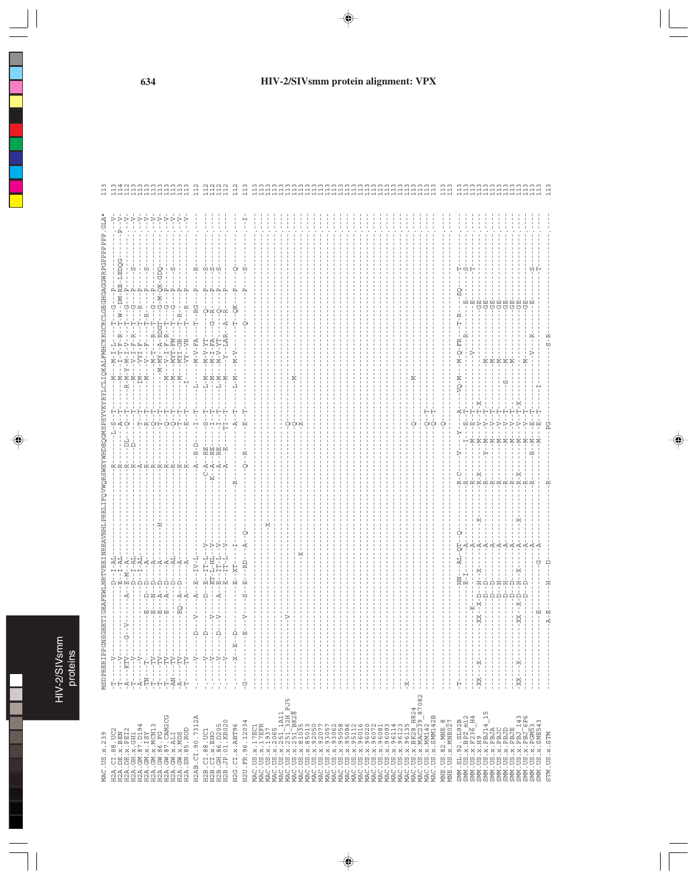# HIV-2/SIVsmm protein alignment: VPX

```
MAC.US.x.239            MSDPRERIPPGNSGEETIGEAFEWLNRTVEEINREAVNHLPRELIFQVWQRSWEYWHDEQGMSPSYVKYRYLCLIQKALFMHCKKGCRCLGEHGAGGWRPGPPPPPPPGLA*  113

H2A.CI.88.UC2           -T---V------------------D--I-AL------------------R-----------L-S--T--------M----M-I-L-----T---G---P-------------V  113
H2A.DE.x.BEN            -T---V------------------E--I-AL------------------R-----------A-T--T--------M----I-T-F-R---T-W--DM-RE-LEDQG-----P-V  114
H2A.DE.x.PEI2           -A--KTV----G--V-----A---E-M-A--------------------R-----DL----Q-T--T--------R-M-Y-M-I-V-----T---G---P-------------V  112
H2A.GH.x.GH1            -T---V------------------D--I-AL------------------R------D-------T--T-------------M-I-F-R---T---G---P-------S-----V  113
H2A.GM.87.D194          -A---V------------------D--I-AL------------------A---------------T--T--------M----M-V-I-F-R---T---G---P-------------V  113
H2A.GM.x.ISY            -TN--T--------------E---D--D--A-------------------A-----------T--T--------IM----VYI-F-----T-R---P-------------V  113
H2A.GM.x.MCN13          -T---TV-------------E---N--D--A-------------------R-----------R--T---------M----V---F-----T-R-A---P-------S-----V  113
H2A.GW.86.FG            -T---TV-------------E--A--D--A--------------------R-----------Q--T--------------M-T---R--T---G---P-------------V  113
H2A.GW.87.CAM2CG        -T---TV-------------E--A--D--A-----------H--------R-----------T--T-------------M-MY--A-RDGT---G-M-QK-GDQ--------V  113
H2A.GW.x.ALI            -T---TV-------------E----A--D--A-------------------R-----------Q--T--------M----V-I-F-R---T---G---P-------------V  113
H2A.GW.x.MDS            -AN--TV-------------------D--AL-------------------R-----------Q--T--------M----MYT-FM-----T---G---P-------S-----V  113
H2A.SN.85.ROD           -A---TV------------EQ--A--D--A--------------------R-----------T--T--------M----MYI-GR-----T-R---P-------------V  113
                        -T---TV-------------------D--A--------------------R-----------E--T--------I----VY--VR-----T-R---P-------------V

H2AB.CI.90.7312A        .---V-----D---V-----A---E--IV-L-----------------A--R-D------I--T--------L-----M-V-FA-----T--RG---P--------------  112

H2B.CI.88.UC1           .---V-----D---------D---E--IT-L--V-------------C-A--RE------S--T--------L-M----M-V-YT------Q---P-------S-------  112
H2B.CI.x.EHO            .---V-----D---V----------ET-L-HL--V------------K--A--RE------S--T---------M----M-I-FA------G-R---P-------S-------  112
H2B.GH.86.D205          .---V-----D---V-----A---E--IT-L--V--------------A--RE------I--T--------L-M----M-V-YT------Q---P-------S-------  112
H2B.JP.01.KR020         .---V----------------E--IT-L--V--------------A---E------TI-T---------M-----Y--LAR-A--R---P---------------  112

H2G.CI.x.ABT96          .---X---E--D-----------E--XT---I-------------R---------------A--T--------L-M----M-V------T--QK---P-------Q-------  112

H2U.FR.96.12034         -G---------E---V------S---E--RD--A--Q-----------Q--R---------E--T--------------------Q----------P-------S------I  113

MAC.US.x.17EC1          ----------------------------------------------------------------------------------------------------------------  113
MAC.US.x.17EFR          ----------------------------------------------------------------------------------------------------------------  113
MAC.US.x.1937           --------------------------------------------X-------------------------------------------------------------------  113
MAC.US.x.2065           ----------------------------------------------------------------------------------------------------------------  113
MAC.US.x.251_1A11       ----------------------------------------------------------------------------------------------------------------  113
MAC.US.x.251_32H_PJ5    -----------V----------------------------------------------------------------------------------------------------  113
MAC.US.x.251_BK28       ----------------------------------------------------------Q-------------------------------------------------------  113
MAC.US.x.81035          ----------------------------------X-------------------------Q------M-------------------------------------------  113
MAC.US.x.85013          -------------------------------------------------------------X--------------------------------------------------  113
MAC.US.x.92050          ----------------------------------------------------------------------------------------------------------------  113
MAC.US.x.92077          ----------------------------------------------------------------------------------------------------------------  113
MAC.US.x.93057          ----------------------------------------------------------------------------------------------------------------  113
MAC.US.x.93062          ----------------------------------------------------------------------------------------------------------------  113
MAC.US.x.95058          ----------------------------------------------------------------------------------------------------------------  113
MAC.US.x.95086          ----------------------------------------------------------------------------------------------------------------  113
MAC.US.x.95112          ----------------------------------------------------------------------------------------------------------------  113
MAC.US.x.96016          ----------------------------------------------------------------------------------------------------------------  113
MAC.US.x.96020          ----------------------------------------------------------------------------------------------------------------  113
MAC.US.x.96072          ----------------------------------------------------------------------------------------------------------------  113
MAC.US.x.96081          ----------------------------------------------------------------------------------------------------------------  113
MAC.US.x.96093          ----------------------------------------------------------------------------------------------------------------  113
MAC.US.x.96114          ----------------------------------------------------------------------------------------------------------------  113
MAC.US.x.96123          ----------------------------------------------------------------------------------------------------------------  113
MAC.US.x.96135          -X--------------------------------------------------------------------------------------------------------------  113
MAC.US.x.BK28_H824      ----------------------------------------------------------Q-------------M-----------------------------------------  113
MAC.US.x.MAC239_87082   ----------------------------------------------------------------------------------------------------------------  113
MAC.US.x.MM142          ----------------------------------------------------------Q--T--------------------------------------------------  113
MAC.US.x.SMM142B        ----------------------------------------------------------Q--T--------------------------------------------------  113

MNE.US.82.MNE_8         ----------------------------------------------------------Q-------------------------------------------------------  113
MNE.US.x.MNE027         ----------------------------------------------------------------------------------------------------------------  113

SMM.SL.92.SL92B         -T-----------------------HN---AL-QT--Q-------------R-C----V----Y---A--VQ-M----M-Q-FR-----T-R-----SQ-------T-------  113
SMM.US.x.BPZ_m12        ------------------------E-I-----A-------------------R---------I---E--T-------------------R---------E-------S-------  113
SMM.US.x.F236_H4        ----------------K----------------A-------------------R-------------M---E--T--------------V--------------E-------T-------  113
SMM.US.x.H9             -XX---X-------XX--X-D--H--X-----A------X------R-X----------M---V--T-X------------------------GE----------------  113
SMM.US.x.PBJ14_15       -------------------------D--D-----A------------------R--------Y-M---V--T----------M---------------GE----------------  113
SMM.US.x.PBJA           -------------------------D--D-----A------------------R--------------M---V--T----------M---------------GE----------------  113
SMM.US.x.PBJC           -------------------------D--H-----A------------------R--------------M---V--T----------M---------------GE----------------  113
SMM.US.x.PBJD           -------------------------D--H-----A------------------R--------------M---V--T------S---M---------------GE----------------  113
SMM.US.x.PBJE           -------------------------D--D-----A------------------R--------------M---V--T----------M---------------GE----------------  113
SMM.US.x.PBJ_143        -XX---X------XX--X-D--H--X--A-----X------------R-X-----------M---V--T-X-----------------------GE----------------  113
SMM.US.x.PBJ_6P6        -------------------------D--D-----A------------------R--------------M---V--T----------M---------------GE----------------  113
SMM.US.x.PGM53          ------------------------------------A------------------R----------R-M---E--T-------------V-------R--------------S-------  113
SMM.US.x.SME543         --------------E---------------G--A------------------------------M---E--T----------I------------------E-------T-------  113

STM.US.x.STM            ---------------A-E-------H----D----------------------R------------PG---------------------------S-R-----------------  113
```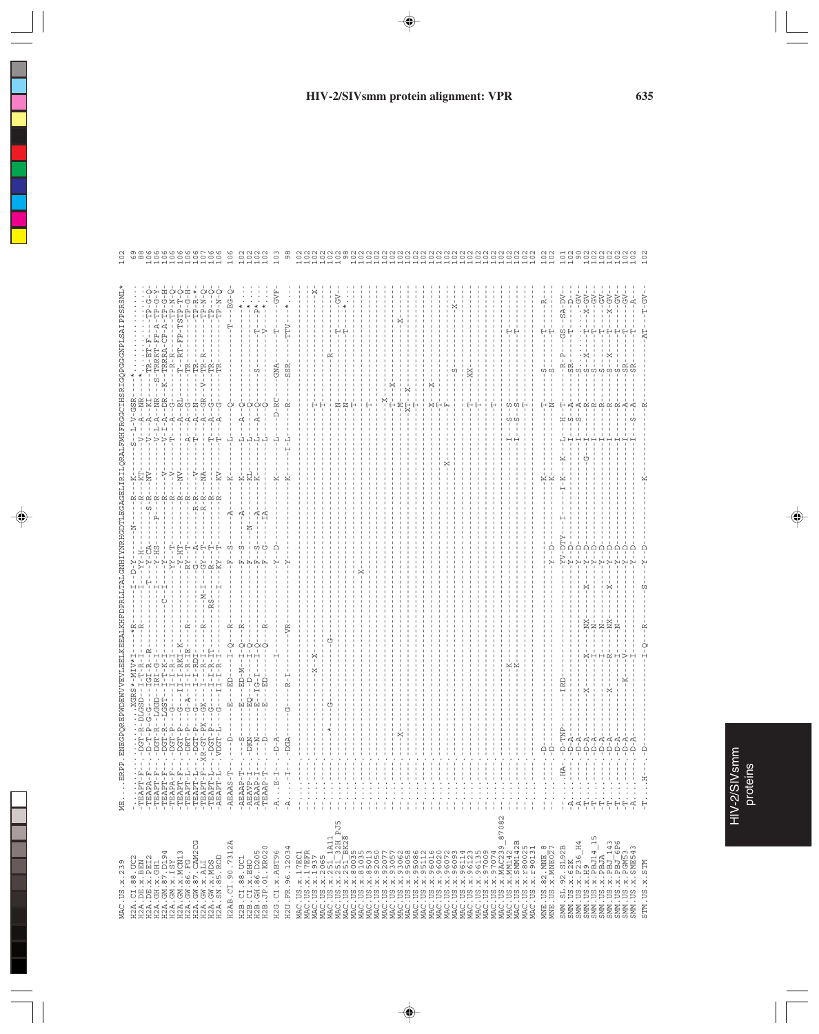# HIV-2/SIVsmm protein alignment: VPR

```
MAC.US.x.239           ME....ERPP.ENEGPQREPWDEWVVEVLEELKEEALKHFDPRLLTALGNHIYNRHGDTLEGAGELIRILQRALFMHFRGGCIHSRIGQPGGGNPLSAIPPSRSML*  102
H2A.CI.88.UC2          ........................XGRS*-MIV*I----*R------I--D-Y-----N-----R---K---------S--L-V-GSR-*..........   69
H2A.DE.x.BEN           -TEAPT-F---DGT-R-DLGSD--I-T-R-I------R------I--YY-H------------R---KT----V---A--NR--*.............   88
H2A.DE.x.PEI2          -TEAPA-F---D-T-P-G-G---IGI-R--R------------T--Y-CA------S-R---NV-----V---A--KI--TR-ET-F----TP-G-Q  106
H2A.GH.x.GH1           -TEAPT-F---DGT-R--LGGD--IRI-G-I--------------I--Y-HS-----P--R-------V-L-A--NR-S-TRRRT-FP-A-TP-G-Y  106
H2A.GM.87.D194         -TEAPT-F---DGT-R--LGST--I-T-K-I---------C-I--------------R---V------V-I-A--DR-K-TRRRA-CP-A-TP-G-H  106
H2A.GM.x.ISY           -TEAPA-F---DGT-P--G-----I-T-R-I-----------------YY--T----R---V-----T---A--G---R-R------TP-N-Q  106
H2A.GM.x.MCN13         -TEAPT-F---DGT-P--G---II-I-RKI-K------------Y-HT-----R---NV-----T---A--RL--T-RT-FP-TSTP-T-Q  106
H2A.GW.86.FG           -TEAPT-L---DRT-P--G-A--I-I-R-IE--R----------RY-T-----R-----------A---A--G---TR-----------TP-G-H  106
H2A.GW.87.CAM2CG       -TEAPT-L---DGT-P--G----I-I-RDI----------------G--A-----R-R---V------T---A--N---TR-----------TP-R-*  106
H2A.GW.x.ALI           -TEAPT-L---XR-GT-PX--GX---I---R-I----R-----M-I---GY-T-----R-R---NA-----V---A--GR--V--TR-R-------TP-N-Q  107
H2A.GW.x.MDS           -TEAPT-P---DGT-P--G----I-I-R-IT------RS---------R---T-----R---------T---A--G---TR-----------TP-N-Q  106
H2A.SN.85.ROD          -AEAPT-L---VDGT-L--G---II-I-R-I---------I---KY-T-----R---KV-----T---A--G---TR-----------TP-N-Q  106

H2AB.CI.90.7312A       -AEAAS-T-----D------E----ED----I-Q---R--------F--S-----A---------K-----L---Q------------T---EG-Q  106

H2B.CI.88.UC1          -AEAAP-T-----S------E----ED-M--I-Q---R--------F--S------A--------K-----L-A-Q-----------*.....  102
H2B.CI.x.EHO           -AEAVP-I---DKN-----EQ---D--I-Q-------------F--S-----N---A-----KL-----L---Q------------*.....  102
H2B.GH.86.D205         -AEAAP-I-----N------E---IG-I---I-Q----------F--S-----A------K-----L-A-Q------S----T---P*....  102
H2B.JP.01.KR020        -TEAAP-T-----D------E---ED------Q---R--------F--G-----IA-------------L---Q------------V----*....  102

H2G.CI.x.ABT96         -A....E-I---D-A-----------------I--------------Y--D---------------K-----L---D-RC----GNA----T----GVF-  103

H2U.FR.96.12034        -A.....I---DGA-----G-----R-I---------VR---------Y----------------K-----I-L------R-----SSR----TTV----*..   98

MAC.US.x.17EC1         .......................................................................................................  102
MAC.US.x.17EFR         .......................................................................................................  102
MAC.US.x.1937          ......................................X--X-------------------------------------------T--------------X  102
MAC.US.x.2065          ...........................................................................T...........................  102
MAC.US.x.251_1A11      ...............*-----G-----------------G.......................................................  102
MAC.US.x.251_32H_PJ5   ...................................................................................R---T------GV-  102
MAC.US.x.251_BK28      ...............................................................................N--------------T-----*..   98
MAC.US.x.80035         ...............................................................................N.......................  102
MAC.US.x.81035         .................................................X.............................T.......................  102
MAC.US.x.85013         .......................................................................................................  102
MAC.US.x.92050         ...............................................................................T.......................  102
MAC.US.x.92077         .......................................................................................................  102
MAC.US.x.93057         ..........X........................................................X....................................  102
MAC.US.x.93062         ...............................................................................T---X....................  102
MAC.US.x.95058         ...............................................................................M-----------------X.....  102
MAC.US.x.95086         ...............................................................................XT---X..................  102
MAC.US.x.95112         ...............................................................................T.......................  102
MAC.US.x.96016         .......................................................................................................  102
MAC.US.x.96020         .......................................................................X..........X---X...............  102
MAC.US.x.96072         ...............................................................................T.......................  102
MAC.US.x.96093         ...............................................................................F---------S-----------  102
MAC.US.x.96114         ...............................................................................................X......  102
MAC.US.x.96123         ...........................................................................................XX........  102
MAC.US.x.96135         ...............................................................................T.......................  102
MAC.US.x.97009         ...............................................................................T.......................  102
MAC.US.x.97074         .......................................................................................................  102
MAC.US.x.MAC239_87082  ...............................................................................T.......................  102
MAC.US.x.MM142         ...................K.........................................I------S---S-----------T.......  102
MAC.US.x.SMM142B       ...................K.........................................I------S---S-----------T.......  102
MAC.US.x.r80025        ...............................................................................T.......................  102
MAC.US.x.r90131        .......................................................................................................  102

MNE.US.82.MNE_8        ........D----------------------------Y--D-----------K-----------T-----S-----T-----R-  102
MNE.US.x.MNE027        ........D----------------------------Y--D-----------K-----------N-----S-----T--------  102

SMM.SL.92.SL92B        ........HA.-D-TNP-----IRD------------YV-DTY--I----I-K---K-----L---H-T----R-P----GS--SA-DV-  101
SMM.US.x.62K           -A........-D-A-----------------------Y--D-----------------I---S-A----SR-----T------D-   98
SMM.US.x.F236_H4       -A........-D-A-----------------------Y--D-----------------I---S-A----S.........-GV-   90
SMM.US.x.H9            -T........-D-A-----X----X---NX---X---Y--D-----------------I---A-----S--X----T---X-GV-  102
SMM.US.x.PBJ14_15      -T........-D-A-----------I---N-------Y--D---------G-------I---R-----S-------T---GV-  102
SMM.US.x.PBJA          -T........-D-A-----------I---N-------Y--D-----------------I---R-----S-------T---GV-  102
SMM.US.x.PBJ_143       -T........-D-A-----X-----R---NX---X--Y--D-----------------I---R-----S--X----T---X-GV-  102
SMM.US.x.PBJ_6P6       -T........-D-A----------I---R*-------Y--D-----------------I---R-----S-------T---GV-  102
SMM.US.x.PGM53         -A........-D-A-----K----V------------Y--D-----------------I---A-----SR------T---GV-  102
SMM.US.x.SME543        -A........-D-A-----------I-----------Y--D-----------------I---S-A----SR------T---A-  102

STM.US.x.STM           -T....H---D------------I-Q---R--------S---Y--D-----------K-----------R-----------AT----T-GV-  102
```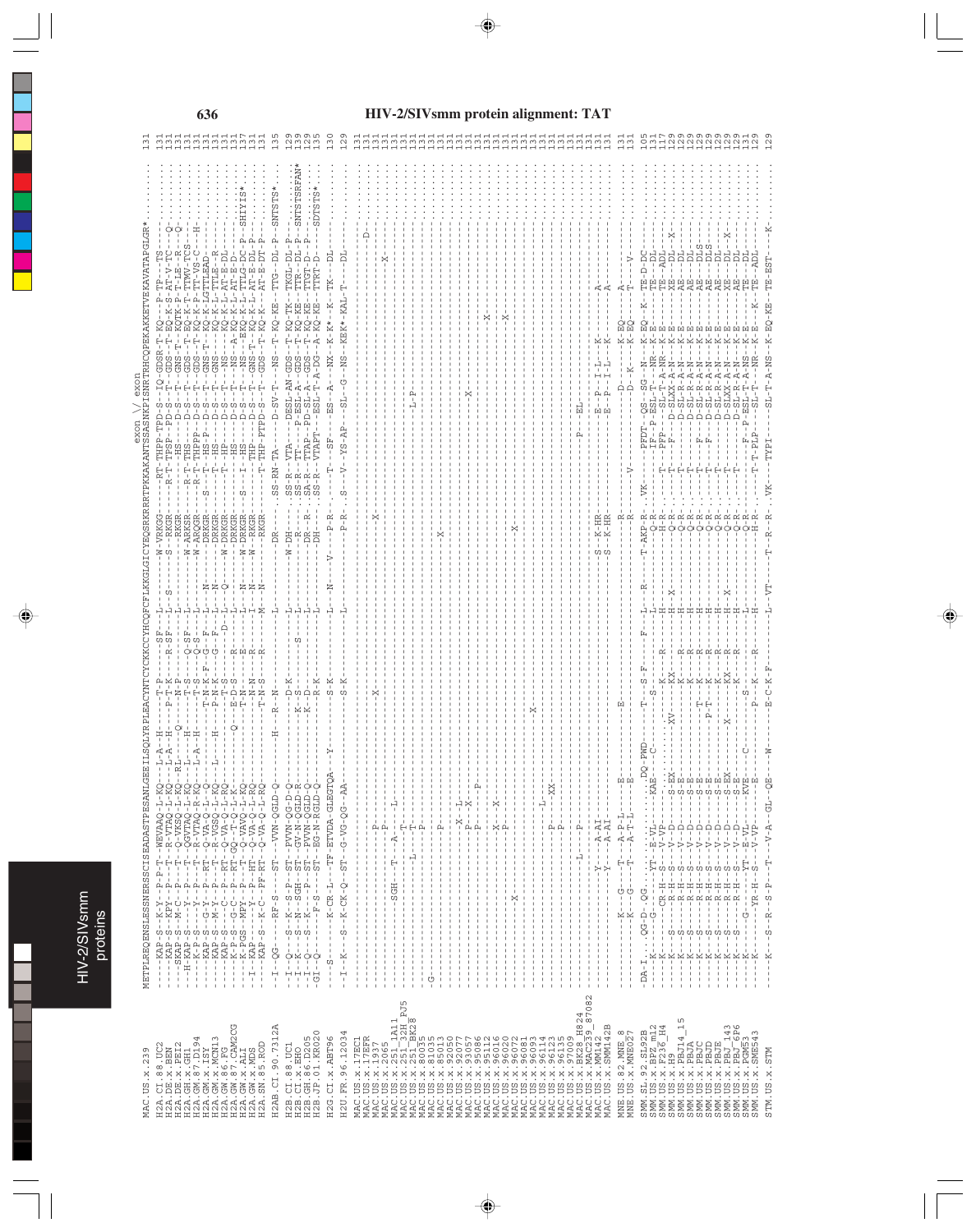# HIV-2/SIVsmm protein alignment: TAT

```
                    exon \/ exon
METPLREQENSLESSNERSSCISEADASTPESANLGEEILSQLYRPLEACYNTCYCKKCCYHCQFCFLKKGLGICYEQSRKRRRTPKKAKANTSSASNKPISNRTRHCQPEKAKKETVEKAVATAPGLGR*
```

| Sequence | | Length |
|---|---|---|
| MAC.US.x.239 | METPLREQENSLESSNERSSCISEADASTPESANLGEEILSQLYRPLEACYNTCYCKKCCYHCQFCFLKKGLGICYEQSRKRRRTPKKAKANTSSASNKPISNRTRHCQPEKAKKETVEKAVATAPGLGR* | 131 |
| H2A.CI.88.UC2 | | 131 |
| H2A.DE.x.BEN | | 131 |
| H2A.DE.x.PEI2 | | 131 |
| H2A.GH.x.GH1 | | 131 |
| H2A.GM.87.D194 | | 131 |
| H2A.GM.x.ISY | | 131 |
| H2A.GM.x.MCN13 | | 131 |
| H2A.GW.86.FG | | 131 |
| H2A.GW.87.CAM2CG | | 131 |
| H2A.GW.x.ALI | | 137 |
| H2A.GW.x.MDS | | 131 |
| H2A.SN.85.ROD | | 131 |
| H2AB.CI.90.7312A | | 135 |
| H2B.CI.88.UC1 | | 129 |
| H2B.CI.x.EHO | | 131 |
| H2B.GH.86.D205 | | 129 |
| H2B.JP.01.KR020 | | 135 |
| H2G.CI.x.ABT96 | | 130 |
| H2U.FR.96.12034 | | 129 |
| MAC.US.x.17EC1 | | 131 |
| MAC.US.x.17EFR | | 131 |
| MAC.US.x.1937 | | 131 |
| MAC.US.x.2065 | | 131 |
| MAC.US.x.251_1A11 | | 131 |
| MAC.US.x.251_32H_PJ5 | | 131 |
| MAC.US.x.251_BK28 | | 131 |
| MAC.US.x.80035 | | 131 |
| MAC.US.x.81035 | | 131 |
| MAC.US.x.85013 | | 131 |
| MAC.US.x.92050 | | 131 |
| MAC.US.x.92077 | | 131 |
| MAC.US.x.93057 | | 131 |
| MAC.US.x.95086 | | 131 |
| MAC.US.x.95112 | | 131 |
| MAC.US.x.96016 | | 131 |
| MAC.US.x.96020 | | 131 |
| MAC.US.x.96072 | | 131 |
| MAC.US.x.96081 | | 131 |
| MAC.US.x.96093 | | 131 |
| MAC.US.x.96114 | | 131 |
| MAC.US.x.96123 | | 131 |
| MAC.US.x.96135 | | 131 |
| MAC.US.x.97009 | | 131 |
| MAC.US.x.BK28_H824 | | 131 |
| MAC.US.x.MAC239_87082 | | 131 |
| MAC.US.x.MM142 | | 131 |
| MAC.US.x.SMM142B | | 131 |
| MNE.US.82.MNE_8 | | 131 |
| MNE.US.x.MNE027 | | 131 |
| SMM.SL.92.SL92B | | 105 |
| SMM.US.x.BPZ_ml2 | | 131 |
| SMM.US.x.F236_H4 | | 117 |
| SMM.US.x.H9 | | 129 |
| SMM.US.x.PBJ14_15 | | 129 |
| SMM.US.x.PBJA | | 129 |
| SMM.US.x.PBJC | | 129 |
| SMM.US.x.PBJD | | 129 |
| SMM.US.x.PBJE | | 129 |
| SMM.US.x.PBJ_143 | | 129 |
| SMM.US.x.PBJ_6P6 | | 129 |
| SMM.US.x.PGM53 | | 129 |
| SMM.US.x.SME543 | | 129 |
| STM.US.x.STM | | 129 |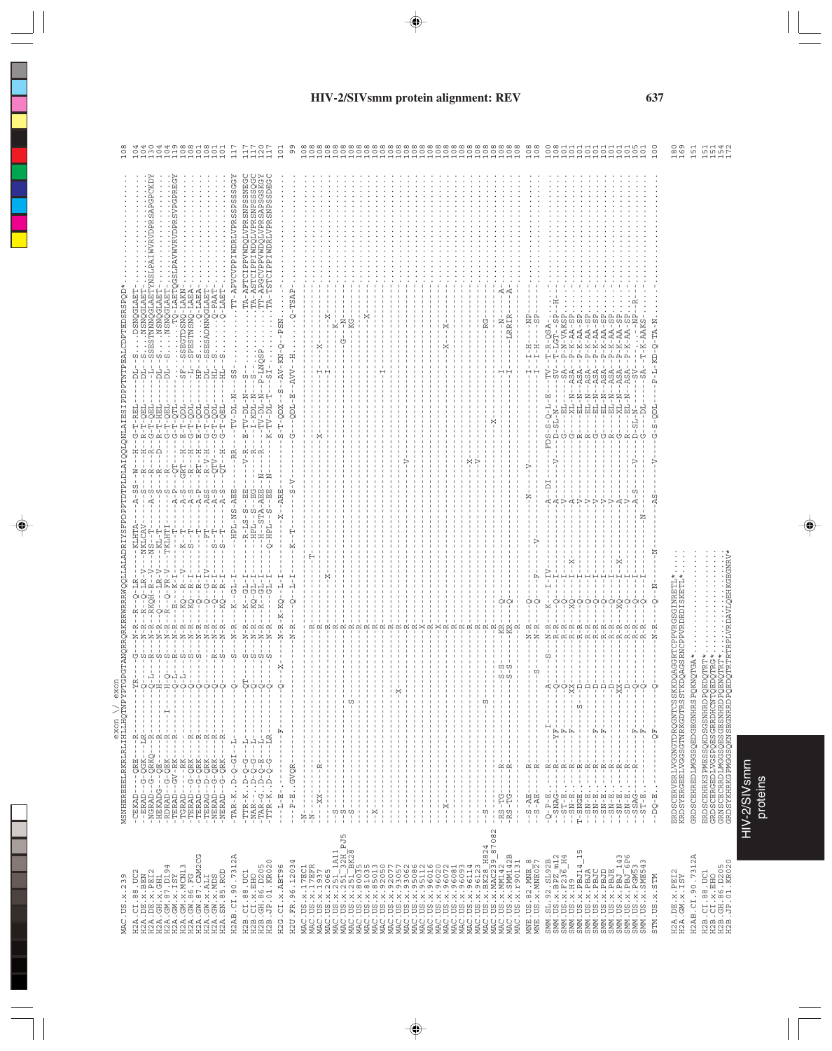# HIV-2/SIVsmm protein alignment: REV

```
                                   exon \/ exon
MAC.US.x.239                  MSNHEREEELRKRLRLIHLLHQTNPYPTGPGTANQRRQRKRRWRRRWQQLLALADRIYSFPDPPTDTPLDLAIQQLQNLAIESIPDPPTNTPEALCDPTEDSRSPQD*                    108
H2A.CI.88.UC2                 -CEKAD---QRE----R----------YR----G-----N-R--R--Q-LR-----KLHTA----A-SS--W---H---G-T-REL--------DL--S.....DSNQGLAET-         104
H2A.DE.x.BEN                  --ERAD--G-QGK---LR---------------S-----N-R--R--Q-LR-V---NKLCAV-------S---R---H---R-T-QEL--------DL--S.....NSNQGLAET-       104
H2A.DE.x.PEI2                 -NGRAD--G-QRKQ---R---------Q-L---R-----N-R--RKQH-R--V---NS--T------A-S---R---R---G-T-QEL--------L--SSESTNNNQGLAETYNSLPAIWVRVDPRSAPGPCKDY 130
H2A.GH.x.GH1                  -HEKADG---QE----R----------H-----S-----N-R--Q----LR-V---KL-T-------S---R---D---R-T-HEL--------DL--S.....NSNQGLAET-         104
H2A.GM.87.D194                -RDAD---G-QEK---R-----I----H-Q---R-----N-R--R--Q--PR-V--TKLHTI-------S---R--------G-T-QEL--------DL--S.....NSNQGLAET-    104
H2A.GM.x.ISY                  -TERAD--GV-RK---R----------Q-L---R-----N-R---E---K-I-----T-------A-P---QT---------G-T-QTL--------.....TQ-LAETQGSLPAVWVRVDPRSVPGPREGY 119
H2A.GM.x.MCN13                -TGRAD-----RK--------------Q-L---S-----N-R--KQ----R--V--K--T-------A-S--GRT--H---E-T-QDL--------SF--SSEGTDSNQ-LAKN-    108
H2A.GW.86.FG                  -TERAD--G-QRK---R----------Q-----S-----N-R--KQ----R--I--S--T-------A-S---R---H---G-T-QDL--------L--SPESTNSNQ-LAEA-       108
H2A.GW.87.CAM2CG              -TERAD--G-QRK---R----------Q-----S-----N-R---Q----R-I------T-------A-P---RT--H---E-T-QDL--------HP--S.......Q-LAEA-     101
H2A.GW.x.ALI                  -TERAG--D-QRK---R----------Q-----S-----N-R---Q----G-IV--FT--------ASS---R-V-H---G-T-QDL--------DL--SSESADNNQGLAET-      108
H2A.GW.x.MDS                  -NEAD---G-QRK---R----------Q-----R-----N-R---Q----G-I---S--T------ASS---QTV-----G-T-QDL--------HL--S.......Q-PAAT-      101
H2A.SN.85.ROD                 -NERAD--G-QRK---R----------Q-----S-----N-R--KQ----R-I---S--T-------A-S---QT--H---G-T-QEL--------HL--S.......Q-LAET-    101

H2AB.CI.90.7312A              -TAR-K..D-Q-GI--L----------Q-----S-----N-R---K--GL-I-----HPL-NS-AEE------RR-------TV-DL-N--SS-............TT-APVCVPPIWDRLVPRSSPSSSGGY 117

H2B.CI.88.UC1                 -TTR-K..D-Q-G---L----------QT----S-----N-R---K--GL-I----R-LS-S-EE------V-R---E-TV-DL-N--S-...........TA-APTCIPPVWDQLVPRSNPRSNEGC 117
H2B.CI.x.EHO                  -NAR-G..D-Q-G---L----------Q-----S-----N-R--KQ--GL-I----HPL--S-EG------R---------I-KDL-N--S-...........TA-ASTCIPPIWDQLVPRSNPSSSQGC 117
H2B.GH.86.D205                -TAR-G..D-Q-E---L----------Q-----S-----N-R---K--GL-I-----H--STA-AEE--N---R---------TV-DL-N--P-LNQSP.......TT-APGCVPPVWDQLVPRSAPSSKGY 120
H2B.JP.01.KR020               -TTR-K..D-Q-G---LR---------Q-----S-----N-R---------GL-I----Q-HPL--S--EE-N--------K-TV-DL-T--SI-...........TA-TSTCIPPIWDRLVPRSNPSSDEGC 117

H2G.CI.x.ABT96                ---L-E-----------F---------Q-----X-----N-R-K-KQ--L-I-----------X--ARE----------S-T-QDX--S--AV-KN-Q--PSN.              101

H2U.FR.96.12034               ---P-E..GVQR--------------Q-----------N-R---Q--L-I-----K--T------S-V-----------G-----QDL-E--AVV--H.......Q-TSAP-         99

MAC.US.x.17EC1                -N------------------------------------------------------------------------------------------------------------.    108
MAC.US.x.17EFR                -N-------------------------------------------R------------------------------------------------------------------    108
MAC.US.x.1937                 ---XX---------R-----------------------------R-----T----------------------------------------------I--X-----------   108
MAC.US.x.2065                 ----------------------------------------R------X----------------X-------------------I-----------X----------     108
MAC.US.x.251_1A11             --S-------------------------------------R-----------------------------------------I---------------K-             108
MAC.US.x.251_32H_PJ5          --S-------------------------------------R-------------------------------------------------------N-----------    108
MAC.US.x.251_BK28             --S-----------------------S-------------R------------------------------------------------------G---KG-------  108
MAC.US.x.80035                ------------------------------------R-----------------------------------------------------------------------    108
MAC.US.x.81035                ------------------------------------R---------------------------------------------------------------X-------    108
MAC.US.x.85013                --X---------------------------------R-----------------------------------------------------------------------    108
MAC.US.x.92050                ------------------------------------R-----------------------------------------------------------I----------    108
MAC.US.x.92077                -----------------------X------------R-----------------------------------------------------------------------   108
MAC.US.x.93057                ------------------------------------R---------------------------------V--------------------------------------    108
MAC.US.x.93062                ------------------------------------R-----------------------------------------------------------------------    108
MAC.US.x.95086                ------------------------------------X-----------------------------------------------------------------------    108
MAC.US.x.95112                ------------------------------------R-----------------------------------------------------------------------    108
MAC.US.x.96016                ------------------------------------R-----------------------------------------------------------------------    108
MAC.US.x.96020                --X---------------------------------R------------------------------------------------------X---X-----------   108
MAC.US.x.96072                ------------------------------------R-----------------------------------------------------------------------    108
MAC.US.x.96081                ------------------------------------R---------------------------------X-------------------------------------    108
MAC.US.x.96093                ------------------------------------R---------------------------------V-----------------------RG-----------    108
MAC.US.x.96114                ------------------------------------R-----------------------------------------------------------------------    108
MAC.US.x.96123                ----------------------------------------------------------------------------------------------------------     108
MAC.US.x.BK28_H824            --S--------------------S-------------R-----------------------------------------X------------------------------  108
MAC.US.x.MAC239_87082         -RS-TG-----R-------------S-S----KR---Q--------------------------------------------I------------N---A-         108
MAC.US.x.MM142                -RS-TG-----R-------------S-S----KR---Q------------------------------------------------I--------LRRIR-----A-    108
MAC.US.x.SMM142B              ----------------------------------------R-----------------------------------------------------------------------    108
MAC.US.x.r90131               ----------------------------------------------------------------------------------------------------------      108

MNE.US.82.MNE_8               --S-AE----R-------------------N-R---Q----------------N-------V----------------------I--I-H-----NP-        108
MNE.US.x.MNE027               --S-AE----R--------------S-----N-R---Q-----------------------------------------------I--I-H-----SP-        108

SMM.SL.92.SL92B               -Q-P-E-----R------I---------A----S-----N-R---K---I-IV------------A--DI----------FDS-S-Q-L-E---TV--T-R-QSA-.    100
SMM.US.x.BPZ_m12              --SNAG-----R------YF--------Q----------R-R---Q---I---------------A---------V----D-SL-N--SV--T-LGT--SP--H--   108
SMM.US.x.F236_H4              --ST-E-----R-------F--------Q----------R-R---Q---I----------------V------------G---EL--SA--P-N-VAKSP-       101
SMM.US.x.H9                   --SN-E-----R-------F--------XX---------R-R---XQ--I--X--------------A-----------G---XL-N--ASA--P-K-AA-SP-   101
SMM.US.x.PBJ14_15             T-SNGE-----R------------S--D-----------R-R---Q---I-----------------V-----------R---EL-N--ASA--P-K-AA-SP-  101
SMM.US.x.PBJA                 --SN-E-----R------------D-----------R-R---Q---I------------------V-----------G---EL-N--ASA--P-K-AA-SP-   101
SMM.US.x.PBJC                 --SN-E-----R------F-----D-----------R-R---Q---I------------------V-----------G---EL-N--ASA--P-K-AA-SP-   101
SMM.US.x.PBJD                 --SN-E-----R------F-----D-----------R-R---Q---I------------------V-----------G---EL-N--ASA--P-K-AA-SP-   101
SMM.US.x.PBJE                 --SN-E-----R------------D-----------R-R---Q---I------------------V-----------R---EL-N--ASA--P-K-AA-SP-   101
SMM.US.x.PBJ_143              --SN-E-----R------------XX----------R-R---XQ--I--X--------------A-----------G---XL-N--ASA--P-K-AA-SP-   101
SMM.US.x.PBJ_6P6              --SN-E-----R------------D-----------R-R---Q---I------------------A-----------R---EL-N--ASA--P-K-AA-SP-   101
SMM.US.x.PGM53                --SSAG-----R------F-----Q-----------R-R---Q---I------------A-S-----V------D-SL-N--SV-.......NP--R-      105
SMM.US.x.SME543               --ST-E-----------F------Q-----------R-R---Q---I---------N-----------------G---DL-----SA--T-K-AAKS-      101

STM.US.x.STM                  --DQ-E---------QF-------Q-----------N-R---Q--N---N----------AS----V----------G-S-QDL----P-L-KD-Q-TA-N.     100

H2A.DE.x.PEI2                 ERDSCERVERLVGGNGTDRQGNTCSSKDQAGGRTCPPVRGSINRETL*.....      180
H2A.GM.x.ISY                  KRDSYERGEELVGGSGTNRKGDTRSSTKDQAGSRNCPPVRDRDISKETL*....    169

H2AB.CI.90.7312A              GRDSCEHREDLWGGSQEDGEGNHRSPQKNQTGA*.........               151

H2B.CI.88.UC1                 ERDSCEHRKSPMESSQKDSGSNHRDPQEDQTRT*.........               151
H2B.CI.x.EHO                  GRDSCERGEDLVGSPQESGRRDHCNTQEDQTRG*.........               151
H2B.GH.86.D205                GRNSCECRRDLWGGSQESGESNHRDPQENQTRT*.........               154
H2B.JP.01.KR020               GRDSYKHRKGPWGGSQKNSEGNRRDPQEDQTRTRTRPLVRDAVLQEHKGEGNRV*   172
```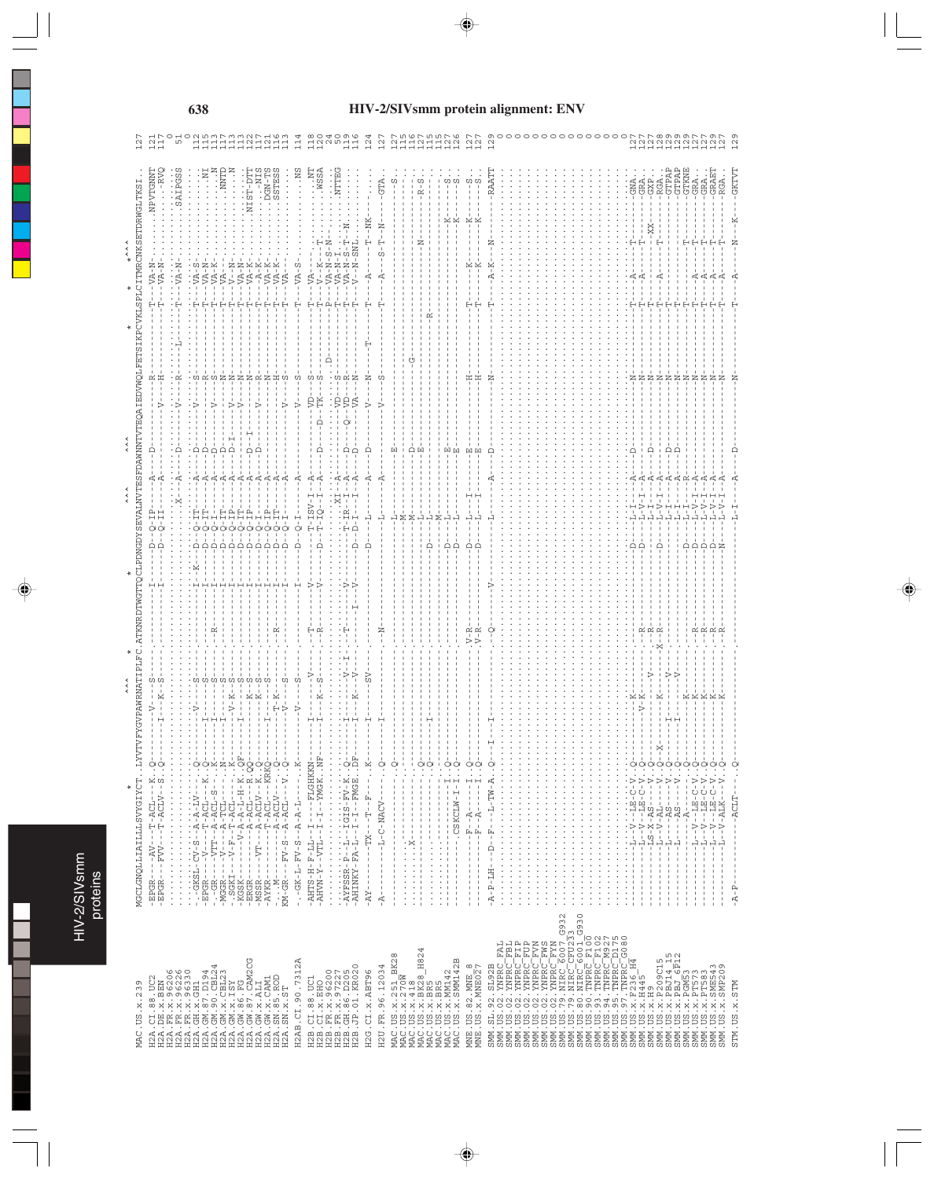```
                                   *                                  ^^^        *    *                  *          ^^^     ^^^                                *        *   *^^^
MAC.US.x.239          MGCLGNQLLIAILLLSVYGIYCT.LYVTVFYGVPAWRNATIPLFC.ATKNRDTWGTTQCLPDNGDYSEVALNVTESFDAWNNTVTEQAIEDVWQLFETSIKPCVKLSPLCITMRCNKSETDRWGLTKSI.      127
H2A.CI.88.UC2         -EPGR---AV---T-ACL---K..Q---------V-----S-----------------I----D---Q-IP-----A-----D---------R-----------T---VA-N-------.NPVTGNNT      121
H2A.DE.x.BEN          -EPGR---FVV--T-ACLV--S..Q-------I---K--S-----------------I----D---Q-II-----A------------V---H-----------T---VA-N-------.....-RVQ      117
H2A.FR.x.96206        ...................................................................................................................................      0
H2A.FR.x.96226        ......................................................................X-----A-----D-------V---R---L-------T---VA-N-------..SAIPGSS       51
H2A.FR.x.96330        ...................................................................................................................................      0
H2A.GH.x.GH1          --GKSL-CV-S--A-A-LV----Q--------V-------S---------------I--K--D---Q-IT-----A-----D-------V---S-----------T---VA-S-------.......NI      112
H2A.GM.87.D194        -EPGR---V----T-ACL----K.Q------I--------S------------------I------D---Q-IT-----A-----D-----------R----------T---VA-N-------.......NI      115
H2A.GM.90.CBL24       --GR----VTT--A-ACL-S---.K------I--------S------R-----------I------D---Q-I------A-----D-------V---S-----------T---VA-K-------........N      113
H2A.GM.x.CBL23        -MGGR---V----A-TCL-----.N------I--------S------------------I------D---Q-IT-----A-----D-----------N-----------T---VA-----------.....NNTD      117
H2A.GW.86.FG          -SGKI---V-F--A-ACL-----.K-----------V-K--S-----------------I------D---Q-IP-----A-----D-I-----V---N-----------T---V--N-------........N      113
H2A.GW.87.CAM2CG      -KGRK---V-A--A-L-H-K..QF------I-----K--S-----------------I------D---Q-IT-----A-----D-----------N-----------T---VA-N-------.........       113
H2A.GW.x.ALI          -ERGR-------A-ACL----R.QQ-----------K--S-----------------I------D---Q-IP-----A-----D-I-----V---N-----------T---VA-K-------..NIST-DTT      122
H2A.GW.x.CAM1         -MSSR---VT---A-ACLV--K..Q-----------K--S-----------------I------D---Q-I------A-----D-------V---R-----------T---A-K-------......-NIS      117
H2A.SN.85.ROD         -AYKR-------T-ACL---KRKQ------I--------S-----------------I------D---Q-IP-----A------------------N-----------T---VA-K-------...DGN-TS      121
H2A.SN.x.ST           --M---------A-ACLV---..Q-----------T-K--S------R----------I------D---Q-IT-----A------------------H-----------T---VA-K-------...SSTESS      116
KM-GR---FV-S--A-ACL---V..Q-----------K--S-----------------I------D---Q-I------A------------V---S-----------T---VA-------------.........      113
H2AB.CI.90.7312A      --GK-L-FV-S--A-A-L----.K-------V--------S-----------------I------D---Q-I------A------------V---S-----------T---VA-S-------.......NS      114
H2B.CI.88.UC1         -AHTS-H-F-LL--I---FLGHKKN------I-------V-----------T-------V------T-ISV-I--A------------VD----S-----------T---VA---------......NT      118
H2B.CI.x.EHO          -AHVN-Y-VTL--I-I--YMGK.NF------I----K--S-----------R-------V------D---T-IQ-I--A-----D-----D-TK---S-----------T---V--K----T-....WSSA      120
H2B.FR.x.96200        ...................................................................................................................................       24
H2B.FR.x.97227        ...............................................................................XI---A--------------VD---S--D--------T---VA-N-S-N-.......       50
H2B.GH.86.D205        -AYPSSR-P--L--IGIS-FV-K..Q-----I--------V--I------T-------V------T-IR-I--A-----D-----Q--VD---R-----------T---VA-N-I---......NTTEG      119
H2B.JP.01.KR020       -AHINKY-FA-L--I-I--FWGE.DF-----I---K--V------------I---V------D-D-I--I--A-----D---------VA---N-----------T---VA-N-S-T--N..........      116
                                                                                                                                            T---V-N-SNL..........
H2G.CI.x.ABT96        -AY-----TX----T--F-----.K-----I---------SV-------------------D-----L------A-----D---------V---N-----T-----T---A------T--NK-.........      124
H2U.FR.96.12034       -A--------L-C-NACV------.Q-----I-------------------N----------------L------A----------------V---S-----------T---A------S-T--N----GTA.      127
MAC.US.x.251_BK28     ........................Q-----------------------------------------L------------E-----------------------------------------------.......      127
MAC.US.x.270W         ...........................................................................M----------------------------------------------------------S.      115
MAC.US.x.418          ..........X..............................................................M-----------------D---------G----------------------------------.      116
MAC.US.x.BK28_H824    ........................Q......................................................L------------E-----------------------------N---------R-S.      127
MAC.US.x.BR5          ........................Q----------I-------------------------D------L-------------------------R-----------------------------------------      115
MAC.US.x.MM142        ........................I.Q......................................M--------------------E-------------------------------------K-------S-      115
MAC.US.x.SMM142B      ...............CSKCLW-I-I.Q--------------------------D---------L-------------E-----------------------------------------K-------S-      126
MNE.US.82.MNE_8       -----------F--A------I.Q-----------------------V-R-----------D------L---I---------E-----------------H-----------T-----K--------K-----S.      127
MNE.US.x.MNE027       -----------F--A------I.Q-----------------------V-R-----------D------L---I---------E-----------------H-----------T-----K--------K-----S.      127
SMM.SL.92.SL92B       -A-P-LH---D--F---L-TW-A..Q---I----I-----------------Q------V------------L-------A-----D-----------N-----------T---A-K-----N---------RAATT      129
SMM.US.02.YNPRC_FAL   .......................................................................................................................................      0
SMM.US.02.YNPRC_FBL   .......................................................................................................................................      0
SMM.US.02.YNPRC_FIP   .......................................................................................................................................      0
SMM.US.02.YNPRC_FUP   .......................................................................................................................................      0
SMM.US.02.YNPRC_FVN   .......................................................................................................................................      0
SMM.US.02.YNPRC_FWS   .......................................................................................................................................      0
SMM.US.02.YNPRC_FYN   .......................................................................................................................................      0
SMM.US.79.NIRC_6007_G932 ....................................................................................................................................      0
SMM.US.79.NIRC_CFU233 .......................................................................................................................................      0
SMM.US.80.NIRC_6001_G930 ....................................................................................................................................      0
SMM.US.90.TNPRC_F100  .......................................................................................................................................      0
SMM.US.93.TNPRC_F102  .......................................................................................................................................      0
SMM.US.94.TNPRC_M927  .......................................................................................................................................      0
SMM.US.95.TNPRC_D175  .......................................................................................................................................      0
SMM.US.97.TNPRC_G080  .......................................................................................................................................      0
SMM.US.x.F236_H4      -----------L--V--LE-C-V..Q--------K------------------D-----L-I-----A-----D-----------N-----------T---A------T-------GNA.      127
SMM.US.x.H445         -----------L--V--LE-C-V..Q------V-K------R-----------D-----L-V-I---A----------------N-----------T---A------T-------GRA.      127
SMM.US.x.H9           -----------LS-X-AS-----V..Q--------------R-----------------L-V-I---A-----D-----------N-----------T-------------XX----GXP.      127
SMM.US.x.P209C15      -----------L--V-AL-----V..Q--X-----K---V---X--R-----------D-----L-V-I---A----------------N-----------T---A------T-------RGA.      128
SMM.US.x.PBJ14_15     -----------L---AS------V..Q---I--------V------------------------L-I-----A-----D-----------N-----------T-----------------GTPAP      129
SMM.US.x.PBJ_6P12     -----------L---AS------V..Q---I--------V-----------------D-----L-I-----A-----D-----------N-----------T-----------------GTPAP      129
SMM.US.x.PGM53        -----------A-----------..Q--------K----------------------D-----L-I-----R----------------N-----------T--------T-------GTKNE      129
SMM.US.x.PT573        -----------L--V--LE-C-V..Q--------K----------R-----------D-----L-V-I---A----------------N-----------T---A------T-------GRA.      129
SMM.US.x.PT583        -----------L--V--LE-C-V..Q--------K----------R-----------D-----L-V-I---A----------------N-----------T---A------T-------GRA.      127
SMM.US.x.SME543       -----------L--V--LE-C-V..Q--------K----------R-----------D-----L-V-I---A----------------N-----------T---A------T-------GRAET      129
SMM.US.x.SMP209       -----------L--V--ALK---V..Q--------K----------R-----------N-----L-V-I---A----------------N-----------T---A------T-------RGA.      127
STM.US.x.STM          -A-P-----------ACLT---..Q---------------------------------------L-I-----A-----D-----------N-----------T---A-----N---K---GKTVT      129
```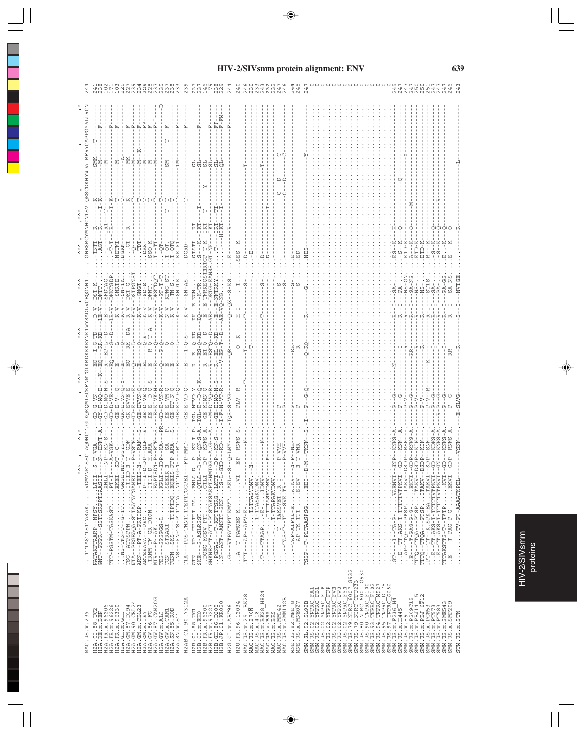# HIV-2/SIVsmm protein alignment: ENV

```
MAC.US.x.239              ...TTTASTTSTTASAK.....VDMVNETSSCIAQDNCT.GLEQEQMISCKFNMTGLKRDKKKEYNETWYSADLVCEQGNNT.....GNESRCYMNHCNTSVIQESCDKHYWDAIRFRYCAPPGYALLRCN   244

H2A.CI.88.UC2             NATAKTPAARP-NPSY.....LTTI---S-T-VGA----...-GD-Q-VN-----EQ--I-G-TD---D-V--DST-K.......TNTT----R-------K--------SMK-----T---------   241
H2A.DE.x.BEN              GNT--PNPR--SSTTSRPPTSAASII---N--ENNT-A.-GY-E-MQ-E-K--EQ---RR-KD---LE-V--DNTT.......AGT-----R-------I-K-------M------------F-----   238
H2A.FR.x.96206            .............XNLI---NP--KN-S---...-GD-DIMQ-N-S--R--EP-L-D---E----SNDTAG.......I------IRT-----T-------------M---------------------   102
H2A.FR.x.96226            TTT-PGSTM-TASKAST.....PT-I----A-VGK---...-GD-D-VE-----EQ---G--D---LR-V--DNKTGDP.......T-T-----IR------I-K---------------------F--   171
H2A.FR.x.96330            ..............XKEL--SDT--C----...-GE---V---Q----E-----I-------K-V---SNETE.......NETNI---------------T--------M-----------F--   103
H2A.GH.x.GH1              ...NS-TNN-T--G-TT.....GMSEINET-PSYS----...-GK-EIVN-Q-Y--E-----Q-------K-V---SN-TK.......DGKN-----------------T--------K------------   229
H2A.GM.87.D194            TSG--ATPSPPN.........ITTID-N-T-GDN----...-GK-EVVE-E---EQ---RK--DA---R-V--DKT-G.......GT------R-------K--------MK---------F-----   227
H2A.GM.90.CBL24           NTA--PEGEAQA-STTAATATGAMEI---P-VSTN----...-GD-E---E----Q-----L-------K-V---DSTPGNST.......Q-----------------T--------M------------F--   239
H2A.GM.x.CBL23            ARN---PT-A-PRTIKP.......TEIS-N----RAN-S-...-GE-EVVN-Q----E-----Q-------K-V---GNGT.......TDT------------T--------M---K------F-----   234
H2A.GM.x.ISY              ASTESAVA---PSG.........P--I--D-DP--QLN--S-...-KE-E-VE-Q----EL----Q-S---K-V---SD-S.......DRK------------T--------M----------FV--   229
H2A.GW.86.FG              .TNNM-TW-GR-PTQN.......ITTI-D-H-ARA----...-KE--E--D-Q-S--E-----R--Q-T-A---K-V---DNNT.......SSQ-K-----------T--------M-----------F--   228
H2A.GW.87.CAM2CG          MIR---P--AK.............EAPISDN-P--RTN--S-...--E-KIVK-H---E-----Q-------S-V---DNSTDQT.......T-TT-----------T--------M-----------F-I-   237
H2A.GW.x.ALI              TES---SPSPGS-L...........KPLI--SDP--KA---PR-...-GD-E-VN-R---Q-----P-Q-------K-V---PF-T-T.......QT-------------T------------------D   235
H2A.GW.x.CAM1             TGN---STRARI-..........SEEIK-N----SA----P-...-KE-E-VM-Q---E-----Q-------N-V---KPNG-ST.......T-QT-------T--T--------SM-----T------F--   237
H2A.SN.85.ROD             TGNN--SKS--TTTTTPTDQ...EQEIS-DTP-ARA----S-...-GE-ET-N-Q----E-----Q-------K-V---IN-S.......T-QTQ-----------T--------------------   238
H2A.SN.x.ST               ...NS---KN-TS-PTTTPTDQ..NTTIG-N----PT----...-GE-E-VD-Q---E-----L-------K-V---SN-TK.......KE-KT------------T--------TM------------F--   233

H2AB.CI.90.7312A          TTA---PPS-TNNTTTEPTTGPEI---FP-MRT----...-GE-E-VD-Q---E---T-Q-S---K-V---SN-AS.......DGRD--------------T-----------------F--   239

H2B.CI.88.UC1             GTN---KPI-TPITTT-PS...ENLL-D--P--KN-T-P.-IGL-NTVD-Y---R--E-Q-KD---EK--E-NGN.......STSTI-----RT----------SL-----------------   237
H2B.CI.x.EHO              SKE---S-ASLRSST........QTLL--D-K--KN-S-A.-IGL-STVN-Q-K---R--ES-Q-KD---KQ---S-TR.......S-----K-IKT----I------SL-----------F----   237
H2B.FR.x.96200            ...QES-KGSIV-PPT.........DP--KNNS--...-GE-EIMD-Q-----R--ET--T-D---E-TNRKEQSTNRTGP-T-K--IKT--T---Y-------SL------------F--   146
H2B.FR.x.97227            GNKNE-TT-ATI-PTSTASAEPTSNMIGG--A-G--A.-M-DIVQ-R----R--ESTQ--D---AE-I---DETG-EANSS.GT-NK-----IKT--------------SL----------F----   179
H2B.GH.86.D205            ..PGNAS--T-KPTTTSRG.LKTI---DP--KN-S--...-GE-EIMQ-N-S--R--EL-Q-KD---E---E-NNTRKY.......T------IRT--TT-----------SL----------FF---   238
H2B.JP.01.KR020           ..N-ANT--ANNIT-SKN.....IS-L-GND---RD---.-I-F-N-VT-R----V-EP-T-D---AE-VQ-NG.......--------HIKT---I-------QL----------F-FM-   229

H2G.CI.x.ABT96            .G---VTPATVPTTKMVT..AEL-S---Q-LMY----...-IQS-S-VG-----QR--------Q---QX--S-KS.......E------R--------------------------F--   244

H2U.FR.96.12034           ...A--T-PAMQES-K........VI---EP--RNNS-S.---PLV--R------------Q--K---H-I----T.......SES--K--------------------------------   240

MAC.US.x.251_BK28         .TTI--AP--APV-E.......I-----------.------T----------T------T------S-........D---------------T------------------------------   246
MAC.US.x.270W             ............TSTTASVDMV.--N---.--------T--------------------------........-E--------------------------------------------------   230
MAC.US.x.418              ......-.......T-TTASAKVDMV.-----------------------------------------------------------------------------------------------   233
MAC.US.x.BK28_H824        .T---TTAAP......E-----IDMV----N----.--------T-----------T-------S-........D-----------------T-----------------------   243
MAC.US.x.BR5              ..........-.TTTASAKVDMV.---P------.----------------------------........D---------------------------------------   232
MAC.US.x.MM142            ..........T-TTAPAKVDMV----------.--P----------------------------------------------I---------------------------   232
MAC.US.x.SMM142B          .....-T-TAKSVET.R-I---P-VVH---.--P--------------------------S-...........C-----D-------C-------------------   247
                          .....TAS-T-TT--SVE.TR-I---P-VVH---.--P------------------------S-...........C-----D-------C--------------------   246

MNE.US.82.MNE_8           ....-TAP-AIPTK-E...AIKV---N-P--NH---.--P----------RR------------S-........E-----------------------------------------   244
MNE.US.x.MNE027           ....--AP-TK-TTT-...EIEV---N-T-VNR---.--P----------R-------------S-........ED----------------------------------------   245

SMM.SL.92.SL92B           TSSP--T-PLTAASPSG.....EEI--D-M--TKNN--S.-I---P---G-Q---Q-RQ---R-----G........NES------------------------Y-----------   247
SMM.US.02.YNPRC_FAL       ........................................................................................................................   0
SMM.US.02.YNPRC_FBL       ........................................................................................................................   0
SMM.US.02.YNPRC_FIP       ........................................................................................................................   0
SMM.US.02.YNPRC_FUP       ........................................................................................................................   0
SMM.US.02.YNPRC_FVN       ........................................................................................................................   0
SMM.US.02.YNPRC_FWS       ........................................................................................................................   0
SMM.US.02.YNPRC_FYN       ........................................................................................................................   0
SMM.US.79.NIRC_6007_G932  ........................................................................................................................   0
SMM.US.79.NIRC_CFU23      ........................................................................................................................   0
SMM.US.80.NIRC_6001_G930  ........................................................................................................................   0
SMM.US.90.TNPRC_F100      ........................................................................................................................   0
SMM.US.93.TNPRC_F102      ........................................................................................................................   0
SMM.US.94.TNPRC_M927      ........................................................................................................................   0
SMM.US.95.TNPRC_D175      ........................................................................................................................   0
SMM.US.97.TNPRC_G080      ........................................................................................................................   0
SMM.US.x.F236_H4          .GT---I--TA-P-......VAENVI---SNP--KNNS-A.---P--G---N--------R--I----SA-........ES--K---H-------------------------------   245
SMM.US.x.H445             ...E--TT-AKS-T-TTTTTVTPKVI--GD---KNN--A.---P--G------------R--I----PA-........-S--K---Q-----------Q-----------------   247
SMM.US.x.H9               ...AP-TTQ--PPSP.....ITAKV--DSDP--RSN----.---P--V--------R------R-----NS-GN........ETD-K-------------------X---------   247
SMM.US.x.P209C15          ...E----T-PAG-P-G-....EKVI--GDP--RNNS-A.---P--G---RR----------R--I----SA-NS........A-----K---Q-------M---------------   247
SMM.US.x.PBJ14_15         TTTQ--TTQA--PTSP.....ITAKV--DSDP--KIN----.---P-V-----------R-------R-----NS-........ETD-K----------------------------   250
SMM.US.x.PBJ_6P12         TTTQ--TTQA--PTSP.....ITAKV--DSDP--KIN----.---P-V------------R-----R-----NS-........ETD-K----------------------------   250
SMM.US.x.PGM53            IPT---TT--K.SPK-EA..ITAKVI--SDP--SNN----.---P-V---R------K--------R-I----STTS........R---K----------------------------   251
SMM.US.x.PT573            ...E--TT-AKS-T-TTTTTVTPKVI--GD---KDNS-A.---P--G-----------I-------R--I----SA-........-S--K---Q-------------------------   247
SMM.US.x.PT583            ...E--TT-AKS-T-TTTTTVTPKVI--GN---KNNS-A.-R--P--G-----------I-------R--I----PA-........S---K---Q------R------------------   247
SMM.US.x.SME543           TTTAKSTTS-T--TVTP.....KVI--GD---KNNS-A.---P--G-----------I-------R--I----PA-GS........E---K---Q-------------------------   247
SMM.US.x.SMP209           ...E----T-PAG-P-G-....EKVI--GDP--RNNS-A.---P--G-----RR-----------R--I----SA-NS........E---K---Q-------------------------   246

STM.US.x.STM              .........TV-PT-AAAATKPEL-------VSNN-----.----E--SLVG------R-------S--I----NVTGE........-------R-------------------L-----   243
```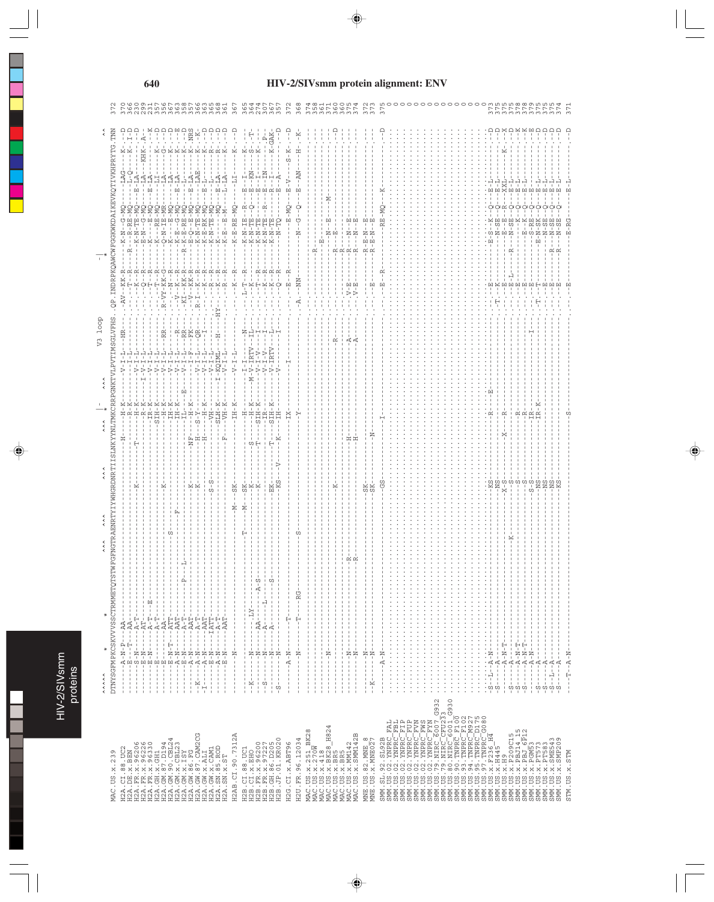# HIV-2/SIVsmm protein alignment: ENV

```
                        ^^^^^    *        *                 ^^^      ^^^      ^^^          ^^^      |-     ^^^          V3 loop      -|               ^^
                        DTNYSGFMPKCSKVVVSSCTRMMETQTSTWFGFNGTRAENRTYIYWHGRDNRTIISLNKYYNLTMKCRRPGNKTVLPVTIMSGLVFHS.QP.INDRPKQAWCWFGGKWKDAIKEVKQTIVKHPRYTG.TNN

MAC.US.x.239                                                                                                                                                          372
H2A.CI.88.UC2                                                                                                                                                         370
H2A.DE.x.BEN                                                                                                                                                          366
H2A.FR.x.96206                                                                                                                                                        230
H2A.FR.x.96226                                                                                                                                                        239
H2A.FR.x.96330                                                                                                                                                        231
H2A.GH.x.GH1                                                                                                                                                          357
H2A.GM.87.D194                                                                                                                                                        356
H2A.GM.90.CBL24                                                                                                                                                       367
H2A.GM.x.CBL23                                                                                                                                                        363
H2A.GM.x.ISY                                                                                                                                                          358
H2A.GW.86.FG                                                                                                                                                          357
H2A.GW.87.CAM2CG                                                                                                                                                      366
H2A.GW.x.ALI                                                                                                                                                          363
H2A.GW.x.CAM1                                                                                                                                                         365
H2A.SN.85.ROD                                                                                                                                                         368
H2A.SN.x.ST                                                                                                                                                           361
H2AB.CI.90.7312A                                                                                                                                                      367
H2B.CI.88.UC1                                                                                                                                                         365
H2B.CI.x.EHO                                                                                                                                                          364
H2B.FR.x.96200                                                                                                                                                        274
H2B.FR.x.97227                                                                                                                                                        307
H2B.GH.86.D205                                                                                                                                                        367
H2B.JP.01.KR020                                                                                                                                                       357
H2G.CI.x.ABT96                                                                                                                                                        372
H2U.FR.96.12034                                                                                                                                                       368
MAC.US.x.251_BK28                                                                                                                                                     374
MAC.US.x.270W                                                                                                                                                         358
MAC.US.x.418                                                                                                                                                          361
MAC.US.x.BK28_H824                                                                                                                                                    371
MAC.US.x.BR5                                                                                                                                                          360
MAC.US.x.MM142                                                                                                                                                        375
MAC.US.x.SMM142B                                                                                                                                                      374
MNE.US.82.MNE_8                                                                                                                                                       372
MNE.US.x.MNE027                                                                                                                                                       373
SMM.SL.92.SL92B                                                                                                                                                       375
SMM.US.02.YNPRC_FAL                                                                                                                                                   0
SMM.US.02.YNPRC_FBL                                                                                                                                                   0
SMM.US.02.YNPRC_FIP                                                                                                                                                   0
SMM.US.02.YNPRC_FUP                                                                                                                                                   0
SMM.US.02.YNPRC_FVN                                                                                                                                                   0
SMM.US.02.YNPRC_FWS                                                                                                                                                   0
SMM.US.02.YNPRC_FYN                                                                                                                                                   0
SMM.US.79.NIRC_G007_G932                                                                                                                                              0
SMM.US.79.NIRC_CFU233                                                                                                                                                 0
SMM.US.80.NIRC_6001_G930                                                                                                                                              0
SMM.US.93.TNPRC_F100                                                                                                                                                  0
SMM.US.93.TNPRC_F102                                                                                                                                                  0
SMM.US.94.TNPRC_M927                                                                                                                                                  0
SMM.US.95.TNPRC_D175                                                                                                                                                  0
SMM.US.97.TNPRC_G080                                                                                                                                                  0
SMM.US.x.F236_H4                                                                                                                                                      373
SMM.US.x.H445                                                                                                                                                         375
SMM.US.x.H9                                                                                                                                                           375
SMM.US.x.P209C15                                                                                                                                                      375
SMM.US.x.PBJ14_15                                                                                                                                                     378
SMM.US.x.PBJ_6P12                                                                                                                                                     378
SMM.US.x.PGM53                                                                                                                                                        379
SMM.US.x.PT53                                                                                                                                                         375
SMM.US.x.PT583                                                                                                                                                        375
SMM.US.x.SME543                                                                                                                                                       375
SMM.US.x.SMP209                                                                                                                                                       374
STM.US.x.STM                                                                                                                                                          371
```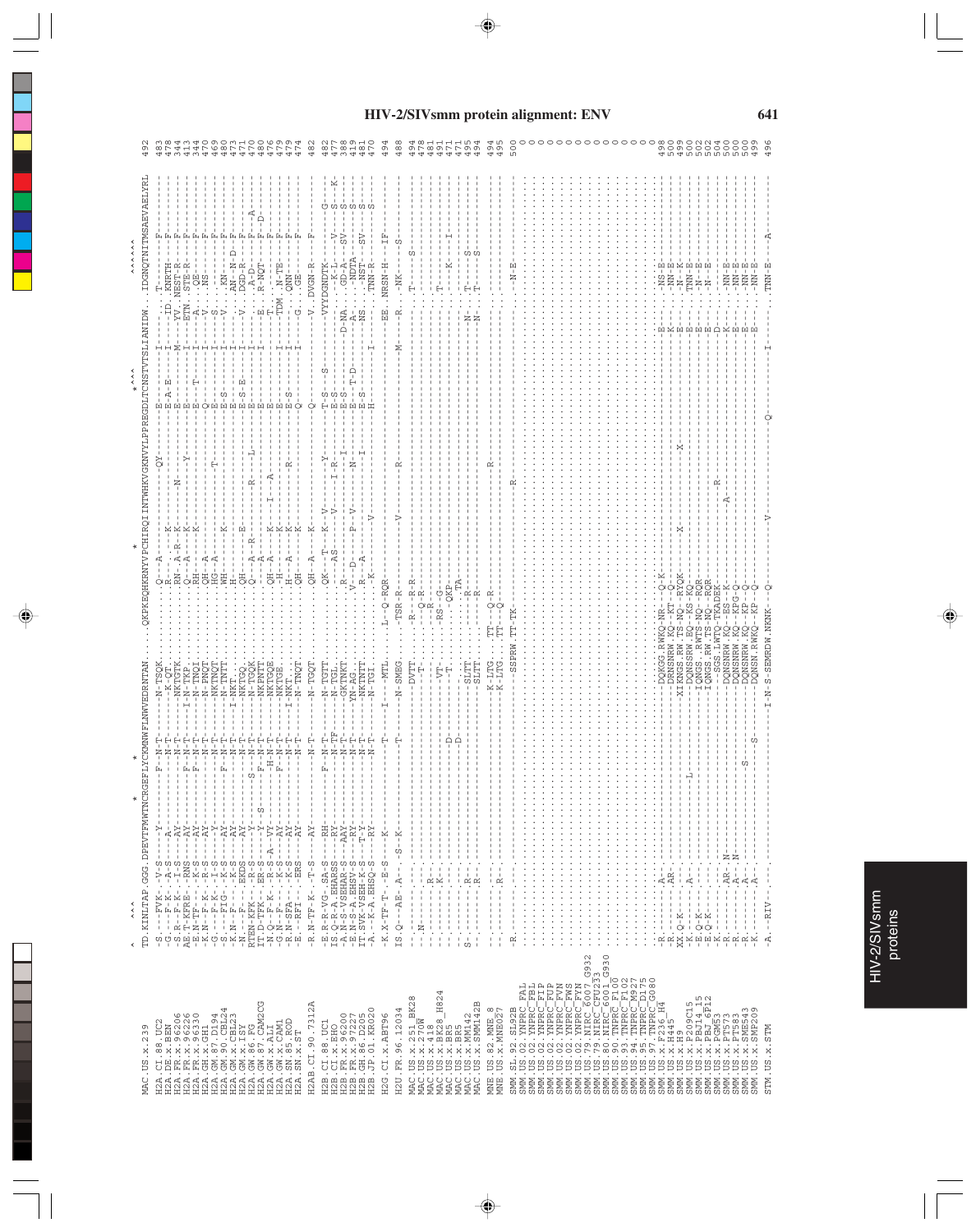```
                          ^   ^^^                *      *     *                                          *                            * ^^^                         ^^^^^^
MAC.US.x.239              TD.KINLTAP.GGG.DPEVTFMWTNCRGEFLYCKMNWFLNWVEDRNTAN....QKPKEQHKRNYVPCHIRQIINTWHKVGKNVYLPPREGDLTCNSTVTSLIANIDW...IDGNQTNITMSAEVAELYRL  492
H2A.CI.88.UC2             -S.---FVK-.-V-S.-----Y--------F--N-T----N-TSQK.........Q---A------------------QY-----------E-----------I------.T-------------F----  483
H2A.DE.x.BEN              -G.---F-K-.-A-S.-----A-----------N-T----K-QT.........R----K-----------------------------E-A-E-------I-----ID.KNRTH----------F----  478
H2A.FR.x.96206            -S.R--F-K-.-I-S.-----AY----------N-T----NKTGTK.......RN--A-R-K--------N--------------E--------------M----YV.NEST-R---------F----  344
H2A.FR.x.96226            AE.T-KPRE-.-RNS.-----AY--------F-N-T--I-N-TKP.........Q---A---K------------Y---------E-----------I-----ETN.STE-R---------F----  413
H2A.FR.x.96330            -E.N--TF-K.-K-S.-----AY--------F-N-T----N-INQI........RH------K----------------------E----T------I------A.QE-----------F----  344
H2A.GH.x.GH1              -K.N--TF-K.-R-S.-----AY----------N-T----N-PNQT........QH--A----------------------------Q-----------I------V.NS-----------F----  470
H2A.GM.87.D194            -G.---F-K-.-I-S.-----Y-----------N-T----NKTNQT........HG--A---------------T-----------E-----------I------S.-------------F----  469
H2A.GM.90.CBL24           -S.---FIG-.-K-S.-----AY--------F-N-T----N-TNTT........WH------K--------------------------E-S---------I------V.KN-----------F----  480
H2A.GM.x.CBL23            -K.N--F---.-K-S.-----AY----------N-T--I-NKT...........H-------------------------------E-------------I-------.AN--N-D-F----  473
H2A.GM.x.ISY              -N.---F---.-EKDS.-----AY----------N-T----NKTGQ.........QH----E---------------------------E-S-E------I-----V.DGD-R-------F----  471
H2A.GW.86.FG              RTEN-KFK--.-K-S.-----Y--------S--N-T----N-TGQK........Q---A-R---------R-----L------E-------------I------E.A-D----------F--A--  470
H2A.GW.87.CAM2CG          IT.D-TFK--.-ER-S.-----Y--S-----F--N-T----NKPNTT........A---------------------------E-------------I------E.R-NQT--------F--D--  480
H2A.GW.x.ALI              -N.Q--F-K-.-R-S.-A-VY----------H-N-T----NKTGQE.......QH-A-----K---I---A-------------E-------------T-------T.-------------F----  476
H2A.GW.x.CAM1             -G.N--F---.-K-S.-----AY--------F-N-T----NKTGE..........H------K---------------------E-------------I-----TDM.N-TE---------F----  479
H2A.SN.85.ROD             -R.N--SFA-.-EKS.-----AY----------N-T--I-NKT...........H---A---K--------R-------------E-S---------I-------.QNN-----------F----  479
H2A.SN.x.ST               -E.---FFT-.-EKS.-----AY----------N-T----N-TNQT........QH------K-------------------------E-------------I------G.QE-----------F----  474
H2AB.CI.90.7312A          -R.N-TF-K-.-T-S.-----AY----------N-T----N-TGQT........QH--A----K---------------------Q-------------------V.DVGN-R--------F----  482
H2B.CI.88.UC1             -E.R-R-VG-.SA-S.-----RH--------F--N-T----N-TGTT.......QK---T---K--V-------Y---------T-S---S-------------VYYDGNDTK----------G----  482
H2B.CI.x.EHO              IS.Q-R-A.EHARSS.-----RY----------N-TF---N-TGTT........R---AS----V------I-R-------E-S-------------------.----K-L------V--S---K  477
H2B.FR.x.96200            -A.---S-A.SEHSS.-----AAY---------N-T----GKTNK.........R---------------------I-------E-S-----------D-NA.-GD-------SV--S-----  388
H2B.FR.x.97227            -E.N-S-A.EHSV-S.-----RY----------N-T----YN-AG..........V---D----P--V-------N-------E-S--T-D---------A-.-NDTA---------S-----  419
H2B.GH.86.D205            IT.SVK-VSEH-K-S.----T-Y----------N-T----NKTNTT........R---A--------------I-------E-S---------------NS.-NST-------SV--S-----  481
H2B.JP.01.KR020           -A.--K-A.EHSQ-S.-----RY----------N-T----N-TGI..........-K-----V--------------------H-------------I-------.TNN-R--------S-----  470
H2G.CI.x.ABT96            -K.X-TF-T-.-E-S.-----K-------------T----I---MTL.......L--Q-RQR--------------------------------------------EE.NRSN-H------IF----  494
H2U.FR.96.12034           IS.Q---AE-.A---.S-K--------------T------N-SMEG........TSR-R--------V--------R---------------M-------R-.-NK------S----------  488
MAC.US.x.251_BK28         --.-------.-----.-------------------------DVTT........R---R-R---------------------------------------------.T-----S--------  494
MAC.US.x.270W             --.N------.-----.---------------------------T-.........--Q-R----------------------------------------------.---------------  478
MAC.US.x.418              --.-------.-R---.-------------------------------........---R----------------------------------------------.---------------  481
MAC.US.x.BK28_H824        --.-------.-K---.-----------------------VT-............RS--G------------------------------------------------.T------------  491
MAC.US.x.BR5              --.-------.-----.--------------D---------T-............QKP--------------------------------------------------.---K-----I---  471
MAC.US.x.MM142            S-.-------.-R---.--------------D---------SLTT..........R-----TA-------------------------------------N------.T---S--------  471
MAC.US.x.SMM142B          --.-------.-R---.-----------------------SLTT..........---R------------------------------------------N------.T---S--------  495
MNE.US.82.MNE_8           --.-------.-----.-----------------------K-LTG.......TT----Q-R--------R---------------------------------------------------  494
MNE.US.x.MNE027           --.-------.-R---.-----------------------K-LTG.......TT-----Q-----------------------------------------------------------------  494
SMM.SL.92.SL92B           -R.-------.-----.---------------------SSPRW.TT-TK-------------R-------------------------------------------.----N-E---------  495
SMM.US.02.YNPRC_FAL                                                                                                                                                   500
SMM.US.02.YNPRC_FBL                                                                                                                                                     0
SMM.US.02.YNPRC_FLP                                                                                                                                                     0
SMM.US.02.YNPRC_FUP                                                                                                                                                     0
SMM.US.02.YNPRC_FVN                                                                                                                                                     0
SMM.US.02.YNPRC_FWS                                                                                                                                                     0
SMM.US.02.YNPRC_FYN                                                                                                                                                     0
SMM.US.79.NIRC_6007_G932                                                                                                                                                0
SMM.US.79.NIRC_CFU23                                                                                                                                                    0
SMM.US.80.NIRC_6001_G930                                                                                                                                                0
SMM.US.90.TNPRC_F100                                                                                                                                                    0
SMM.US.93.TNPRC_F102                                                                                                                                                    0
SMM.US.94.TNPRC_M927                                                                                                                                                    0
SMM.US.95.TNPRC_D175                                                                                                                                                    0
SMM.US.97.TNPRC_G080                                                                                                                                                    0
SMM.US.x.F236_H4          -R.-------.-A---.------------------DQKGG.RWKQ-NR--Q-K----------------------------------E------.-NS-E---------  0
SMM.US.x.H445             -R.-------.-AR--.------------------DRNSNRW.KQ-KT--Q-----------------------------------K------.-NN-E---------  498
SMM.US.x.H9               XX.Q-K----.-----.--------------L---XIKNGS.RW.TS-NQ--RYQK---X----------X--------------E------.-N--K---------  500
SMM.US.x.P209C15          -E.-------.-A---.------------------DQNSSRW.EQ--KS-KQ-------------------------------E------.TNN-E---------  499
SMM.US.x.PBJ14_15         -E.Q-K----.-----.------------------IQNGS.RWTS-NQ--RQR--------------------------------E------.-N--E---------  500
SMM.US.x.PBJ_6P12         -E.Q-K----.-----.------------------IQNGS.RW.TS-NQ--RQR--------R---------------------E------.-N--E---------  502
SMM.US.x.PGM53            -K.-------.-----.------------------SGS.LWTQ-TKADEK----------------------------------D------.-------------  502
SMM.US.x.PT573            -R.-------.-AR--N.------------------DQNSNRW.KQ--ES--K----A-----------------------------K------.-NN-E---------  504
SMM.US.x.PT583            -R.-------.-A---N.------------------DQNSNRW.KQ--KP--Q------------------------------E------.-NN-E---------  500
SMM.US.x.SME543           -R.-------.-A---.------S-----------DQNSNRW.KQ--KP--Q------------------------------E------.-NN-E---------  500
SMM.US.x.SMP209           -K.-------.-A---.------------------DQNSN.RWKQ--KP--Q------------------------------E------.-NN-E---------  499
STM.US.x.STM              -A.--RIV--.-----.----------------S--I-N-S-SEMRDW.NKNK--Q--------V---------Q---------I-----------.TNN-E-------A----  496
```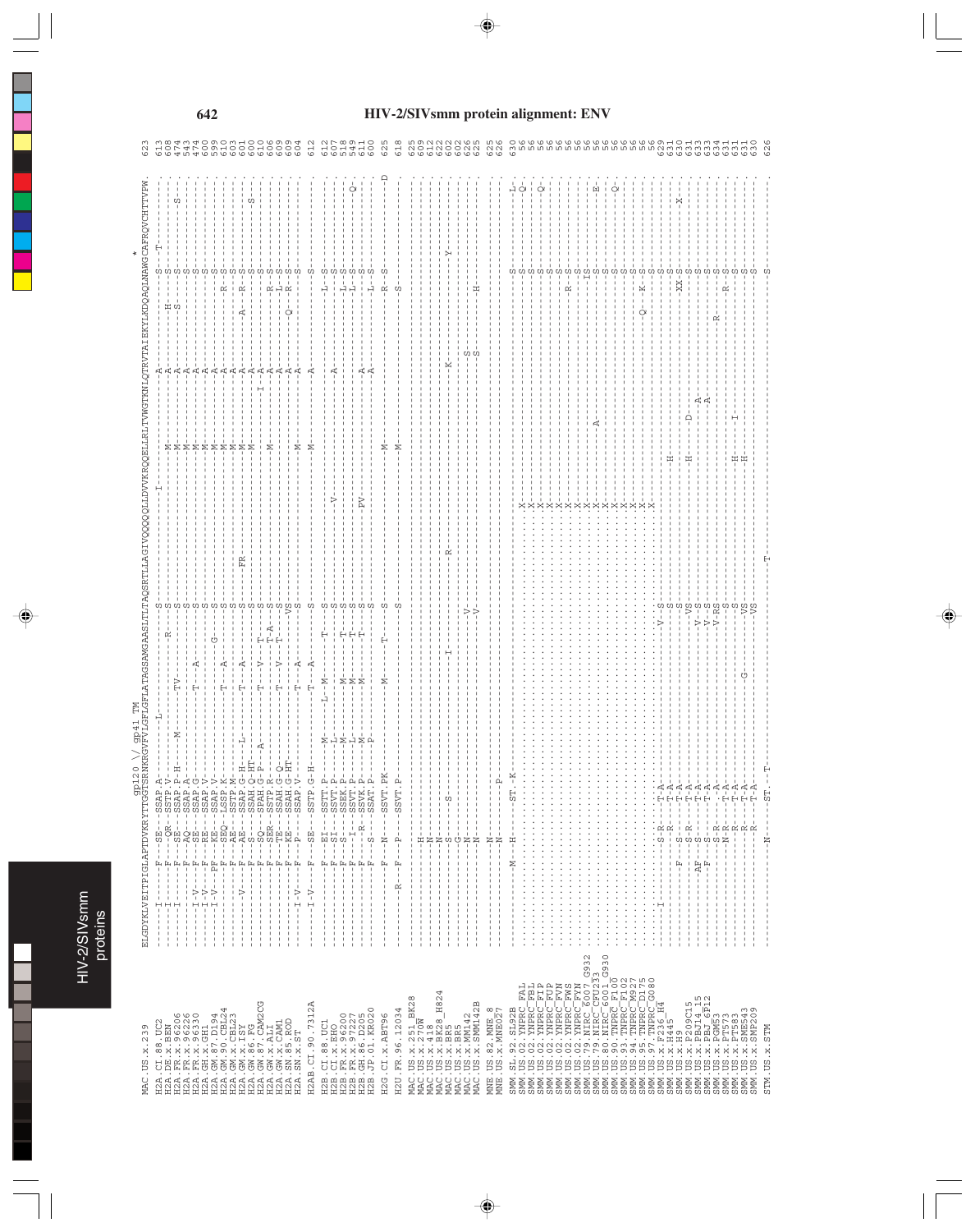# HIV-2/SIVsmm protein alignment: ENV

```
                    gp120 \/ gp41 TM                                                                                        *
MAC.US.x.239        ELGDYKLVEITPIGLAPTDVKRYTTGGTSRNKRGVFVLGFLGFLATAGSAMGAASLTLTAQSRTLLAGIVQQQQQLLDVVKRQQELLRLTVWGTKNLQTRVTAIEKYLKDQAQLNAWGCAFRQVCHTTVPW  623
```

| Sequence | Position |
|---|---|
| H2A.CI.88.UC2 | 613 |
| H2A.DE.x.BEN | 608 |
| H2A.FR.x.96206 | 474 |
| H2A.FR.x.96226 | 543 |
| H2A.FR.x.96330 | 474 |
| H2A.GH.x.GH1 | 600 |
| H2A.GM.87.D194 | 599 |
| H2A.GM.90.CBL24 | 610 |
| H2A.GM.x.CBL23 | 603 |
| H2A.GM.x.ISY | 601 |
| H2A.GW.86.FG | 600 |
| H2A.GW.87.CAM2CG | 610 |
| H2A.GW.x.ALI | 606 |
| H2A.GW.x.CAM1 | 610 |
| H2A.SN.85.ROD | 609 |
| H2A.SN.x.ST | 609 |
| H2AB.CI.90.7312A | 604 |
| H2B.CI.88.UC1 | 612 |
| H2B.CI.x.EHO | 612 |
| H2B.FR.x.96200 | 607 |
| H2B.FR.x.97227 | 518 |
| H2B.GH.86.D205 | 549 |
| H2B.JP.01.KR020 | 611 |
| H2G.CI.x.ABT96 | 600 |
| H2U.FR.96.12034 | 625 |
| MAC.US.x.251_BK28 | 618 |
| MAC.US.x.270W | 625 |
| MAC.US.x.418 | 609 |
| MAC.US.x.BK28_H824 | 612 |
| MAC.US.x.BR5 | 622 |
| MAC.US.x.MM142 | 602 |
| MAC.US.x.SMM142B | 602 |
| MNE.US.82.MNE_8 | 626 |
| MNE.US.x.MNE027 | 625 |
| SMM.SL.92.SL92B | 625 |
| SMM.US.02.YNPRC_FAL | 626 |
| SMM.US.02.YNPRC_FBL | 630 |
| SMM.US.02.YNPRC_FIP | 56 |
| SMM.US.02.YNPRC_FUP | 56 |
| SMM.US.02.YNPRC_FVN | 56 |
| SMM.US.02.YNPRC_FWS | 56 |
| SMM.US.02.YNPRC_FYN | 56 |
| SMM.US.79.NIRC_6007_G932 | 56 |
| SMM.US.79.NIRC_CFU23 | 56 |
| SMM.US.80.NIRC_6001_G930 | 56 |
| SMM.US.90.TNPRC_F100 | 56 |
| SMM.US.93.TNPRC_F102 | 56 |
| SMM.US.94.TNPRC_M927 | 56 |
| SMM.US.95.TNPRC_D175 | 56 |
| SMM.US.97.TNPRC_G080 | 56 |
| SMM.US.x.F236_H4 | 629 |
| SMM.US.x.H445 | 631 |
| SMM.US.x.H9 | 630 |
| SMM.US.x.PBJ14_15 | 631 |
| SMM.US.x.P209C15 | 633 |
| SMM.US.x.PBJ_6P12 | 633 |
| SMM.US.x.PGM53 | 634 |
| SMM.US.x.PT573 | 631 |
| SMM.US.x.PT583 | 631 |
| SMM.US.x.SME543 | 631 |
| SMM.US.x.SMP209 | 630 |
| STM.US.x.STM | 626 |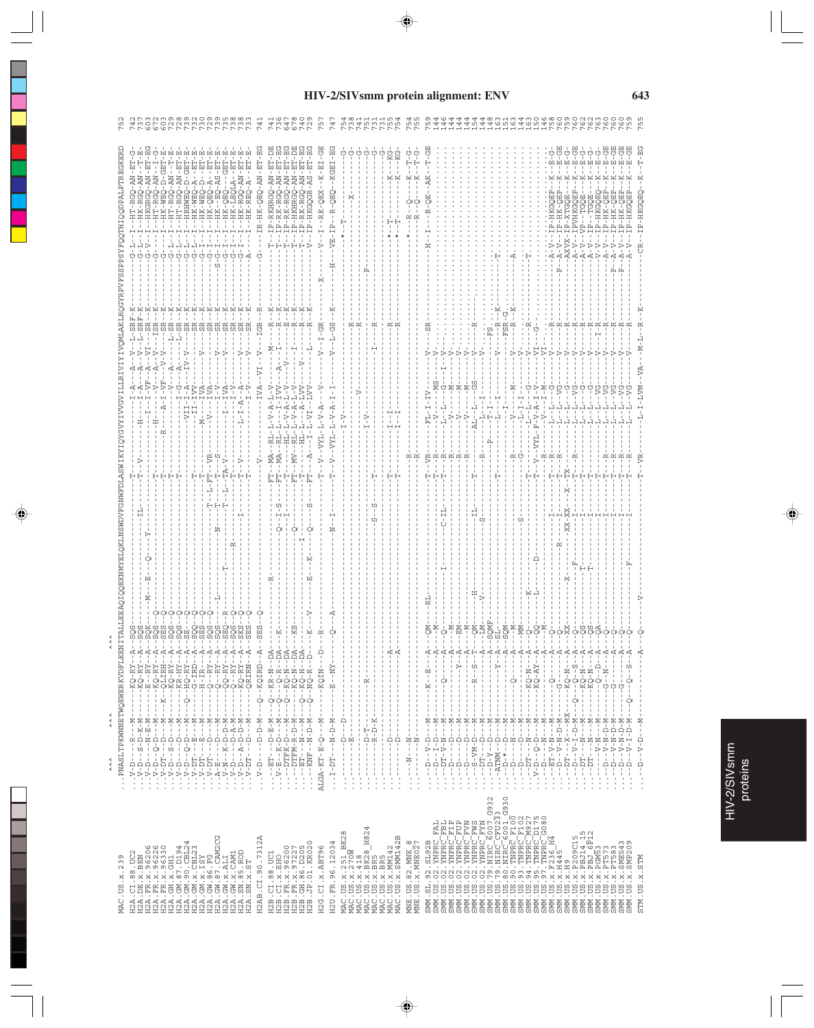# HIV-2/SIVsmm protein alignment: ENV

```
                         ^^^                  ^^^      ^^^
MAC.US.x.239             ...PNASLTPKWNNETWQEWERKVDFLEENITALLEEAQIQQEKNMYELQKLNSWDVFGNWFDLASWIKYIQYGVYIVVGVILLRIVIYIVQMLAKLRQGYRPVFSSPPSYFQQTHIQQDPALPTREGKERD 752
H2A.CI.88.UC2            ...V-D---R---M----------KQ-RY--A--SQS-------------------------------T---V--------------I-A----A--V--L-SRF-K---------G-L--I--HT-RGQ-AN-ET-G- 742
H2A.DE.x.BEN             ...V-D---S-D-K-M--------KQ-RY--A--SQS-------------------------IL-------T---V----------------H---I-A----A--V--L-SRF-K---------G-L--I--HK-RGQ-AN--T-E- 737
H2A.FR.x.96206           ...V-D---N-E-M----------E--RY--A--SQK------M---E---Q---Y----------------------------------I--I--VF--A--VI---SR--K---------G-V--I--HKGRGQ-AN-ET-EG 603
H2A.FR.x.96226           ...V-D---Q-D--M---------KQ-RY--A--SQS-Q-----------------------------T--------------------H---I---V----A--V---ISR--K---------G-----I--HT-RGQ-AN---I-G- 672
H2A.FR.x.96330           ...V-DT--S-D--M-----K---QLRH---A--SQS-Q-------------------------------T----------------R-----A--I--VF---V--V---SR--K---------G-L--I--HK-WEQ-D-GET-E- 603
H2A.GH.x.GH1             ...V-D---S-D--M---------KQ-RY--A--SQS-Q-------------------------------T-------------------------I-G----A-----L-SR--K---------G-L--I--HT-RGQ-AN--T-E- 729
H2A.GM.87.D194           ...V-D---D-D--M---------KR-HY--A--SQS-Q-------------------------------T-----------------------VII-I-A----IV-V----SR--K---------G-L--I--HT-RGQ-AN-ET-E- 728
H2A.GM.90.CBL24          ...V-D---Q-D--M-------Q-HQ-RY--A--SE--Q-----------------------------------------------------II-IVV----------SR--K---------G-L--I--HRHWEQ-D-GET-E- 739
H2A.GM.x.CBL23           ...V-DT--E----M---------G-IRD--A--SQQ-Q-------------------------------T-------------------M----IVA----V-----SR--K---------G-L--I--HK-WEQ-A--ET-E- 732
H2A.GW.86.FG             ...V-DT--E----M---------H-IR---A--SES-Q-------------------------------T------------------V--------IVA--------SR--K---------G-I--I--HK-WEQ-D--ET-E- 730
H2A.GW.87.CAM2CG         ...V-D---D----M---------Q--RY--A--SQS-Q------L------------------------T--L-FT--VR--------------I-V----V-----SR--K---------S-G--I--HK--EQ-AS-ET-E- 729
H2A.GW.x.ALI             ...A-E---D----M---------Q--RY--A--SQS---------------------N-----------T---T--S----------------I-IVA----V-----SR--K---------G-I--I--HK-QEQ---GET-E- 739
H2A.GW.x.CAM1            ...V-N---K-D-D-M--------QQ-RY--A--SEQ--R--------------------------T--L-TA-V-------------------I-V-------------SR--K---------G-I--I--HK-LEQLA--ET-E- 735
H2A.SN.85.ROD            ...V-D---D-A--M---------Q--RY--A--SQS-Q--------R--------I-------------T---V------------------L-I-A--A----V----SR--K---------G-I--I--HK-RGQ-AN-ET-E- 738
H2A.SN.x.ST              ...V-D---A-D-D-M--------KQ-RY--A--SES-Q-------------------------------T----------------------------T--------SR--K---------G-I--I--HK-REQ-A--ET-E- 738
                         ...V-DT--S----M---------QRIRN--A--SER-Q--------------------------------------------------------------V--------SR--K-----------A----I--HK-RGQ-AN-ET-E- 733

H2AB.CI.90.7312A         ...V-D---D-D-M--Q--KQIRD---A--SES-Q------------------------------------V-------------IVA--VI--V--IGR--R-------------G----IR-HK-QEQ-AN-ET-EG 741

H2B.CI.88.UC1            ...-ET----D-E-M---Q--KR-N--DA----------R---------------------------FT--MA--RL-L-V-A-L-V----M-----R--K---------T--IP-RKHRGQ-AN-ET-DE 741
H2B.CI.x.EHO             ...V-E---K-D--M---Q--KQ-R--DA------K--------------------Q--I-S---FT--MA--RL-L-V-A-I-V--A--I----R--K---------T--IP-RK-RGQ-AN-ET-EG 736
H2B.FR.x.96200           ...V-DTPK-D---M---Q--KQ-RY--DA------K------------------Q----I-----T------R-----V-A--V---V--------R--K---------T--IP-RK-KHGQ-AN-ET-EG 647
H2B.FR.x.97227           ...-DTFM-R-D-M----Q--KQ-N--DA------KS------------------Q--------FT--MV--HL-L-V-A-L-V----I-----R--K---------T--IP-HKHRGQ-AN-ET-DE 678
H2B.GH.86.D205           ...-ET----N-D-M----Q--KQ-H--DA-----------------------I----------T------HL-L--A-LVV---V-------R--K---------T--IP-RK-RGQ-AN-ET-EG 740
H2B.JP.01.KR020          ...KNF---N-D-M----Q--NQ-R--D------K---V------E---K---Q----S----FT---A---I--L-VI--LVV--------L-----R--K---------T--IP-HKGQR-AS-ET-EG 729

H2G.CI.x.ABT96           ...ALGA-KT-E-Q--M-------KQIN---D---R----------------------------T--V--VYL-L-V-A----V----V--I-GR----------X-----V--I--RK-QEX--K-EI-GE 757

H2U.FR.96.12034          ...I-DT---N-D-M---------E--NY------Q---A--------------N--I-------T--V--VYL-L-V-A-I-I-----V--L-GS--K---------H--VE-IP--R-QEQ--KGEI-EG 747

MAC.US.x.251_BK28        .......---D---D--------------------------------------------------------I-V--------------------------------------*--T----------------G- 754
MAC.US.x.270W            .......---E-----------------------------------------------------------------------------R-------------------------------X---------G- 738
MAC.US.x.418             .............................................................................V-----------R----------------------------------------G- 741
MAC.US.x.BK28_H824       ..........D-T--------R----------------------------------------------------------------------------P--------------------------------G- 751
MAC.US.x.BR5             ..........R-D-K-----------------------------------S--S-----T------I-V----------I------R--------------------------------------------G- 731
MAC.US.x.MM142           ..........D---------------A-------------------------------T-------I-I--------------------R-----------------*--T-------K----KG- 755
MAC.US.x.SMM142B         ..........D---------------A-------------------------------T-------I-I--------------------R-----------------*--T-------K----KG- 754

MNE.US.82.MNE_8          ...--N---N-----------------------------------------------------R-------------------------------------------*-----R--Q-----K--T-G- 754
MNE.US.x.MNE027          ...--N---N-----------------------------------------------------R-----------------------------R--------------------R--Q-----K--T-G- 755

SMM.SL.92.SL92B          ...--D---V-D---M------K---E---A--QM----RL-------------------------T--VR-----FL-I-IV------V-----SR-------------H--I---R-QE--AK---T-GE 759
SMM.US.02.YNPRC_FAL      ...--D---I-D---M--------------A--Q-----------------------------------T--R---------------MS------V-------------------------------------- 144
SMM.US.02.YNPRC_FBL      ...--DT--V-N---M--------Q-----A--Q--------I-----------C-IL-----T--R-------L----G---I--V------------------------------------------------ 146
SMM.US.02.YNPRC_FIP      ...--D---D-----M--------------A--M-----------------------------------R-------L----G------V------------------------------------------------ 144
SMM.US.02.YNPRC_FUP      ...--D---D-----M-------------Y--A--EM------------------------------R-------V------M------V------------------------------------------------ 144
SMM.US.02.YNPRC_FVN      ...--D---D-----M--------------A--M-----------------------------------R-------V------M------V------------------------------------------------ 144
SMM.US.02.YNPRC_FWS      ...--S-VM-D----M-----R---S---T--QM----H-----------------IL--------T-----AL--L----GS----V-----R-------------------------------------------- 154
SMM.US.02.YNPRC_FYN      ...--DT---D----M--------------A--LM----V----------------S-------------R-------L---I------V-------------------------------------------------- 144
SMM.US.79.NIRC_6007_G932 ...--D-Y--D----M--------------A--SQMF-----------------------------P-------T-I-------------FS----------------------------------------------- 148
SMM.US.79.NIRC_CFU23_G9  ...-AINM--D----M-----------Y--A--SL--------------------------T-----------L---I--------V----R--K-----------T------------------------------ 163
SMM.US.80.NIRC_6001_G930 ...--D*--D----M--------------A--SQM---------------------------------------I--------------FSR-G------------------------------------------- 151
SMM.US.90.TNPRC_F100     ...--D---N----M---------Q-----A--M-----------------------------------R------V-------M------V-----R--K-------A-------------------------- 163
SMM.US.93.TNPRC_F102     ...--D---D----M---------------A--MM-----------S---------------------G-------L-I-I-------V------------------------------------------------ 144
SMM.US.94.TNPRC_M927     ...--DT--N----M---------KQ-N--A--Q-----K-----------------------------------L-I--G-----V-----R-------------T------------------------------ 163
SMM.US.95.TNPRC_D175     ...V-D---Q-N--M---------KQ-RY--A--Q-----L-------D---------------T--V--VYL-F-V-A-I-V----VI---G--------------------------------------------- 150
SMM.US.97.TNPRC_G080     ...--D---N----M---------------A--M--------------------------------R-------V-I--I-M-----VI--------------------------------------------------- 146
SMM.US.x.F236_H4         ...--ET-V-N---M---------Q-----A--Q----------------I-------------T--R-------L-L--G-----V------R--------------A-V--IP-HKGQEP--K---E-G- 758
SMM.US.x.H445            ...--D--V-N-D-M---------G-----A--Q----------------R---I-----------T--R-------L-L--VG-----V------R--------------P--A-V--IP-HK-QEP--K--E-GE 760
SMM.US.x.H9              ...--DT--X-X-MX---------KQ-N--A--XX----X-----XX-XX---X--TX--------L-L--G-----V------R----------------AXVX--IP-XTGQE---K---E-GE 759
SMM.US.x.P209C15         ...--DT--I-D-M---Q---G--KQ-N--A--Q----F---------------I-------T--R-------L-L--VG-----V------R-----------------A-V--IPVHKGQEP--K---E-GE 760
SMM.US.x.PBJ14_15        ...--DT--N----M---------KQ-N---A--QS-----T------------I-------T-----------L-L--G-----V------R----------------A-V--VP--TGQE---K---E-G- 762
SMM.US.x.PBJ_6P12        ...--DT--N----M---------KQ-N---A--QS-----T------------I-------T-----------L-L--G-----V------R----------------A-V--VP--TGQE---K---E-G- 762
SMM.US.x.PGM53           .......--V-N---M---------Q--D--A--QA-------------------I-------T-----------L-L--VG-----V-----I-R---------------V-V--IP-HKGQEQ--K---E-G- 763
SMM.US.x.PT573           ...--D---V-N-D-M--------G---N---A--Q-------------------I-------T--R-------L-L--VG-----V------R----------------A-V--IP-HK-QEP--K--E-GE 760
SMM.US.x.PT583           ...--D---V-N-D-M--------G--------A--Q-------------------I-------T--R-------L-L--VG-----V------R--------------P--A-V--IP-HK-QEP--K--E-GE 760
SMM.US.x.SME543          ...--D---V-N-D-M--------G--------A--Q-------------------I-------T--R-------L-L--VG-----V------R--------------P--A-V--IP-HK-QEP--K--E-GE 760
SMM.US.x.SMP209          ...--D---V-I-D-M-------Q--S--A--Q------F----------------I-------T--R-------L-L--VG-----V------R----------------A-V--IP-HKGQEP--K---E-GE 759

STM.US.x.STM             ...--D---V-D---M---------------A--Q-----V-----------------------T--VR-----L-I-LVM--VA---M-L---R--K-----------CR--IP-HKGQEQ--K---T-EG 755
```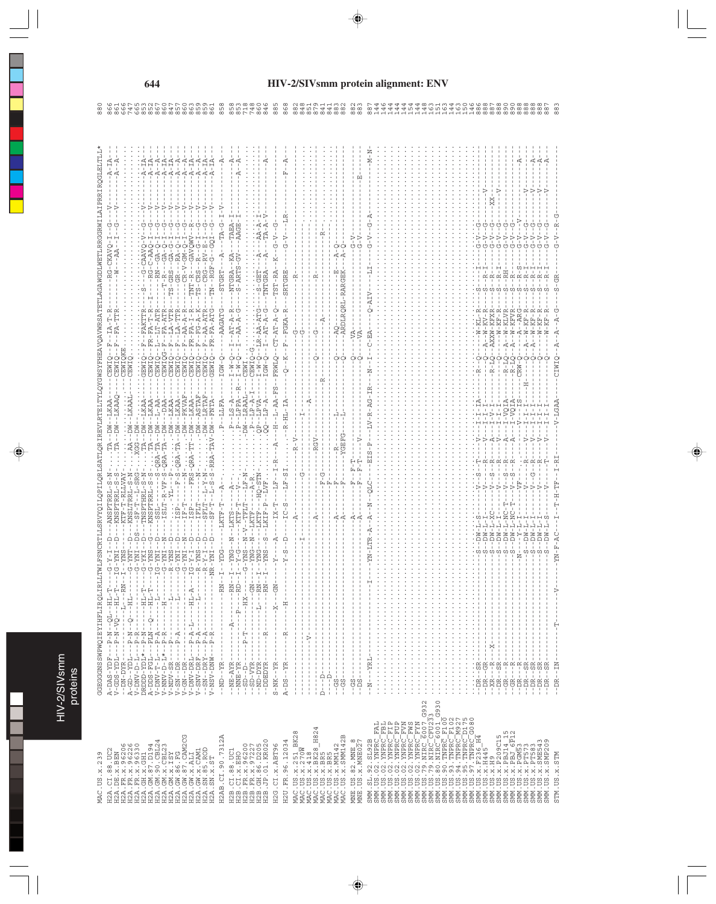# HIV-2/SIVsmm protein alignment: ENV

```
MAC.US.x.239            GGEGGNSSWPWQIEYIHFLIRQLIRLLTWLFSNCRTLLSRVYQILQPILQRLSATLQRIREVLRTELTYLQYGWSYFHEAVQAVWRSATETLAGAWGDLWETLRRGGRWILAIPRRIRQGLELTLL*   880

H2A.CI.88.UC2           A-DAS-YDP---P-N--QL--HL-T----G-Y-I--D---ANSPTRRL-S-N-....TA--DW--LKAA-----CEWIQ---F--IA-T-R----------RG-CKAVQ-I--G---V-------A-IA-   866
H2A.DE.x.BEN            V-GDS-YDL---P-N-VQ---HL-T---IG-YNI--D---KNSPTRRL-S-S-....TA--DW--LKAAQ----CEWIQ---F--FA-TTR-----------W---AA--I--G---V-------A--A    861
H2A.FR.x.96206          --DN-DYR-----------L---RN--I--YNS---------KTF-T-RLLVAY.........................CEWIQKE..............   666
H2A.FR.x.96226          A-GD--YDL---P-N--Q--HL-------G-YNT--D---KNSLTRRL-S-N-....AA--DW--LKAAL----CEWIQ...   747
H2A.FR.x.96330          V-DNV-D-L---P-R---------G-YNI--DS--SP-T--L-SRG-....XGG--DW--.......  665
H2A.GH.x.GH1            DRDDD-DD*---P-N-----HL-T---G-YKI--D---TNSPTRRL-S-N-....TA--DW--LKAA----GEWIQ---F--FAKTTR-----S---G-CRAVQ-V--G---V------A-IA-   852
H2A.GM.87.D194          A-DS-FGL----PLN--Q---HL-T---G-YNS--D---KNSPTRRL-S-S-....TA--DW--LKAA-----CEWIQ---FR-FA-T-R----I----RG-C-AAQ-I--G---V-------A-IA   867
H2A.GM.90.CBL24         V-DNV-T-L---P-A---------L---IG-YNI--D---SSL---------S-QRA-TA--DW--L-AA-----CEWIQ---L--LT-ATR----------RN---GA-Q-I--G---V-------A--A    860
H2A.GM.x.CBL23          V-NNV-D-L*--P-R--------H-----G-YNI--N---ISLT-R-VF-S-QRA-TA--DW--DAA------CEWIQQG-F--FA-ATR------T-R---GA-Q-I--G---V-------A-IA    847
H2A.GM.x.ISY            V-NDV-SR----P-------------L-----R-YNS--D----....-YL---P--....--DW--LKAA-----CEWIQ---F--LA-VTR----TS-GRS--GA-G-I--G---V-------A-IA   857
H2A.GW.86.FG            V-SN--DR----P-A----------L----G-YNI--D---ISP-----F-S-QRA-TA--DW--LKAA-----CEWIQ---F--LA-TTR------GR---RA-Q-I--G---V-------A--A-   860
H2A.GW.87.CAM2CG        V-GN--DR----P-------------------G-YNI--N---IF-T-----N-....--DW--PKVAF-----CEWIQ---F--AA-A-R-------CR-V--GM-Q-I--G---V-------A--A-   863
H2A.GW.x.ALI            V-DNV-DRL---P-A-L----HL-A---IG-Y-I--D---ISP-----FRS-QRA-TT--DW--LKAA-----CEWIQ---FR-FA-I-R-----TNT-R---GAVQWV-R---V-------A-IA   859
H2A.GW.x.CAM1           V-SNV-DRF---P-A---------L-----R-YNS--D---IFLT-----N-.........DW--ASTAF-----CEWIQ---F--FG-A-K-----TS-CRS--R--G-I--G---V-------A--A   859
H2A.SN.85.ROD           --SN--DRY---P-A--------------R-Y-I--D---SPLT--L-Y-N-........DW--LRTAP-----CEWIQ---F--AA-ATR-------CRG--RV-E-I--G---V-------A-IA-   859
H2A.SN.x.ST             V-NSV-DNW---P-R----------NR-YNI--D---LKTF-T--L-S-S-RRA-TAV-DW--FNTA-----GEWIQ---FR-FA-ATG-----TN--RGF-G--GQI--G---V-------A-IA   861

H2AB.CI.90.7312A        --ND--YR------------RN--I--YDG---LKTF-T---A--..........P---LLFA-----IGW-Q----AAGATG-----STGRT---A---TA-G-I-V-----------A-   858

H2B.CI.88.UC1           --NE-AYR--------A----RN--I--YNG--N--LKTS-.........P---LS-A--------I-W-Q----I--AT-A-R-----NTGRA--KA-----TAEA-I--------------A-    858
H2B.CI.x.EHO            --NNE-YR--------P----RD--I--Y-G--N--KTF-T--V-...........P---LPPA--R---I-W-Q----I--AA-A-G-----S-ARTS-GV-----AAGE-I--------A--A-   853
H2B.FR.x.96200          --SD--YR--------P-T---HX---GN--G-YNS--N--V-IFLT---LF-N-.........DW--LRAAL-----CEWI...   718
H2B.FR.x.7227           --SN--YVR-------------GN-----YNG--N---LKTY-----A-R-.........P---P---L-----CEWIQ-G...   748
H2B.GH.86.D205          --ND-DYR------L---RN--I--YNG--N--LKTF---HQ-STN-.........QP--LPVA-----I-W-Q----LR-AA-ATG-----S-GET---A---AA-A-I-........   860
H2B.JP.01.KR020         --DDEDYR-------R------RN--I--YNS--S--LKIF-P-LVF..........QQ--LP-A-----IGW-Q----I--AT-A-G-----TNTGRA---A---TA-A-V--------A-   846

H2G.CI.x.ABT96          S-NK--YR--------X--GN-------Y---A---IX-T--LF--I-R--A---H--L-AA-FS--FRWLQ----CT-AT-A-Q-----TST-RA---K---G-V--G-......   885

H2U.FR.96.12034         A-DS--YR--------R--H------Y-S--D---IC-S---LF-SI.......R-HL-IA------Q--K--F--FGKA-R-----SRTGRE--------G-V---LR--------F--A-   868

MAC.US.x.251_BK28       ..........................................R-V...........................R...................   882
MAC.US.x.270W           ..........................................I..................................   848
MAC.US.x.418            ..........................................................................   851
MAC.US.x.BK28_H824      .................I......A..........G..................A...................   879
MAC.US.x.BR5            D---D......................RGV..........Q.........G.................R.....   841
MAC.US.x.BR5            ---D...................F-G.........R.......................A.........R-......   841
MAC.US.x.MM142          --GS....................A.......F...............R....L......Q.......AQ..........E...A-Q........   883
MAC.US.x.SMM142B        --GS....................A.......F......YGEFG......L......Q.......ARDLRQRL-RARGEK...A-Q........   882

MNE.US.82.MNE_8         --GS.........................A.......F-T.................................Q.......VA..............G-V........   882
MNE.US.x.MNE027         --DS.........................A.......F-T-......V...............Q.......VA..............G-V........B........   883

SMM.SL.92.SL92B         --N---YRL-------I--YN-LTR-A--A--N--QLC--EIS-P---LV-R-AG-IR---N--I---C-EA--------Q-AIV-------LI-----G-V--G-A-------M-N-   887
SMM.US.02.YNPRC_FAL     ..........................................................................   144
SMM.US.02.YNPRC_FBL     ..........................................................................   146
SMM.US.02.YNPRC_FIP     ..........................................................................   144
SMM.US.02.YNPRC_FUP     ..........................................................................   144
SMM.US.02.YNPRC_FVN     ..........................................................................   144
SMM.US.02.YNPRC_FWS     ..........................................................................   154
SMM.US.02.YNPRC_FYN     ..........................................................................   144
SMM.US.79.NIRC_6007_G932  ........................................................................   148
SMM.US.79.NIRC_CFU23      ........................................................................   163
SMM.US.80.NIRC_6001_G930  ........................................................................   151
SMM.US.90.TNPRC_F100    ..........................................................................   163
SMM.US.93.TNPRC_F102    ..........................................................................   144
SMM.US.94.TNPRC_M927    ..........................................................................   144
SMM.US.95.TNPRC_D175    ..........................................................................   163
SMM.US.97.TNPRC_G080    ..........................................................................   150
SMM.US.x.F236_H4        ..........................................................................   146
SMM.US.x.H445           --DR--SR-------------S--DW-L-S-----V--S---T-----V----I-I-IA------R---Q--------W-KL-R-----S--------I------G-V-G   886
SMM.US.x.H9             --DR--GR-------------S--DW-L-I-----V------R-----V----I-I-I-------R---Q-----A--W-KV-R-----S--R-I----G-V-G-----V   888
SMM.US.x.P209C15        --XR--R-----X--------S--DW-L-XC----V--S---R-----A----I-V-I-------R-LQ-----AXXW-KFXR-----S--R--------G-V-G--XX-   887
SMM.US.x.PBJ14_15       --DR--SR-------------S--DW-L-I-----V------R-----V----I-V-I-------R--Q------A--W-KF-R-----S--R--------G-V-G----V   888
SMM.US.x.PBJ_6P12       --GR--R--------------S--DW-L-NC-T--V--S---R-----A----I-VQIA------R-LQ-----A--W-KLVR-----S--RH-------G-V-G   890
SMM.US.x.PGM53          --GR--R--------------S--DW-L-NC-T--V--S---R-----A----I-VQIA------R-LQ-----A--W-KFVR-----S--R--------G-V-G   890
SMM.US.x.PT573          --DR--R-------------N---Y-L-I------VF--........V----IS-------CRW-Q------A--ARG------S--R-S------G-V-G-----V------A-   888
SMM.US.x.PT583          --DR--SR-------------S--DW-L-I-----V------R-----V----I-I-I-----H--Q------A--W-KF-R-----S--R-I----G-V-G---V   888
SMM.US.x.SME543         --DR--SR-------------S--DW-L-I-----V--G---R-----V----I-I-I-------Q------A--W-KF-R-----S--R-I----G-V-G---V-------A-   888
SMM.US.x.SMP209         --DR--SR-------------S--DW-L-S-----V------T-----V----I-I-I-------Q-----------W-KF-R-----S--R-I----G-V-G---V-------A-   887

STM.US.x.STM            --DR--IN-------T-------V------YN-F-AC--I--T-H-TP--I-RI--------V-LGAA------CIWIQ----A--A--A-G-----S-GR-------G-V--R-G   883
```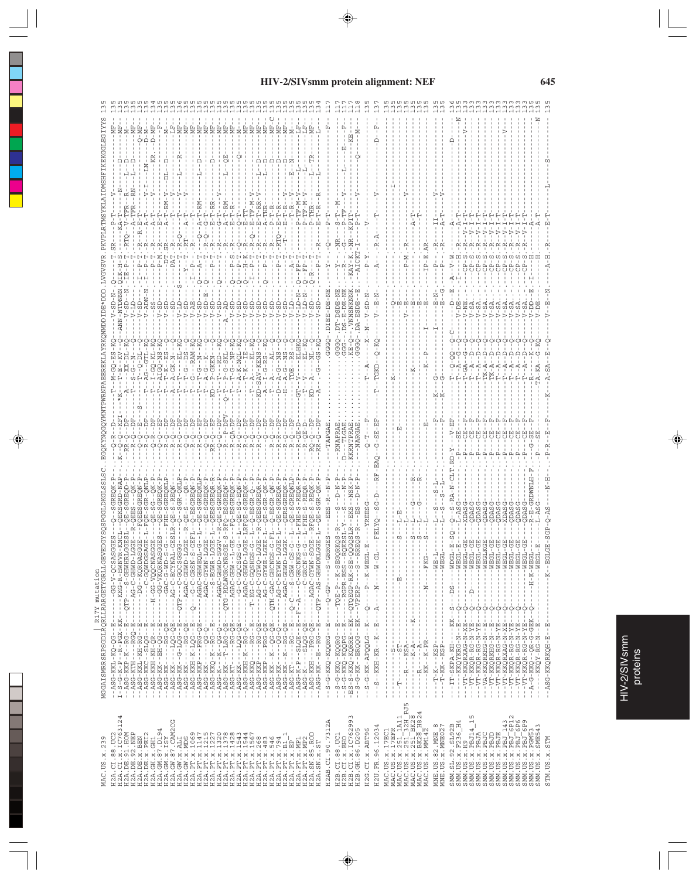| | R17Y mutation | |
|---|---|---|
| MAC.US.x.239 | MGGAISMRRSRPSGDLRQRLLRARGETYGRLLGEVEDGYSQSPGGLDKGLSSLSC.EGQKYNQGQYMNTPWRNPAEEREKLAYRKQNMDDIDE*DDD.LVGVSVR.PKVPLRTMSYKLAIDMSHFIKEKGGLEGIYYS | 135 |
| H2A.CI.88.UC2 | --ASG-KKL-KQ-QG--E--------GG-V-QCSASGGES---Q--SGREQK-P---Q-R--D------T--M-GQ-ES-KQ---V-SD-N--Q------T.SR---P-T--V-------------------------MF- | 135 |
| H2A.CI.x.IC763124 | I-S-G-K-P--R-PGX-KK----KKG-R-HWNVR-KNCL---QEKSGRD-NAP-.--K--Q-Q---KPI-*K---T-E--KV--Q---ANN-NTDNNN.QIK-H-S-----KA-T-----N-----------D-----MF- | 135 |
| H2A.DE.91.HOM | --ASG-KKP-K---RG--E----QTP----S-GHWHRLGGESL--QE-SGREQD-P---RR-Q---DF-----A----XX-DL-KQ----V-SD-N--IE-P-T--RTQ--V-TFR--R----L--D-------M- | 135 |
| H2A.DE.92.NEP | --ASG-KTH----RSQ--E------AG-C-GHWD-LGGE---R-QEES--QK-P---R-Q---DF-----T--S-G--N---Q------V-LD-----------T-------A-TFR--RN---L--D-------MF- | 135 |
| H2A.DE.x.BEN | --ASG-KKC-KH-RG--E---------DG--KQRDASGGE--L-PQEES-REQN-P---R-Q---E-----T----I-Q-DL-Q------V-SD-----I--P-T---R---R-E-T-------------------Q-MF- | 135 |
| H2A.DE.x.PEI2 | --ASG-KKC--SLQG--E--------C-GQWDRSAGGE--L-PQEES-REQN-P---R-Q---DF---S---T--AG--GTL-KQ------V-ADN-N--I--P-T---R-----A-T------V-I---LN------D-M- | 135 |
| H2A.GH.x.GH1 | --ASG-KKH-KH-QR--E-----H-GG-VQQCNASGGE---QE-SG--QK-P---Q-R---DF-----T--I-GQ-KL-KQ------SS-----------P-T---R-----A-T-------V------KR.---D-MF- | 134 |
| H2A.GM.87.D194 | --ASG-KKH-EH-QG--E-------GG-VKQRNASGGES---QE-SGREQK-P---Q-Q---EF-----T--AIGQ-NS-KQ------V-SD-------P-M---R-----E-T----------------------F- | 134 |
| H2A.GM.x.ISY | --ASG-KK------RG-QE------GAC-G-WD-S-G---PHE-SGREQKLP---R-Q---DF-----T--T-K--ES---Q------V-SD-------DT.SR---A-T-RM-V---DL--D--------M- | 135 |
| H2A.GW.87.CAM2CG | --ASG-KK------LQG--E-----AG-C-ECYNAL-GESLR-QE-SG-REQN----R-Q---DF-----A--A-GK-N---Q-------V-SD-------PAT--R---------T-----V----------------LF- | 135 |
| H2A.GW.x.ALI | --ASG-KK------LQG-QE--QTP---C-GQCSGSG-----Q--SGR-QXLP---Q-Q---DF-----T--A-GK--EL-KQ------V-LD---S----R-Q------T-----V---L---L---R-----F- | 136 |
| H2A.GW.x.MDS | --ASG-KK------RG-QE------AGAC-GHWD-LGGE---R-QE-S---QR-P---Q-Q---DF-----T--T-G--DS--Q------V-SD-------Y--T---RT-Q----A-T-----V--------------MF- | 135 |
| H2A.PT.x.1069 | --ASG-KKH-K-LQG--E---Q---G-C-GRSN-S-GEFL-Q-ESGREQN-P---R-Q---DF-----T--G---RAM-KQ------V-AE-------I--P------R-----T-------------------------MF- | 135 |
| H2A.PT.x.1147 | --ASG-KKP-----PRG-QE------AGAC-GHWEQL-G--L-QE-SGREQKLP---R-Q---EF-----T--T-G--N--KQ------V-SD------Q---A-T------Q--A-T-RM------L--D-------MF- | 135 |
| H2A.PT.x.1215 | --ASG-KK------QG-Q--E-----AGAC-GYWN-LGGE---QE-SGREQK-P---R-Q---DF-----T--T-G-----KQ------V-SD-E-----A-T------R-Q--G-T-RM-------------------MF- | 135 |
| H2A.PT.x.1227 | --ASGKQ-K------QG-QE--------G-C-GYWR-LGGE--L-QE-SGREQK-P---R-Q---DF-----T--A-GA---KQ------V-SD-E------T-------R-Q--G-T-RR------------D-------MF- | 135 |
| H2A.PT.x.1320 | --ASG-K-K--QG-Q---------AGAC-GHWD-SGGV--R-QEESGREQK-P---R-Q---DF-----KD-T--T-RD---KQ----Q---V-SD----Q--P-T---R-----G-T-R---V------------------MF- | 135 |
| H2A.PT.x.1378 | --ASG-KK---T-LRG-QE--QTG-RDLWGRCNRSGE-S-RFQ-ESGREQN-P---Q-Q---P-DFV---Q-T--P-G-SKL--Q----A--AD-------------R-----A-T-RM------L--QE------MF- | 135 |
| H2A.PT.x.1428 | --ASG-KT------RG-QE------AGAC-GHW--L-GE----PQ-ESGREQK-P---R-QA-DF-----T--T-G--NP-KQ------V-SD-----Q----P-S---R-----E-T-R--------------------MF- | 135 |
| H2A.PT.x.1543 | --ASG-KK------LQG-QE-----GQCSG-SG-GE----L-R-QE-SG-EQN-P---R-Q---DF-----T--A-K-NQL-KQ------V-SD-----Q----R-T---Q-----Q-TT-------------Q-----M- | 135 |
| H2A.PT.x.1544 | --ASG-KKH-K---RG--E-----AGAC-GHWD-LGGE--L-R-QE-SG-REQK-P---R-Q---DF-----T--A-G--EL-KQ------V-SD-----Q----T-T--------E-T-------------------------MF- | 135 |
| H2A.PT.x.1567 | --ASG-KKQ-----RG--E-----T-EG-C-GQSHGS-G---L-R-EGGR-Q--P---R-Q---DF-----T--A----EL-KQ------V-SD-----I--P-T---R-Q--E-TF-M-V----------------------MF- | 135 |
| H2A.PT.x.268 | --ASG-KK------RG-QE--------AG-C-GYWQ-LGGE--R-QEESGREQR-P---R-Q---DF-----KD-SAV-KENS--Q------V-SD------------T----R-----E-T-RR-V-------L--D-------MF- | 135 |
| H2A.PT.x.483 | --ASG-KKP-----PRG-QE------AG-C-GYWE-LGEE--L-QE-SGR-QN-P---Q-Q---DF-----A--I-G-RS--KQ--Q---V-SD-------P-T---R-----A-THR---------L--D-------MF- | 135 |
| H2A.PT.x.546 | --ASG-KK------K--QG-QE--QTH-GAC-GHCNGS-G-FL-Q-ESGR-QN-P---R-Q---DF-----T--A----AL--Q------V-SD-------P-T--R-----P-T-R---------------D-------MF-C | 135 |
| H2A.PT.x.594 | --ASG-KK---------RA-QE------RAC-GYWN-LGGE--L-Q-ESGREQN-P---R-Q---DF-----D--A-G--NS--Q------V-SD-------RTQ---R-----G-T-R----------------D-------MF- | 135 |
| H2A.PT.x.B1_1 | --ASG-KK----K---RG-QE------AGAC-GHWD-LGGK---QERSGREQK-P---R-Q---DF-----H--A-G--NS--Q------V-SD-------P-T---T-----E-T-R----V---------D-------MF- | 135 |
| H2A.PT.x.EP | --ASG-KT------RG--E-----Q-C---S-GRW-GS-G--L-QE-SGREQNLP---R-Q---DF-----T--TDE--RS--Q------V-LD------A-T---------T-R----V-------E--N-------M- | 135 |
| H2A.PT.x.MP1 | --ASG-K-P----SLQE--E-----F--A---C-GRCNKS-G---L-PHE-S-REQR-P---R-QE-D------GT--V------ELHKQ------V-LD-N---Q-FP-T---------P-TF-M-V---L-------------LF- | 135 |
| H2A.PT.x.MP2 | --ASG-KK----SLQG-QE-----AG-C-GRCN-S-G---L-PHE-S-REQR-P---R-QE-D------T--V------EL-KQ------V-LD-N---Q-FP-T---------P-TF-M-V---L-------------LF- | 135 |
| H2A.SN.85.ROD | --ASG-KK-----RG-QE------AGAC-GYWN-LGGE---RPQEESGREQK-P---RQ-Q---DF-----KD--A--N-G--RS--Q------V-SD------Q-R-P-T---R-----P-THRL-------L--TR------MF- | 135 |
| H2A.SN.x.ST | --ASG-KK---E-RG--E--QTP--AS-GHWDKLGGE-L-QE-SGR-QK-P---RR-Q---DF----------G--GS-KQ------V-SD------P-T---R-----E-T-R---R---------L--------L- | 134 |
| H2AB.CI.90.7312A | --S-G-KKQ-KQQRG--E------Q-GP---S-GRRGES-----EES-R--N-P-----TAPGAE..........GGGQ--DIEE-DE-NE---Y-----Q----P-T---------------------------F- | 117 |
| H2B.CI.88.UC1 | --S-G-KKQ-KQQRG--E-----TQE--K-SEGQRKQS-R---S--D-N-P----RNAPRAE..........GGGQ-DT-DSDE-NE---Y-----NR-----S-T--M--------------------------- | 117 |
| H2B.CI.x.EHO | --S-G-KKQ-KQQRP--EK-----QEPR-K-EEQRGGPN-LY-----EES-N--QN-P----TLGAE..........GGGQ---DE-E-DS-NE---Y-----R----P-TF--V------L--------E-----F- | 117 |
| H2B.CI.x.IC762993 | --ES-S-KKQ-KQRRE--EK--QTQEGP-RK-SE-GQQSLR--EKS--NSK-P---KKRNTPRAE..........KE-Q-VNNSNKNNK.-KAY-K.-NR-KPIT--------------------------KE--- | 117 |
| H2B.GH.86.D205 | --S-G-KK-KQQRP--EK--VPERP---S-ERREQS-R---ES--D-N-P----NARGAE..........GGGQ-DA-ESDE-E--AICKT-I-----P-T---V-------------Q----Q----M- | 118 |
| H2U.CI.x.ABT96 | --S-G-KK-APQQLG---K-----Q-----P---K-WEGL-E-----YREESG-..------Q-T---F--------T--A-------X-N-V-SD-N------P-Y-----V------------------------------- | 135 |
| H2U.FR.96.12034 | --S---KKH-KR---K--E-----A-----N-----W-GL---FELYQ--SG-D--RF-EAQ--G-SE-EF-----T-TGKD--Q-KQ------V--E-N------A-----R-A------T-----V--------D---F- | 137 |
| MAC.US.x.17EC1 | | 135 |
| MAC.US.x.17EFR | --------S-------------------------------------------------------K----------------------------------------------I-------------------------- | 135 |
| MAC.US.x.251_1A11 | --T-----ST-------------------E------------S---L-E--------E-------------------------E-------------------------------------------------------- | 135 |
| MAC.US.x.251_32H_PJ5 | ----R---KSA-----------------------------------------------------------------V--E-------------------V------------------------------------------ | 135 |
| MAC.US.x.251_BK28 | --------K-A-------K---------------------------------S---L----G---R---------------------------E------P-M---R-----------------------------------------------------------------------------------------V------------------------------------------------------------------------------------------------------------ | 135 |
| MAC.US.x.BK28_H824 | -------R---A------------------------------S---L----G---R----------------------K-----------------E-----------------A-T---------------------------------------------------------------------------------------------------------------------------------------------------------------------------------- | 135 |
| MAC.US.x.MM142 | -------KK---K-PR-------------N-----FKG----S---L-----G-------E------------K--P--------I------E-------IP-E.AR------A-T---------------------------------------------------------------------------------------------------------------------------------------------------------------------- | 135 |
| MNE.US.82.MNE_8 | ----T-K---KSP-------------------WE-L--------L---S---S-L-------------F-----K--G--------------I------E-N------P-------R-----II----V-------------------- | 135 |
| MNE.US.x.MNE027 | ----T-K---KSP-------------------WEGL--------L---S---S-L-------------F-----K--G-------------------E-G------P-------R-----A-T-----V------------------- | 135 |
| SMM.SL.92.SL92B | --IT-SKPA-KH---KK--S---DS---WDGL-E-SQ--Q--S-RA-N-CLT.RD-Y---V-EF-----T--Q-QQ--Q-C------D--E---A--V-H------A--------------------------------D------ | 136 |
| SMM.US.x.F236_H4 | --VT-KKQRKRG-N--E--------------WEGL-GE---L-ASGQ-----------.P-----SE-------T--A-Q--Q-------V-DE------I------R------T--------------------------------N | 135 |
| SMM.US.x.H9 | --VT-KKQRXAG-N-XE--Q-----------WEGL-GE-------XDASG---------.P-----CE--F-----T-GA-G--Q------V-NE------CP-S---R--V-I-T-------V------------------------V--- | 133 |
| SMM.US.x.PBJ14_15 | --VT-KKQR-RG-N-YE--Q---D-------WEGL-GE--------QDASG---------.P-----CE--F-----T--A--D--Q------V-SA------CP-S---R--V-I-T------------------------------------ | 133 |
| SMM.US.x.PBJA | --VT-KKQR-RG-N-YE--Q-----------WEGL-GE--------QDASG---------.P-----CE--F-----T--A--D--Q------V-SA------CP-S---R--V-I-T------------------------------------ | 133 |
| SMM.US.x.PBJC | --VA-KKQRKHG-N--E--Q-----------WEGLKGE--------QDASG---------.P-----CE--F-----TK-A--D--Q------V-SA------CP-S---R--V-I-T------------------------------------ | 133 |
| SMM.US.x.PBJD | --VT-KKQR-RG-N--E--Q-----------WEGL-GE--------QDASG---------.P-----CE--F-----T--A--D--Q------V-SA------CP-S---R--V-I-T------------------------------------ | 133 |
| SMM.US.x.PBJE | --VT-KKQR-RG-N-YE--Q-----------WEGL-GE--------QDASG---------.P-----CE--F-----T--A--D--Q------V-SA------CP-S---R--V-I-T------------------------------------ | 133 |
| SMM.US.x.PBJ_143 | --VT-KKQRXAG-N-XE--Q-----------WEGL-GE-------XDASG---------.P-----CE--F-----T--A--D--Q------V-SA------CP-S---R--V-I-T------------------------V--- | 133 |
| SMM.US.x.PBJ_6P12 | --VT-KKQR-RG-N-YE--Q-----------WEGL-GE--------QDASG---------.P-----CE--F-----T--A--D--Q------V-SA------CP-S---R--V-I-T------------------------------------ | 133 |
| SMM.US.x.PBJ_6P6 | --VT-KKQR-RG-N-YE--Q-----------WEGL-GE--------QDASG---------.P-----CE--F-----T--A--D--Q------V-SA------CP-S---R--V-I-T------------------------------------ | 133 |
| SMM.US.x.PBJ_6P9 | --VT-KKQR-RG-N-YE--Q-----------WEGL-GE--------QDASG---------.P-----CE--F-----T--A--D--Q------V-SA------CP-S---R--V-I-T------------------------------------ | 133 |
| SMM.US.x.PGM53 | --A-G-KKQ--QR-G-GEK--Q--------H-K-WEGL--------R-E-GRDWNLH-F--.P---G-SE--F-----R------K--Q------V-DD--E--I---H------A-T------------------------------------ | 133 |
| SMM.US.x.SME543 | ------KKQY-RG-N--E-------------WEGL-E---------L-ASG----------.P-----SE-------TA-KA--G-KQ------V-DE------I------H------A-T------------------------------------N | 135 |
| STM.US.x.STM | --ASG-KKQRKQH-E--E---------K---EGLGE-SGP-Q-AS---N-H---.P-R---E--F-----K---A-SA--E--Q------V---E--N------A-H.--R------E-T-------L----------S------ | 135 |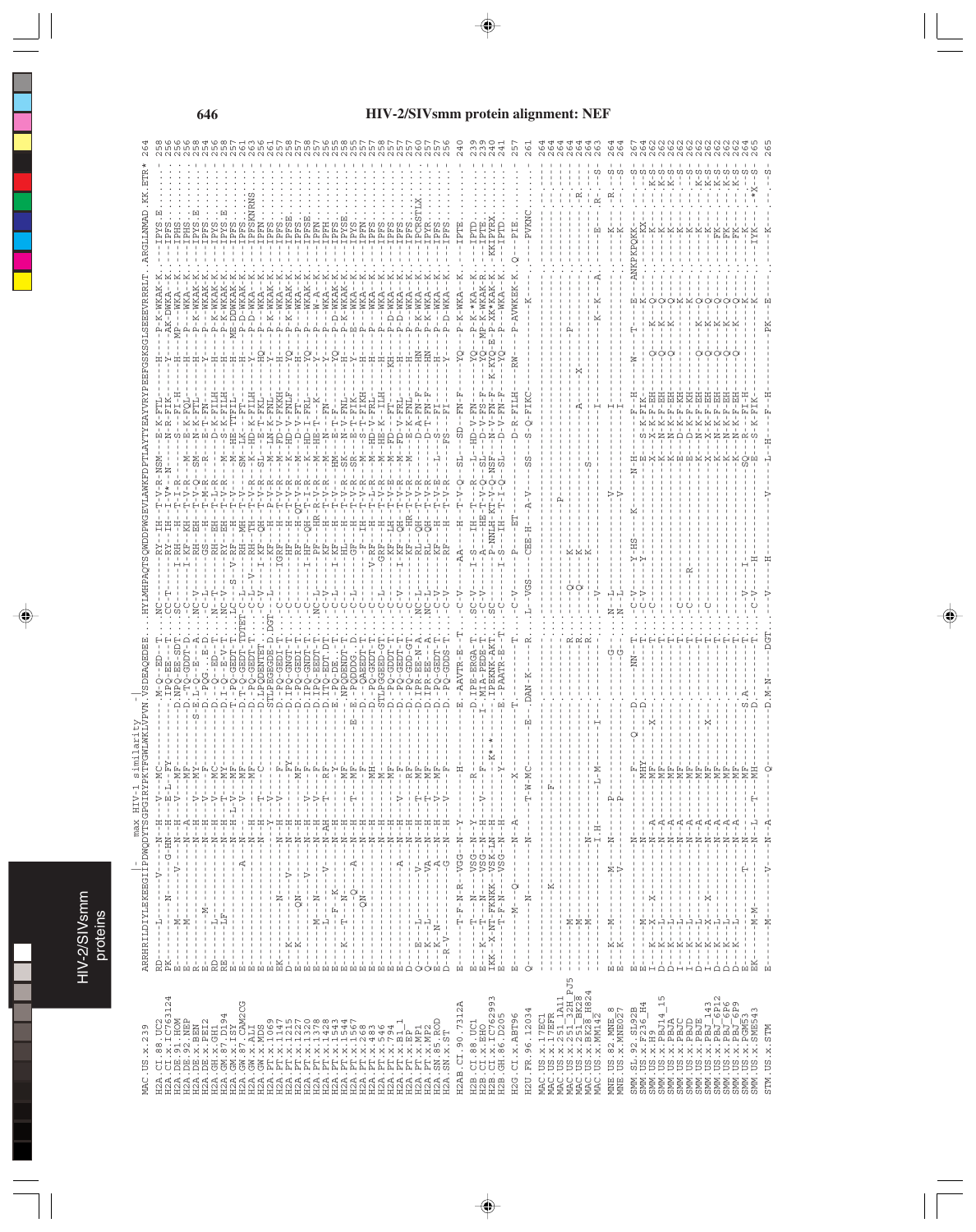# HIV-2/SIVsmm protein alignment: NEF

max HIV-1 similarity

```
MAC.US.x.239          ARRHRILDIYLEKEEGIIPDWQDYTSGPGIRYPKTFGWLWKLVPVN.VSDEAQEDEE..HYLMHPAQTSQWDDPWGEVLAWKFDPTLAYTYEAYVRYPEEFGSKSGLSEEEVRRRLT.ARGLLNMAD.KK.ETR*   264

H2A.CI.88.UC2                258
H2A.CI.x.IC763124            256
H2A.DE.91.HOM                256
H2A.DE.92.NEP                256
H2A.DE.x.BEN                 258
H2A.DE.x.PEI2                254
H2A.GH.x.GH1                 256
H2A.GM.87.D194               258
H2A.GM.x.ISY                 257
H2A.GW.87.CAM2CG             261
H2A.GW.x.ALI                 263
H2A.GW.x.MDS                 256
H2A.PT.x.1069                261
H2A.PT.x.1147                257
H2A.PT.x.1215                258
H2A.PT.x.1227                258
H2A.PT.x.1320                257
H2A.PT.x.1378                258
H2A.PT.x.1428                257
H2A.PT.x.1543                256
H2A.PT.x.1564                255
H2A.PT.x.1567                258
H2A.PT.x.268                 255
H2A.PT.x.483                 257
H2A.PT.x.546                 257
H2A.PT.x.794                 258
H2A.PT.x.B1_1                257
H2A.PT.x.EP                  257
H2A.PT.x.MP1                 257
H2A.PT.x.MP2                 260
H2A.SN.85.ROD                257
H2A.SN.x.ST                  257
                             256

H2AB.CI.90.7312A             240

H2B.CI.88.UC1                239
H2B.CI.x.EHO                 239
H2B.CI.x.IC762993            240
H2B.GH.86.D205               241

H2G.CI.x.ABT96               257

H2U.FR.96.12034              261

MAC.US.x.17EC1               264
MAC.US.x.17EFR               264
MAC.US.x.251_1A11            264
MAC.US.x.251_32H_PJ5         264
MAC.US.x.251_BK28            264
MAC.US.x.BK28_H824           264
MAC.US.x.MM142               263

MNE.US.82.MNE_8              264
MNE.US.x.MNE027              264

SMM.SL.92.SL92B              267
SMM.US.x.216_H4              264
SMM.US.x.H9                  262
SMM.US.x.PBJ14_15            262
SMM.US.x.PBJA                262
SMM.US.x.PBJC                262
SMM.US.x.PBJD                262
SMM.US.x.PBJE                262
SMM.US.x.PBJ_143             262
SMM.US.x.PBJ_6P12            262
SMM.US.x.PBJ_6P6             262
SMM.US.x.PBJ_6P9             264
SMM.US.x.PGM53               264
SMM.US.x.SME543              264

STM.US.x.STM                 265
```